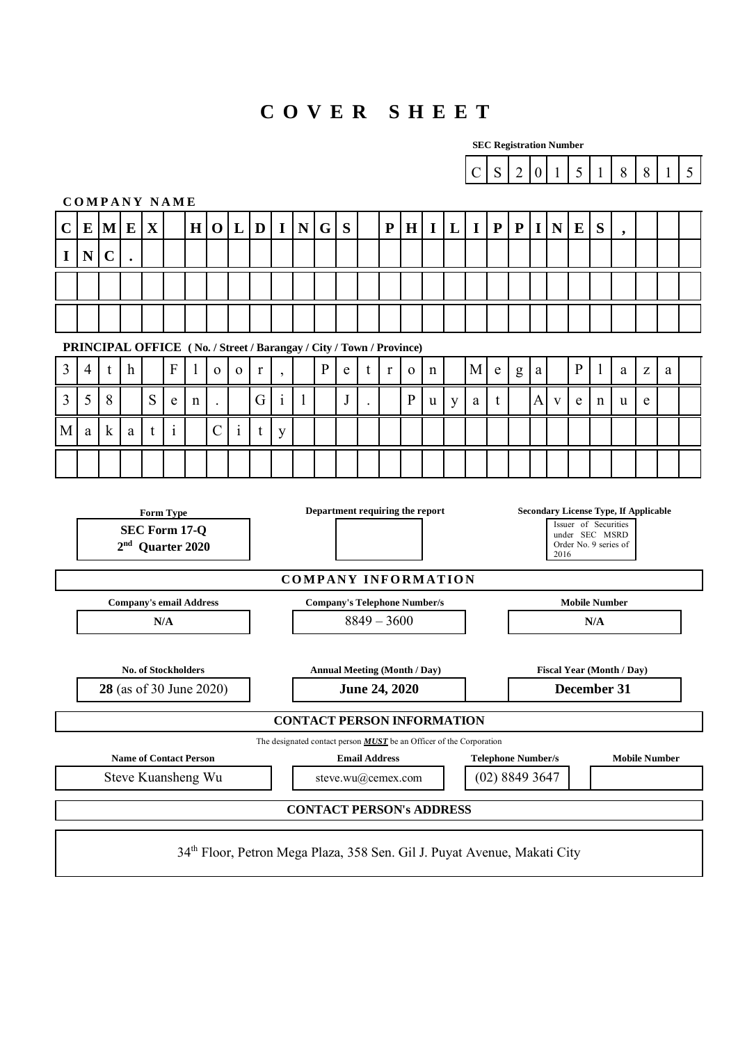# COVER SHEET

**SEC Registration Number**

CS201518815

**COMPANY NAME**

**CEMEX HOLDINGS PHILIPPINES, INC.**

**PRINCIPAL OFFICE ( No. / Street / Barangay / City / Town / Province)**

34th Floor, Petron Mega Plaza, 358 Sen. Gil J. Puyat Avenue, Makati City

| Form Type | Department requiring the report | Secondary License Type, If Applicable |
|---|---|---|
| SEC Form 17-Q 2nd Quarter 2020 | | Issuer of Securities under SEC MSRD Order No. 9 series of 2016 |

**COMPANY INFORMATION**

| Company's email Address | Company's Telephone Number/s | Mobile Number |
|---|---|---|
| N/A | 8849 – 3600 | N/A |

| No. of Stockholders | Annual Meeting (Month / Day) | Fiscal Year (Month / Day) |
|---|---|---|
| **28** (as of 30 June 2020) | **June 24, 2020** | **December 31** |

**CONTACT PERSON INFORMATION**

The designated contact person ***MUST*** be an Officer of the Corporation

| Name of Contact Person | Email Address | Telephone Number/s | Mobile Number |
|---|---|---|---|
| Steve Kuansheng Wu | steve.wu@cemex.com | (02) 8849 3647 | |

**CONTACT PERSON's ADDRESS**

34th Floor, Petron Mega Plaza, 358 Sen. Gil J. Puyat Avenue, Makati City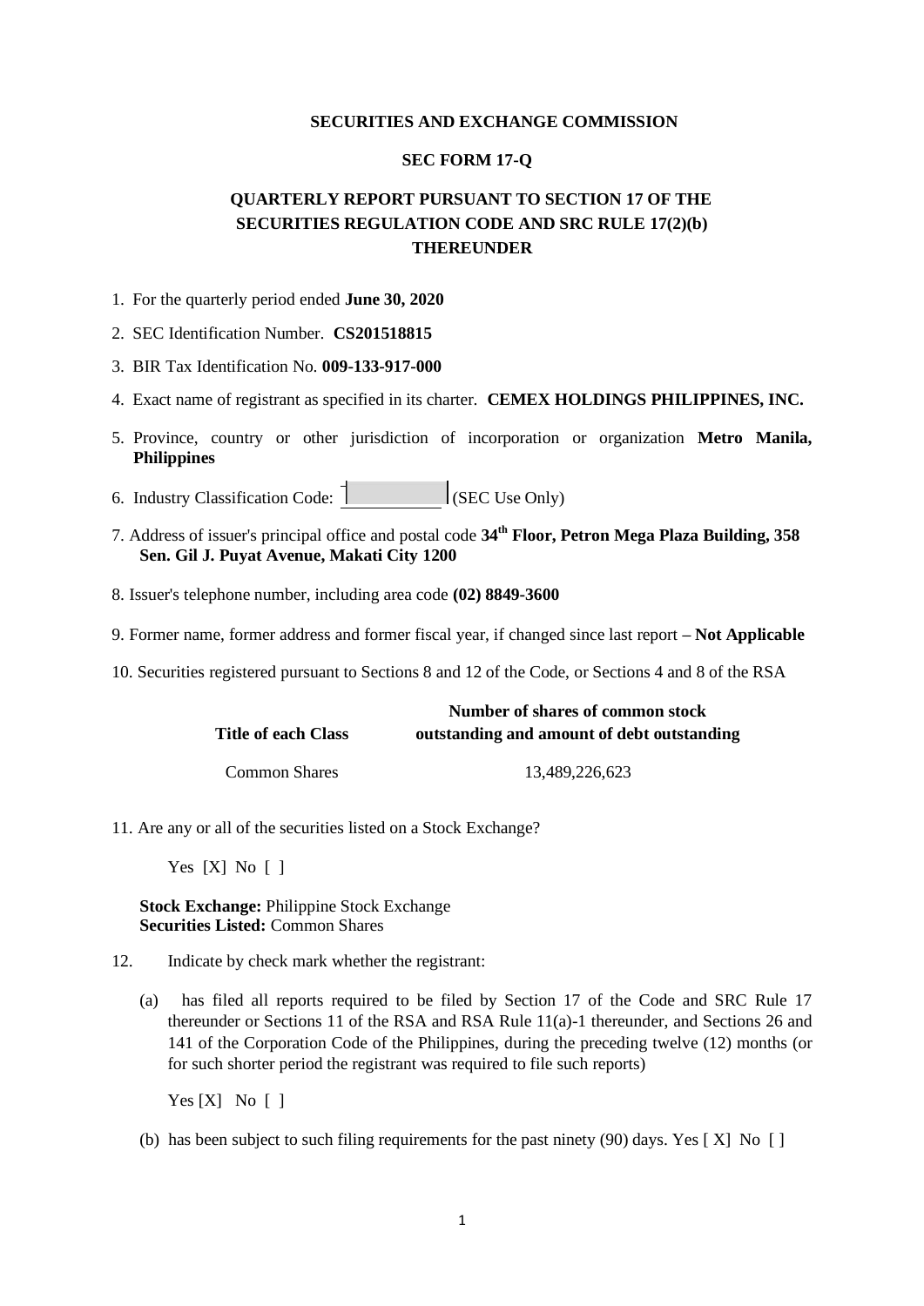**SECURITIES AND EXCHANGE COMMISSION**

**SEC FORM 17-Q**

**QUARTERLY REPORT PURSUANT TO SECTION 17 OF THE SECURITIES REGULATION CODE AND SRC RULE 17(2)(b) THEREUNDER**

1. For the quarterly period ended **June 30, 2020**
2. SEC Identification Number. **CS201518815**
3. BIR Tax Identification No. **009-133-917-000**
4. Exact name of registrant as specified in its charter. **CEMEX HOLDINGS PHILIPPINES, INC.**
5. Province, country or other jurisdiction of incorporation or organization **Metro Manila, Philippines**
6. Industry Classification Code: ____________ (SEC Use Only)
7. Address of issuer's principal office and postal code **34th Floor, Petron Mega Plaza Building, 358 Sen. Gil J. Puyat Avenue, Makati City 1200**
8. Issuer's telephone number, including area code **(02) 8849-3600**
9. Former name, former address and former fiscal year, if changed since last report **– Not Applicable**
10. Securities registered pursuant to Sections 8 and 12 of the Code, or Sections 4 and 8 of the RSA

| Title of each Class | Number of shares of common stock outstanding and amount of debt outstanding |
|---|---|
| Common Shares | 13,489,226,623 |

11. Are any or all of the securities listed on a Stock Exchange?

    Yes [X] No [ ]

    **Stock Exchange:** Philippine Stock Exchange
    **Securities Listed:** Common Shares

12. Indicate by check mark whether the registrant:

    (a) has filed all reports required to be filed by Section 17 of the Code and SRC Rule 17 thereunder or Sections 11 of the RSA and RSA Rule 11(a)-1 thereunder, and Sections 26 and 141 of the Corporation Code of the Philippines, during the preceding twelve (12) months (or for such shorter period the registrant was required to file such reports)

    Yes [X] No [ ]

    (b) has been subject to such filing requirements for the past ninety (90) days. Yes [ X] No [ ]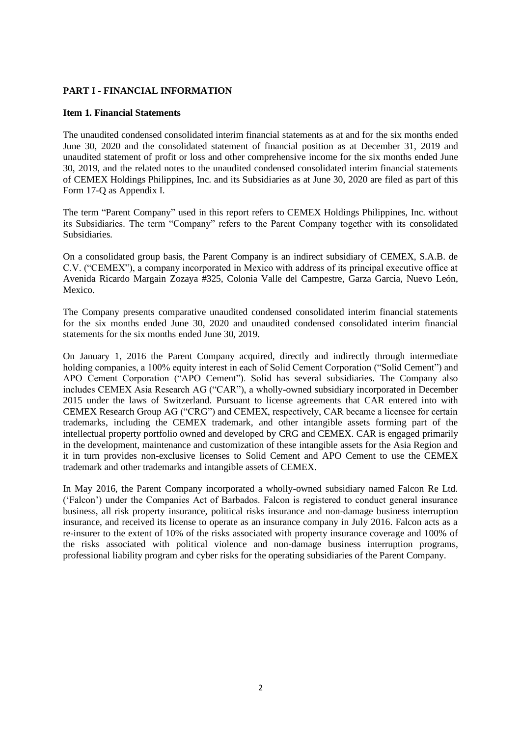**PART I - FINANCIAL INFORMATION**

**Item 1. Financial Statements**

The unaudited condensed consolidated interim financial statements as at and for the six months ended June 30, 2020 and the consolidated statement of financial position as at December 31, 2019 and unaudited statement of profit or loss and other comprehensive income for the six months ended June 30, 2019, and the related notes to the unaudited condensed consolidated interim financial statements of CEMEX Holdings Philippines, Inc. and its Subsidiaries as at June 30, 2020 are filed as part of this Form 17-Q as Appendix I.

The term "Parent Company" used in this report refers to CEMEX Holdings Philippines, Inc. without its Subsidiaries. The term "Company" refers to the Parent Company together with its consolidated Subsidiaries.

On a consolidated group basis, the Parent Company is an indirect subsidiary of CEMEX, S.A.B. de C.V. ("CEMEX"), a company incorporated in Mexico with address of its principal executive office at Avenida Ricardo Margain Zozaya #325, Colonia Valle del Campestre, Garza Garcia, Nuevo León, Mexico.

The Company presents comparative unaudited condensed consolidated interim financial statements for the six months ended June 30, 2020 and unaudited condensed consolidated interim financial statements for the six months ended June 30, 2019.

On January 1, 2016 the Parent Company acquired, directly and indirectly through intermediate holding companies, a 100% equity interest in each of Solid Cement Corporation ("Solid Cement") and APO Cement Corporation ("APO Cement"). Solid has several subsidiaries. The Company also includes CEMEX Asia Research AG ("CAR"), a wholly-owned subsidiary incorporated in December 2015 under the laws of Switzerland. Pursuant to license agreements that CAR entered into with CEMEX Research Group AG ("CRG") and CEMEX, respectively, CAR became a licensee for certain trademarks, including the CEMEX trademark, and other intangible assets forming part of the intellectual property portfolio owned and developed by CRG and CEMEX. CAR is engaged primarily in the development, maintenance and customization of these intangible assets for the Asia Region and it in turn provides non-exclusive licenses to Solid Cement and APO Cement to use the CEMEX trademark and other trademarks and intangible assets of CEMEX.

In May 2016, the Parent Company incorporated a wholly-owned subsidiary named Falcon Re Ltd. ('Falcon') under the Companies Act of Barbados. Falcon is registered to conduct general insurance business, all risk property insurance, political risks insurance and non-damage business interruption insurance, and received its license to operate as an insurance company in July 2016. Falcon acts as a re-insurer to the extent of 10% of the risks associated with property insurance coverage and 100% of the risks associated with political violence and non-damage business interruption programs, professional liability program and cyber risks for the operating subsidiaries of the Parent Company.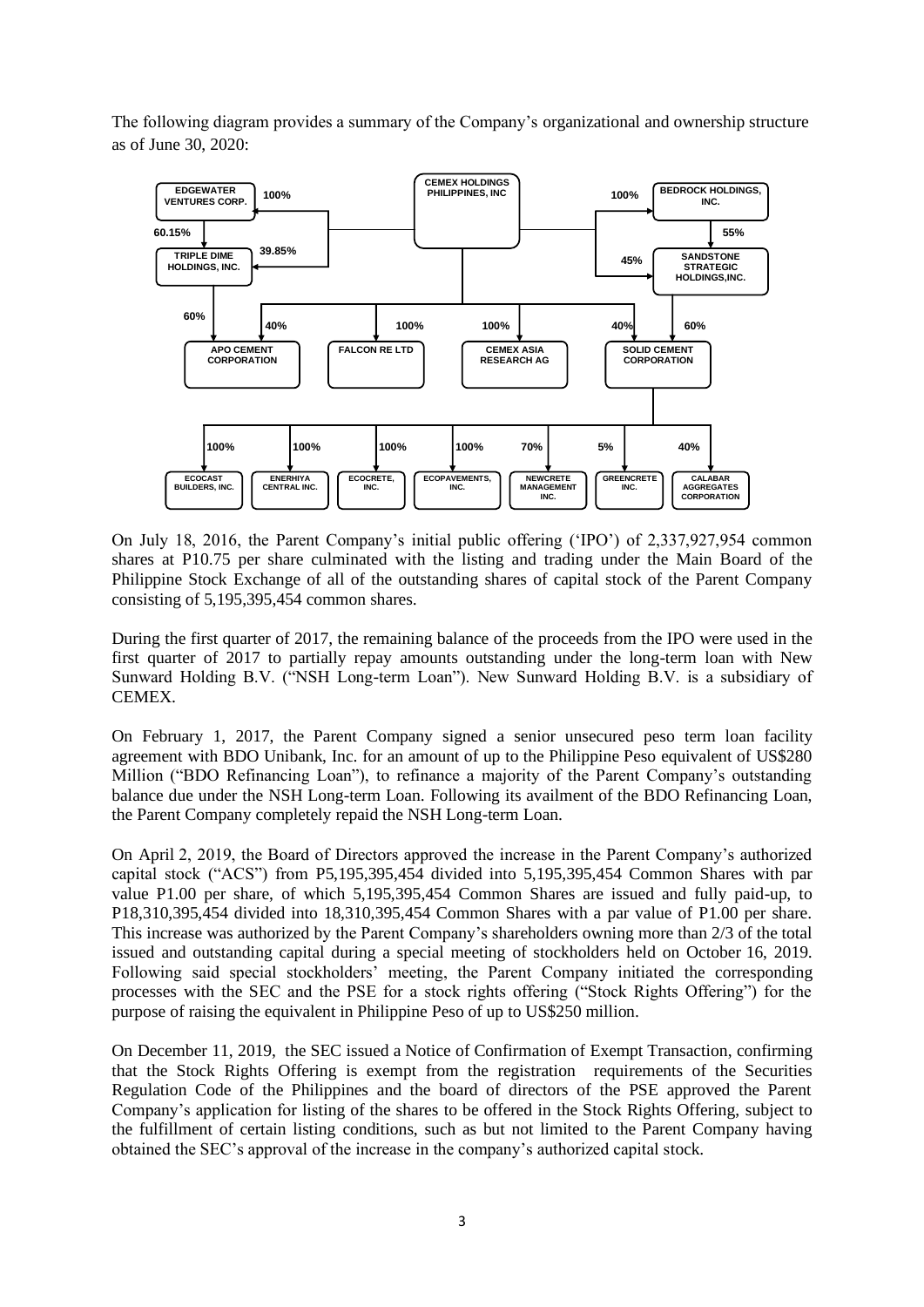The following diagram provides a summary of the Company's organizational and ownership structure as of June 30, 2020:

- **CEMEX HOLDINGS PHILIPPINES, INC**
  - EDGEWATER VENTURES CORP. – 100%
    - TRIPLE DIME HOLDINGS, INC. – 60.15%
  - TRIPLE DIME HOLDINGS, INC. – 39.85%
    - APO CEMENT CORPORATION – 60%
  - BEDROCK HOLDINGS, INC. – 100%
    - SANDSTONE STRATEGIC HOLDINGS,INC. – 55%
  - SANDSTONE STRATEGIC HOLDINGS,INC. – 45%
    - SOLID CEMENT CORPORATION – 60%
  - APO CEMENT CORPORATION – 40%
  - FALCON RE LTD – 100%
  - CEMEX ASIA RESEARCH AG – 100%
  - SOLID CEMENT CORPORATION – 40%
    - ECOCAST BUILDERS, INC. – 100%
    - ENERHIYA CENTRAL INC. – 100%
    - ECOCRETE, INC. – 100%
    - ECOPAVEMENTS, INC. – 100%
    - NEWCRETE MANAGEMENT INC. – 70%
    - GREENCRETE INC. – 5%
    - CALABAR AGGREGATES CORPORATION – 40%

On July 18, 2016, the Parent Company's initial public offering ('IPO') of 2,337,927,954 common shares at P10.75 per share culminated with the listing and trading under the Main Board of the Philippine Stock Exchange of all of the outstanding shares of capital stock of the Parent Company consisting of 5,195,395,454 common shares.

During the first quarter of 2017, the remaining balance of the proceeds from the IPO were used in the first quarter of 2017 to partially repay amounts outstanding under the long-term loan with New Sunward Holding B.V. ("NSH Long-term Loan"). New Sunward Holding B.V. is a subsidiary of CEMEX.

On February 1, 2017, the Parent Company signed a senior unsecured peso term loan facility agreement with BDO Unibank, Inc. for an amount of up to the Philippine Peso equivalent of US$280 Million ("BDO Refinancing Loan"), to refinance a majority of the Parent Company's outstanding balance due under the NSH Long-term Loan. Following its availment of the BDO Refinancing Loan, the Parent Company completely repaid the NSH Long-term Loan.

On April 2, 2019, the Board of Directors approved the increase in the Parent Company's authorized capital stock ("ACS") from P5,195,395,454 divided into 5,195,395,454 Common Shares with par value P1.00 per share, of which 5,195,395,454 Common Shares are issued and fully paid-up, to P18,310,395,454 divided into 18,310,395,454 Common Shares with a par value of P1.00 per share. This increase was authorized by the Parent Company's shareholders owning more than 2/3 of the total issued and outstanding capital during a special meeting of stockholders held on October 16, 2019. Following said special stockholders' meeting, the Parent Company initiated the corresponding processes with the SEC and the PSE for a stock rights offering ("Stock Rights Offering") for the purpose of raising the equivalent in Philippine Peso of up to US$250 million.

On December 11, 2019, the SEC issued a Notice of Confirmation of Exempt Transaction, confirming that the Stock Rights Offering is exempt from the registration requirements of the Securities Regulation Code of the Philippines and the board of directors of the PSE approved the Parent Company's application for listing of the shares to be offered in the Stock Rights Offering, subject to the fulfillment of certain listing conditions, such as but not limited to the Parent Company having obtained the SEC's approval of the increase in the company's authorized capital stock.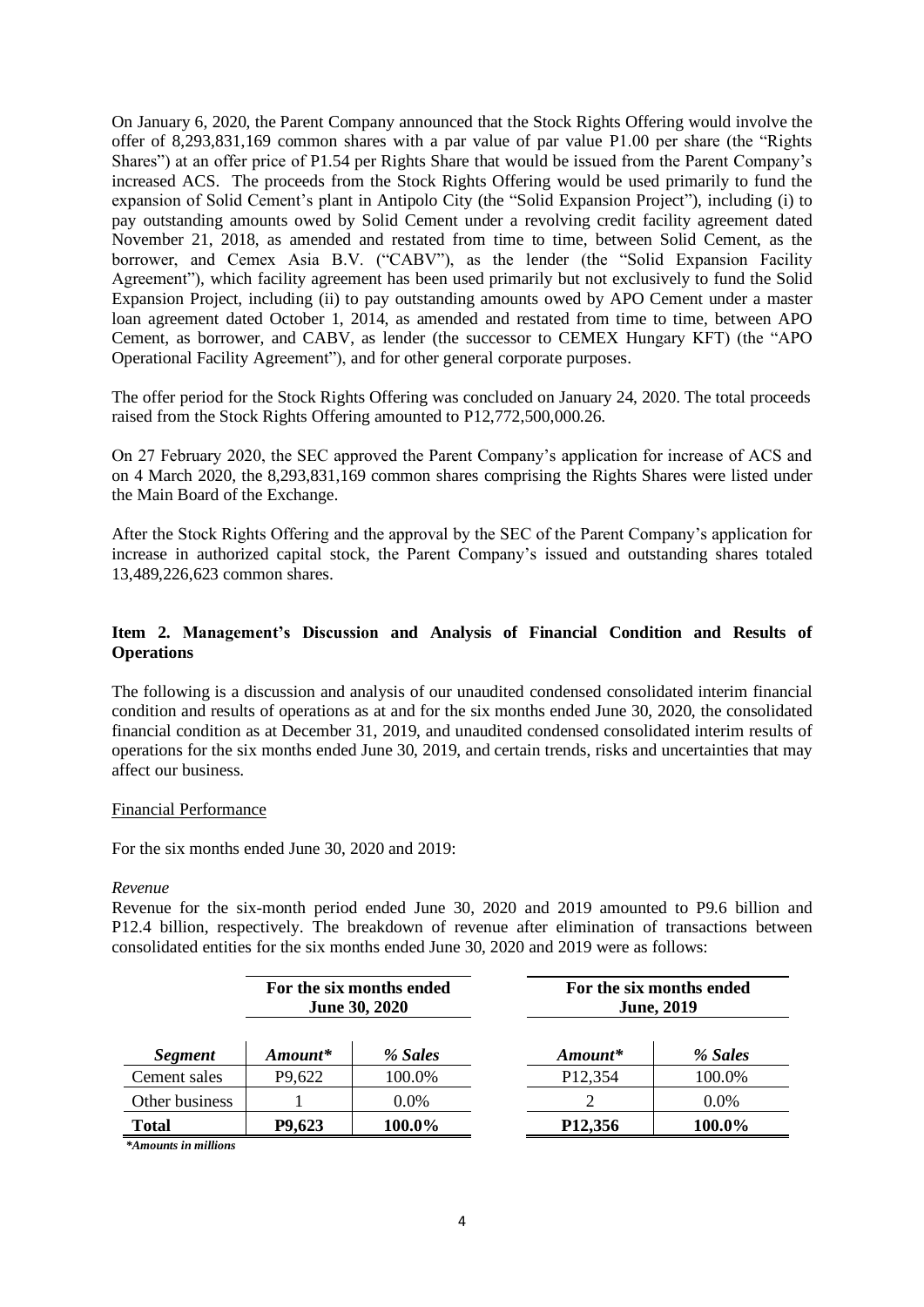On January 6, 2020, the Parent Company announced that the Stock Rights Offering would involve the offer of 8,293,831,169 common shares with a par value of par value P1.00 per share (the "Rights Shares") at an offer price of P1.54 per Rights Share that would be issued from the Parent Company's increased ACS. The proceeds from the Stock Rights Offering would be used primarily to fund the expansion of Solid Cement's plant in Antipolo City (the "Solid Expansion Project"), including (i) to pay outstanding amounts owed by Solid Cement under a revolving credit facility agreement dated November 21, 2018, as amended and restated from time to time, between Solid Cement, as the borrower, and Cemex Asia B.V. ("CABV"), as the lender (the "Solid Expansion Facility Agreement"), which facility agreement has been used primarily but not exclusively to fund the Solid Expansion Project, including (ii) to pay outstanding amounts owed by APO Cement under a master loan agreement dated October 1, 2014, as amended and restated from time to time, between APO Cement, as borrower, and CABV, as lender (the successor to CEMEX Hungary KFT) (the "APO Operational Facility Agreement"), and for other general corporate purposes.

The offer period for the Stock Rights Offering was concluded on January 24, 2020. The total proceeds raised from the Stock Rights Offering amounted to P12,772,500,000.26.

On 27 February 2020, the SEC approved the Parent Company's application for increase of ACS and on 4 March 2020, the 8,293,831,169 common shares comprising the Rights Shares were listed under the Main Board of the Exchange.

After the Stock Rights Offering and the approval by the SEC of the Parent Company's application for increase in authorized capital stock, the Parent Company's issued and outstanding shares totaled 13,489,226,623 common shares.

## Item 2. Management's Discussion and Analysis of Financial Condition and Results of Operations

The following is a discussion and analysis of our unaudited condensed consolidated interim financial condition and results of operations as at and for the six months ended June 30, 2020, the consolidated financial condition as at December 31, 2019, and unaudited condensed consolidated interim results of operations for the six months ended June 30, 2019, and certain trends, risks and uncertainties that may affect our business.

Financial Performance

For the six months ended June 30, 2020 and 2019:

*Revenue*

Revenue for the six-month period ended June 30, 2020 and 2019 amounted to P9.6 billion and P12.4 billion, respectively. The breakdown of revenue after elimination of transactions between consolidated entities for the six months ended June 30, 2020 and 2019 were as follows:

| | **For the six months ended June 30, 2020** | | **For the six months ended June, 2019** | |
|---|---|---|---|---|
| ***Segment*** | ***Amount**** | ***% Sales*** | ***Amount**** | ***% Sales*** |
| Cement sales | P9,622 | 100.0% | P12,354 | 100.0% |
| Other business | 1 | 0.0% | 2 | 0.0% |
| **Total** | **P9,623** | **100.0%** | **P12,356** | **100.0%** |

***Amounts in millions***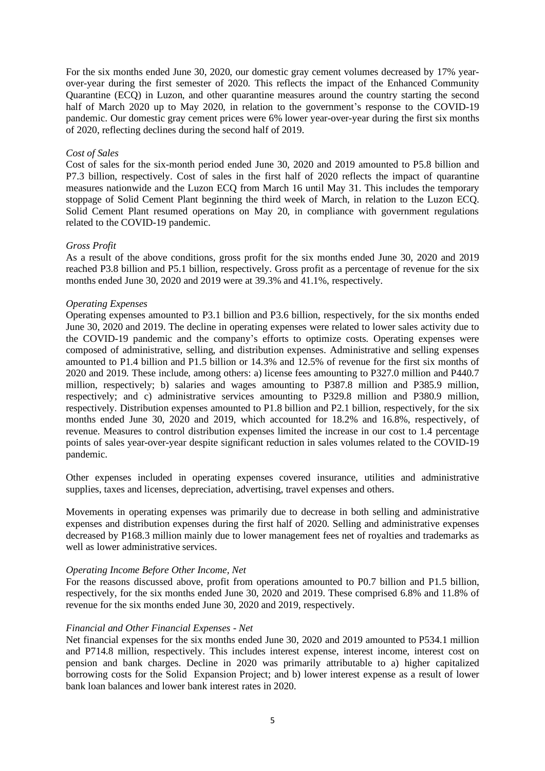For the six months ended June 30, 2020, our domestic gray cement volumes decreased by 17% year-over-year during the first semester of 2020. This reflects the impact of the Enhanced Community Quarantine (ECQ) in Luzon, and other quarantine measures around the country starting the second half of March 2020 up to May 2020, in relation to the government's response to the COVID-19 pandemic. Our domestic gray cement prices were 6% lower year-over-year during the first six months of 2020, reflecting declines during the second half of 2019.

*Cost of Sales*

Cost of sales for the six-month period ended June 30, 2020 and 2019 amounted to P5.8 billion and P7.3 billion, respectively. Cost of sales in the first half of 2020 reflects the impact of quarantine measures nationwide and the Luzon ECQ from March 16 until May 31. This includes the temporary stoppage of Solid Cement Plant beginning the third week of March, in relation to the Luzon ECQ. Solid Cement Plant resumed operations on May 20, in compliance with government regulations related to the COVID-19 pandemic.

*Gross Profit*

As a result of the above conditions, gross profit for the six months ended June 30, 2020 and 2019 reached P3.8 billion and P5.1 billion, respectively. Gross profit as a percentage of revenue for the six months ended June 30, 2020 and 2019 were at 39.3% and 41.1%, respectively.

*Operating Expenses*

Operating expenses amounted to P3.1 billion and P3.6 billion, respectively, for the six months ended June 30, 2020 and 2019. The decline in operating expenses were related to lower sales activity due to the COVID-19 pandemic and the company's efforts to optimize costs. Operating expenses were composed of administrative, selling, and distribution expenses. Administrative and selling expenses amounted to P1.4 billion and P1.5 billion or 14.3% and 12.5% of revenue for the first six months of 2020 and 2019. These include, among others: a) license fees amounting to P327.0 million and P440.7 million, respectively; b) salaries and wages amounting to P387.8 million and P385.9 million, respectively; and c) administrative services amounting to P329.8 million and P380.9 million, respectively. Distribution expenses amounted to P1.8 billion and P2.1 billion, respectively, for the six months ended June 30, 2020 and 2019, which accounted for 18.2% and 16.8%, respectively, of revenue. Measures to control distribution expenses limited the increase in our cost to 1.4 percentage points of sales year-over-year despite significant reduction in sales volumes related to the COVID-19 pandemic.

Other expenses included in operating expenses covered insurance, utilities and administrative supplies, taxes and licenses, depreciation, advertising, travel expenses and others.

Movements in operating expenses was primarily due to decrease in both selling and administrative expenses and distribution expenses during the first half of 2020. Selling and administrative expenses decreased by P168.3 million mainly due to lower management fees net of royalties and trademarks as well as lower administrative services.

*Operating Income Before Other Income, Net*

For the reasons discussed above, profit from operations amounted to P0.7 billion and P1.5 billion, respectively, for the six months ended June 30, 2020 and 2019. These comprised 6.8% and 11.8% of revenue for the six months ended June 30, 2020 and 2019, respectively.

*Financial and Other Financial Expenses - Net*

Net financial expenses for the six months ended June 30, 2020 and 2019 amounted to P534.1 million and P714.8 million, respectively. This includes interest expense, interest income, interest cost on pension and bank charges. Decline in 2020 was primarily attributable to a) higher capitalized borrowing costs for the Solid Expansion Project; and b) lower interest expense as a result of lower bank loan balances and lower bank interest rates in 2020.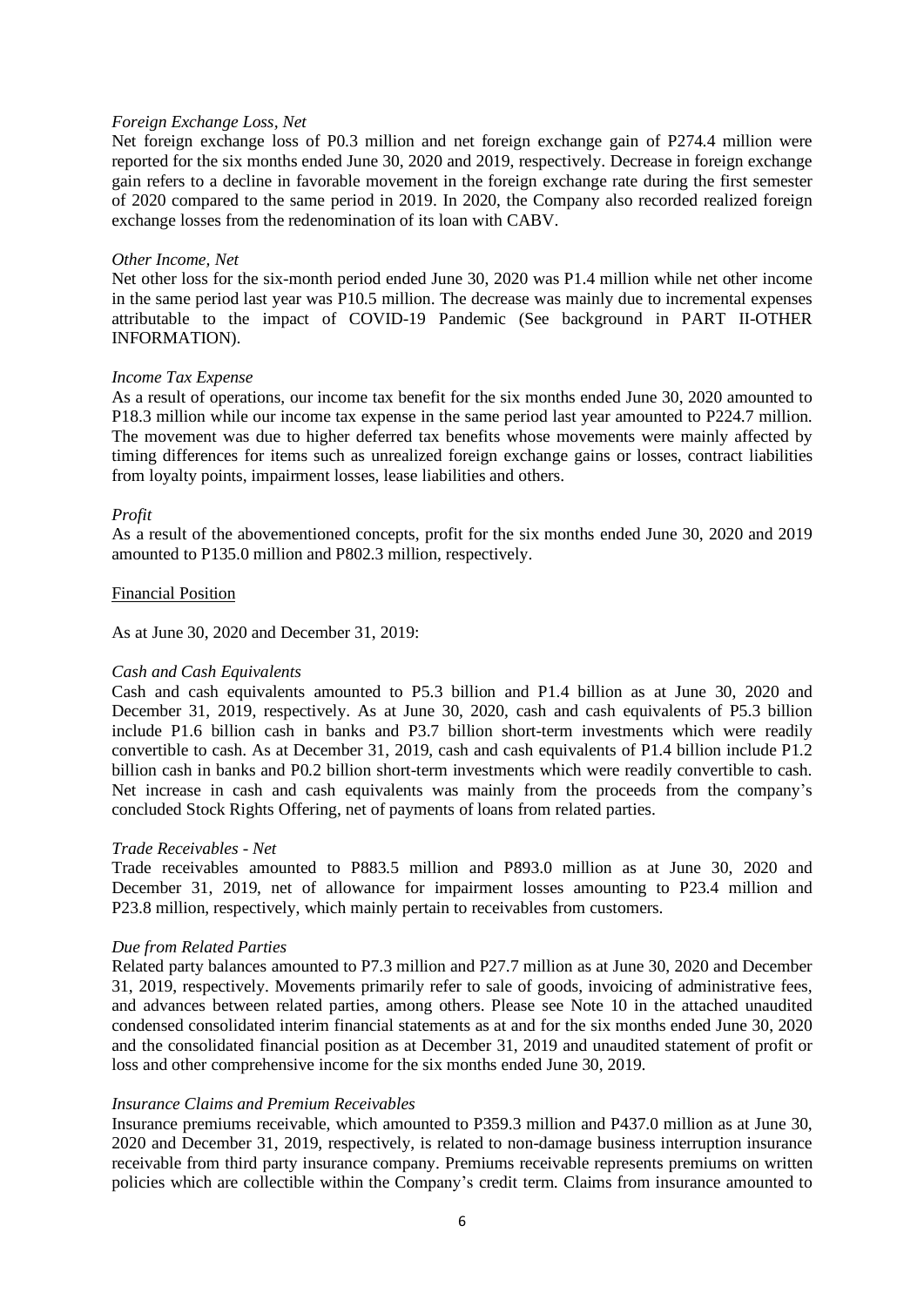*Foreign Exchange Loss, Net*
Net foreign exchange loss of P0.3 million and net foreign exchange gain of P274.4 million were reported for the six months ended June 30, 2020 and 2019, respectively. Decrease in foreign exchange gain refers to a decline in favorable movement in the foreign exchange rate during the first semester of 2020 compared to the same period in 2019. In 2020, the Company also recorded realized foreign exchange losses from the redenomination of its loan with CABV.

*Other Income, Net*
Net other loss for the six-month period ended June 30, 2020 was P1.4 million while net other income in the same period last year was P10.5 million. The decrease was mainly due to incremental expenses attributable to the impact of COVID-19 Pandemic (See background in PART II-OTHER INFORMATION).

*Income Tax Expense*
As a result of operations, our income tax benefit for the six months ended June 30, 2020 amounted to P18.3 million while our income tax expense in the same period last year amounted to P224.7 million. The movement was due to higher deferred tax benefits whose movements were mainly affected by timing differences for items such as unrealized foreign exchange gains or losses, contract liabilities from loyalty points, impairment losses, lease liabilities and others.

*Profit*
As a result of the abovementioned concepts, profit for the six months ended June 30, 2020 and 2019 amounted to P135.0 million and P802.3 million, respectively.

<u>Financial Position</u>

As at June 30, 2020 and December 31, 2019:

*Cash and Cash Equivalents*
Cash and cash equivalents amounted to P5.3 billion and P1.4 billion as at June 30, 2020 and December 31, 2019, respectively. As at June 30, 2020, cash and cash equivalents of P5.3 billion include P1.6 billion cash in banks and P3.7 billion short-term investments which were readily convertible to cash. As at December 31, 2019, cash and cash equivalents of P1.4 billion include P1.2 billion cash in banks and P0.2 billion short-term investments which were readily convertible to cash. Net increase in cash and cash equivalents was mainly from the proceeds from the company's concluded Stock Rights Offering, net of payments of loans from related parties.

*Trade Receivables - Net*
Trade receivables amounted to P883.5 million and P893.0 million as at June 30, 2020 and December 31, 2019, net of allowance for impairment losses amounting to P23.4 million and P23.8 million, respectively, which mainly pertain to receivables from customers.

*Due from Related Parties*
Related party balances amounted to P7.3 million and P27.7 million as at June 30, 2020 and December 31, 2019, respectively. Movements primarily refer to sale of goods, invoicing of administrative fees, and advances between related parties, among others. Please see Note 10 in the attached unaudited condensed consolidated interim financial statements as at and for the six months ended June 30, 2020 and the consolidated financial position as at December 31, 2019 and unaudited statement of profit or loss and other comprehensive income for the six months ended June 30, 2019.

*Insurance Claims and Premium Receivables*
Insurance premiums receivable, which amounted to P359.3 million and P437.0 million as at June 30, 2020 and December 31, 2019, respectively, is related to non-damage business interruption insurance receivable from third party insurance company. Premiums receivable represents premiums on written policies which are collectible within the Company's credit term. Claims from insurance amounted to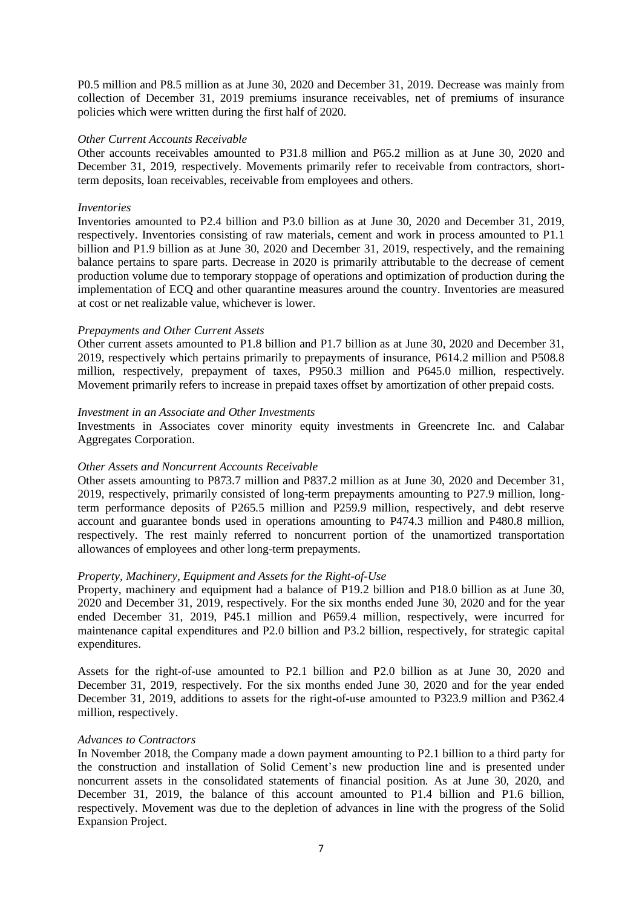P0.5 million and P8.5 million as at June 30, 2020 and December 31, 2019. Decrease was mainly from collection of December 31, 2019 premiums insurance receivables, net of premiums of insurance policies which were written during the first half of 2020.

*Other Current Accounts Receivable*

Other accounts receivables amounted to P31.8 million and P65.2 million as at June 30, 2020 and December 31, 2019, respectively. Movements primarily refer to receivable from contractors, short-term deposits, loan receivables, receivable from employees and others.

*Inventories*

Inventories amounted to P2.4 billion and P3.0 billion as at June 30, 2020 and December 31, 2019, respectively. Inventories consisting of raw materials, cement and work in process amounted to P1.1 billion and P1.9 billion as at June 30, 2020 and December 31, 2019, respectively, and the remaining balance pertains to spare parts. Decrease in 2020 is primarily attributable to the decrease of cement production volume due to temporary stoppage of operations and optimization of production during the implementation of ECQ and other quarantine measures around the country. Inventories are measured at cost or net realizable value, whichever is lower.

*Prepayments and Other Current Assets*

Other current assets amounted to P1.8 billion and P1.7 billion as at June 30, 2020 and December 31, 2019, respectively which pertains primarily to prepayments of insurance, P614.2 million and P508.8 million, respectively, prepayment of taxes, P950.3 million and P645.0 million, respectively. Movement primarily refers to increase in prepaid taxes offset by amortization of other prepaid costs.

*Investment in an Associate and Other Investments*

Investments in Associates cover minority equity investments in Greencrete Inc. and Calabar Aggregates Corporation.

*Other Assets and Noncurrent Accounts Receivable*

Other assets amounting to P873.7 million and P837.2 million as at June 30, 2020 and December 31, 2019, respectively, primarily consisted of long-term prepayments amounting to P27.9 million, long-term performance deposits of P265.5 million and P259.9 million, respectively, and debt reserve account and guarantee bonds used in operations amounting to P474.3 million and P480.8 million, respectively. The rest mainly referred to noncurrent portion of the unamortized transportation allowances of employees and other long-term prepayments.

*Property, Machinery, Equipment and Assets for the Right-of-Use*

Property, machinery and equipment had a balance of P19.2 billion and P18.0 billion as at June 30, 2020 and December 31, 2019, respectively. For the six months ended June 30, 2020 and for the year ended December 31, 2019, P45.1 million and P659.4 million, respectively, were incurred for maintenance capital expenditures and P2.0 billion and P3.2 billion, respectively, for strategic capital expenditures.

Assets for the right-of-use amounted to P2.1 billion and P2.0 billion as at June 30, 2020 and December 31, 2019, respectively. For the six months ended June 30, 2020 and for the year ended December 31, 2019, additions to assets for the right-of-use amounted to P323.9 million and P362.4 million, respectively.

*Advances to Contractors*

In November 2018, the Company made a down payment amounting to P2.1 billion to a third party for the construction and installation of Solid Cement's new production line and is presented under noncurrent assets in the consolidated statements of financial position. As at June 30, 2020, and December 31, 2019, the balance of this account amounted to P1.4 billion and P1.6 billion, respectively. Movement was due to the depletion of advances in line with the progress of the Solid Expansion Project.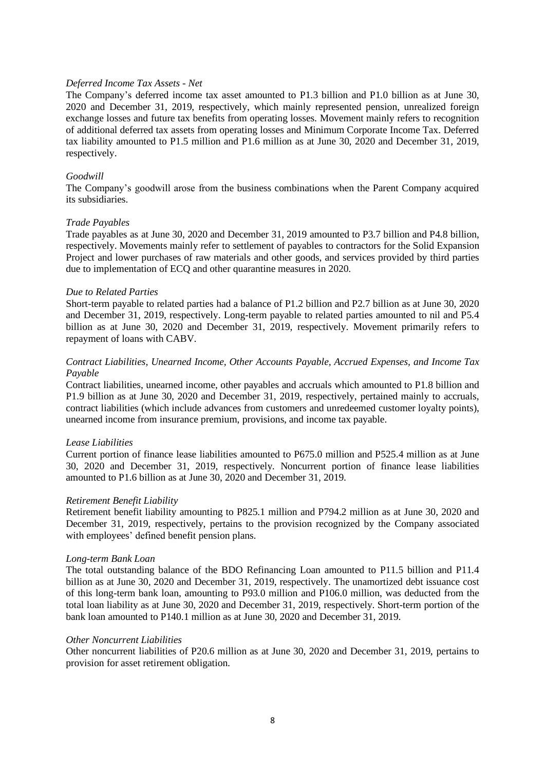*Deferred Income Tax Assets - Net*

The Company's deferred income tax asset amounted to P1.3 billion and P1.0 billion as at June 30, 2020 and December 31, 2019, respectively, which mainly represented pension, unrealized foreign exchange losses and future tax benefits from operating losses. Movement mainly refers to recognition of additional deferred tax assets from operating losses and Minimum Corporate Income Tax. Deferred tax liability amounted to P1.5 million and P1.6 million as at June 30, 2020 and December 31, 2019, respectively.

*Goodwill*

The Company's goodwill arose from the business combinations when the Parent Company acquired its subsidiaries.

*Trade Payables*

Trade payables as at June 30, 2020 and December 31, 2019 amounted to P3.7 billion and P4.8 billion, respectively. Movements mainly refer to settlement of payables to contractors for the Solid Expansion Project and lower purchases of raw materials and other goods, and services provided by third parties due to implementation of ECQ and other quarantine measures in 2020.

*Due to Related Parties*

Short-term payable to related parties had a balance of P1.2 billion and P2.7 billion as at June 30, 2020 and December 31, 2019, respectively. Long-term payable to related parties amounted to nil and P5.4 billion as at June 30, 2020 and December 31, 2019, respectively. Movement primarily refers to repayment of loans with CABV.

*Contract Liabilities, Unearned Income, Other Accounts Payable, Accrued Expenses, and Income Tax Payable*

Contract liabilities, unearned income, other payables and accruals which amounted to P1.8 billion and P1.9 billion as at June 30, 2020 and December 31, 2019, respectively, pertained mainly to accruals, contract liabilities (which include advances from customers and unredeemed customer loyalty points), unearned income from insurance premium, provisions, and income tax payable.

*Lease Liabilities*

Current portion of finance lease liabilities amounted to P675.0 million and P525.4 million as at June 30, 2020 and December 31, 2019, respectively. Noncurrent portion of finance lease liabilities amounted to P1.6 billion as at June 30, 2020 and December 31, 2019.

*Retirement Benefit Liability*

Retirement benefit liability amounting to P825.1 million and P794.2 million as at June 30, 2020 and December 31, 2019, respectively, pertains to the provision recognized by the Company associated with employees' defined benefit pension plans.

*Long-term Bank Loan*

The total outstanding balance of the BDO Refinancing Loan amounted to P11.5 billion and P11.4 billion as at June 30, 2020 and December 31, 2019, respectively. The unamortized debt issuance cost of this long-term bank loan, amounting to P93.0 million and P106.0 million, was deducted from the total loan liability as at June 30, 2020 and December 31, 2019, respectively. Short-term portion of the bank loan amounted to P140.1 million as at June 30, 2020 and December 31, 2019.

*Other Noncurrent Liabilities*

Other noncurrent liabilities of P20.6 million as at June 30, 2020 and December 31, 2019, pertains to provision for asset retirement obligation.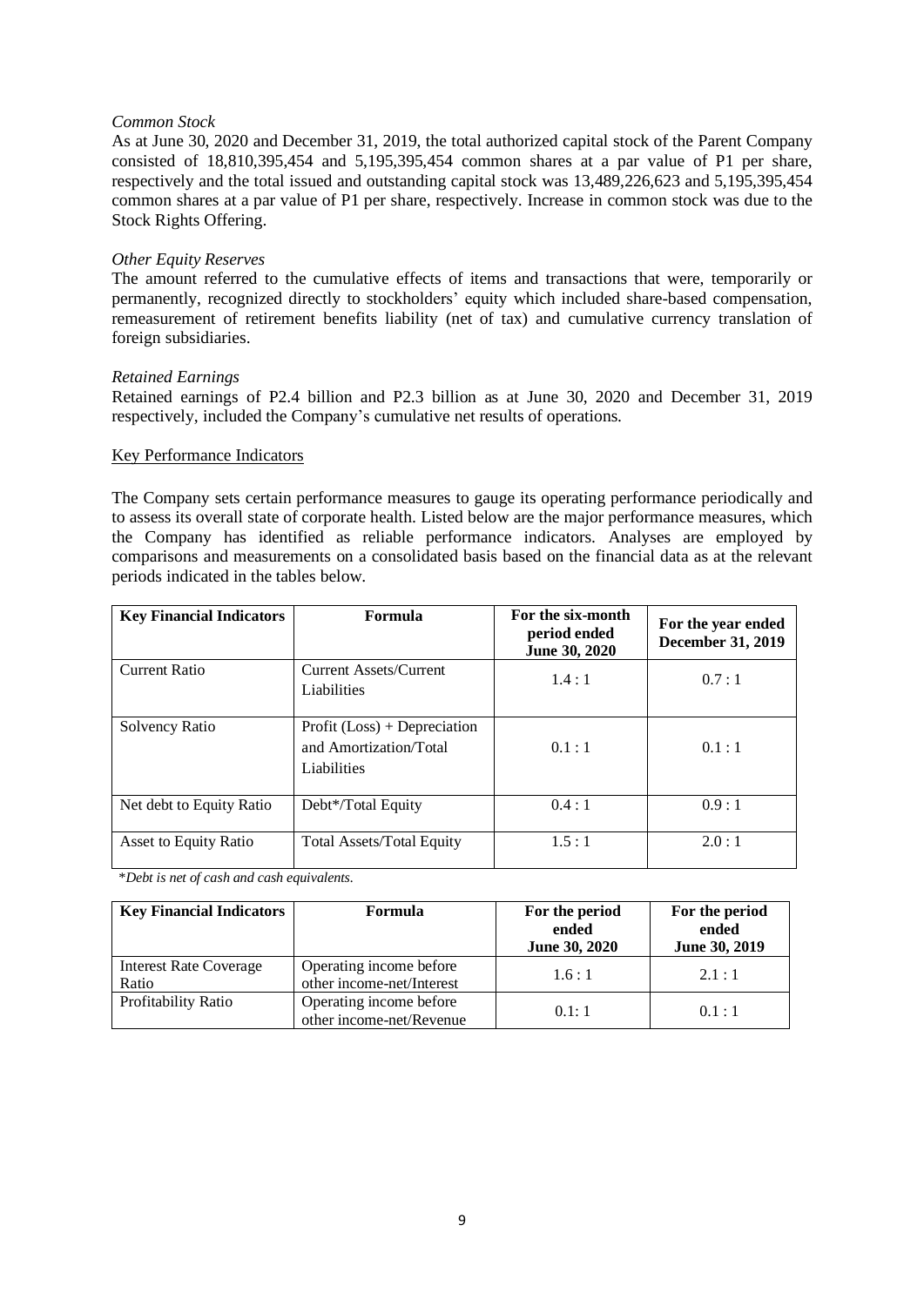*Common Stock*

As at June 30, 2020 and December 31, 2019, the total authorized capital stock of the Parent Company consisted of 18,810,395,454 and 5,195,395,454 common shares at a par value of P1 per share, respectively and the total issued and outstanding capital stock was 13,489,226,623 and 5,195,395,454 common shares at a par value of P1 per share, respectively. Increase in common stock was due to the Stock Rights Offering.

*Other Equity Reserves*

The amount referred to the cumulative effects of items and transactions that were, temporarily or permanently, recognized directly to stockholders' equity which included share-based compensation, remeasurement of retirement benefits liability (net of tax) and cumulative currency translation of foreign subsidiaries.

*Retained Earnings*

Retained earnings of P2.4 billion and P2.3 billion as at June 30, 2020 and December 31, 2019 respectively, included the Company's cumulative net results of operations.

Key Performance Indicators

The Company sets certain performance measures to gauge its operating performance periodically and to assess its overall state of corporate health. Listed below are the major performance measures, which the Company has identified as reliable performance indicators. Analyses are employed by comparisons and measurements on a consolidated basis based on the financial data as at the relevant periods indicated in the tables below.

| **Key Financial Indicators** | **Formula** | **For the six-month period ended June 30, 2020** | **For the year ended December 31, 2019** |
|---|---|---|---|
| Current Ratio | Current Assets/Current Liabilities | 1.4 : 1 | 0.7 : 1 |
| Solvency Ratio | Profit (Loss) + Depreciation and Amortization/Total Liabilities | 0.1 : 1 | 0.1 : 1 |
| Net debt to Equity Ratio | Debt*/Total Equity | 0.4 : 1 | 0.9 : 1 |
| Asset to Equity Ratio | Total Assets/Total Equity | 1.5 : 1 | 2.0 : 1 |

*Debt is net of cash and cash equivalents.*

| **Key Financial Indicators** | **Formula** | **For the period ended June 30, 2020** | **For the period ended June 30, 2019** |
|---|---|---|---|
| Interest Rate Coverage Ratio | Operating income before other income-net/Interest | 1.6 : 1 | 2.1 : 1 |
| Profitability Ratio | Operating income before other income-net/Revenue | 0.1: 1 | 0.1 : 1 |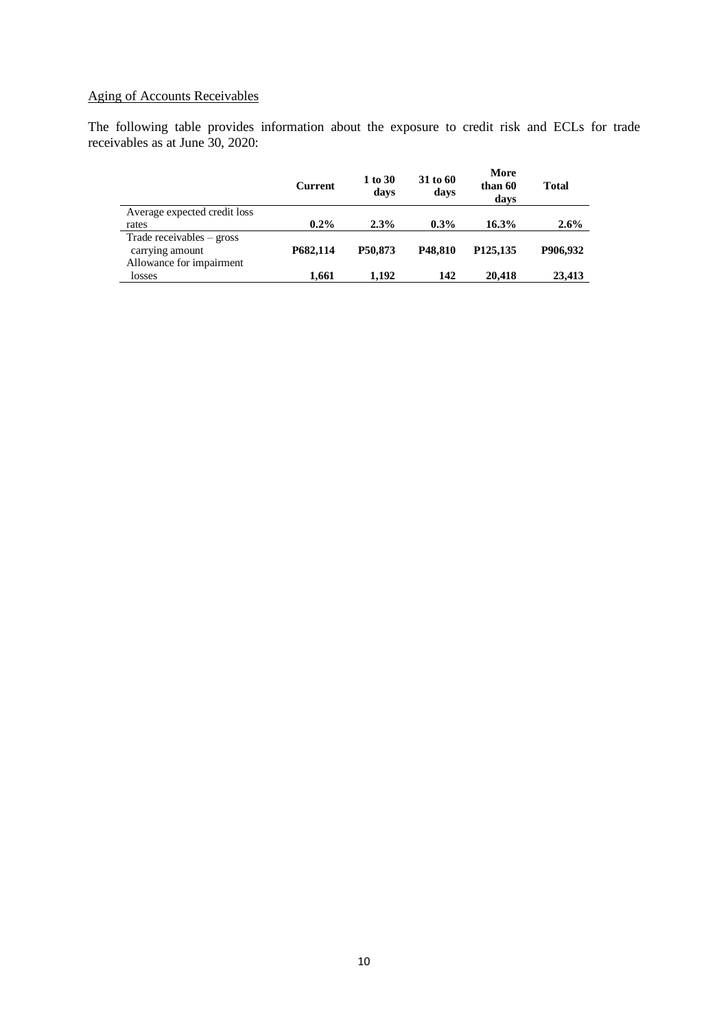Aging of Accounts Receivables

The following table provides information about the exposure to credit risk and ECLs for trade receivables as at June 30, 2020:

| | Current | 1 to 30 days | 31 to 60 days | More than 60 days | Total |
|---|---|---|---|---|---|
| Average expected credit loss rates | **0.2%** | **2.3%** | **0.3%** | **16.3%** | **2.6%** |
| Trade receivables – gross carrying amount | **P682,114** | **P50,873** | **P48,810** | **P125,135** | **P906,932** |
| Allowance for impairment losses | **1,661** | **1,192** | **142** | **20,418** | **23,413** |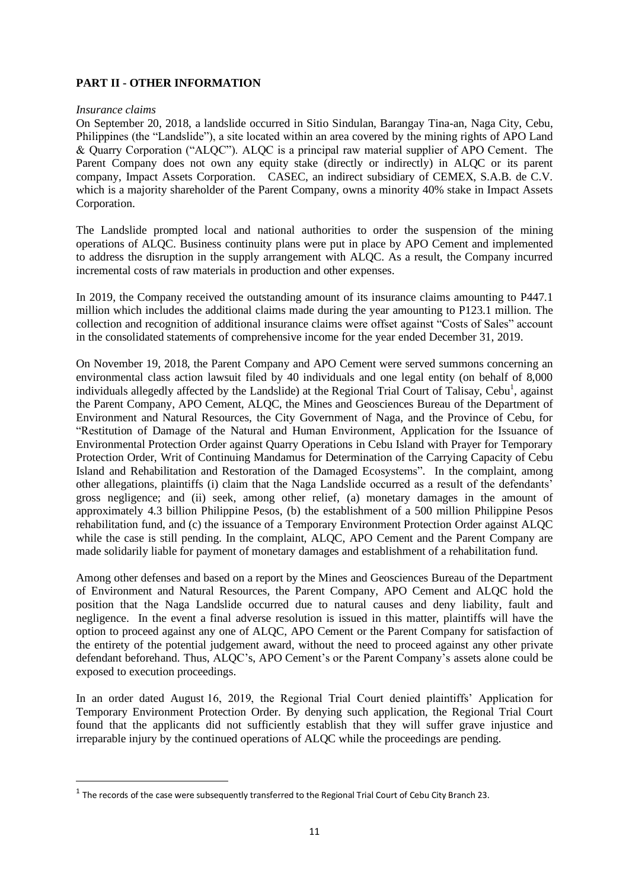## PART II - OTHER INFORMATION

*Insurance claims*

On September 20, 2018, a landslide occurred in Sitio Sindulan, Barangay Tina-an, Naga City, Cebu, Philippines (the "Landslide"), a site located within an area covered by the mining rights of APO Land & Quarry Corporation ("ALQC"). ALQC is a principal raw material supplier of APO Cement. The Parent Company does not own any equity stake (directly or indirectly) in ALQC or its parent company, Impact Assets Corporation. CASEC, an indirect subsidiary of CEMEX, S.A.B. de C.V. which is a majority shareholder of the Parent Company, owns a minority 40% stake in Impact Assets Corporation.

The Landslide prompted local and national authorities to order the suspension of the mining operations of ALQC. Business continuity plans were put in place by APO Cement and implemented to address the disruption in the supply arrangement with ALQC. As a result, the Company incurred incremental costs of raw materials in production and other expenses.

In 2019, the Company received the outstanding amount of its insurance claims amounting to P447.1 million which includes the additional claims made during the year amounting to P123.1 million. The collection and recognition of additional insurance claims were offset against "Costs of Sales" account in the consolidated statements of comprehensive income for the year ended December 31, 2019.

On November 19, 2018, the Parent Company and APO Cement were served summons concerning an environmental class action lawsuit filed by 40 individuals and one legal entity (on behalf of 8,000 individuals allegedly affected by the Landslide) at the Regional Trial Court of Talisay, Cebu[1], against the Parent Company, APO Cement, ALQC, the Mines and Geosciences Bureau of the Department of Environment and Natural Resources, the City Government of Naga, and the Province of Cebu, for "Restitution of Damage of the Natural and Human Environment, Application for the Issuance of Environmental Protection Order against Quarry Operations in Cebu Island with Prayer for Temporary Protection Order, Writ of Continuing Mandamus for Determination of the Carrying Capacity of Cebu Island and Rehabilitation and Restoration of the Damaged Ecosystems". In the complaint, among other allegations, plaintiffs (i) claim that the Naga Landslide occurred as a result of the defendants' gross negligence; and (ii) seek, among other relief, (a) monetary damages in the amount of approximately 4.3 billion Philippine Pesos, (b) the establishment of a 500 million Philippine Pesos rehabilitation fund, and (c) the issuance of a Temporary Environment Protection Order against ALQC while the case is still pending. In the complaint, ALQC, APO Cement and the Parent Company are made solidarily liable for payment of monetary damages and establishment of a rehabilitation fund.

Among other defenses and based on a report by the Mines and Geosciences Bureau of the Department of Environment and Natural Resources, the Parent Company, APO Cement and ALQC hold the position that the Naga Landslide occurred due to natural causes and deny liability, fault and negligence. In the event a final adverse resolution is issued in this matter, plaintiffs will have the option to proceed against any one of ALQC, APO Cement or the Parent Company for satisfaction of the entirety of the potential judgement award, without the need to proceed against any other private defendant beforehand. Thus, ALQC's, APO Cement's or the Parent Company's assets alone could be exposed to execution proceedings.

In an order dated August 16, 2019, the Regional Trial Court denied plaintiffs' Application for Temporary Environment Protection Order. By denying such application, the Regional Trial Court found that the applicants did not sufficiently establish that they will suffer grave injustice and irreparable injury by the continued operations of ALQC while the proceedings are pending.

---

[1] The records of the case were subsequently transferred to the Regional Trial Court of Cebu City Branch 23.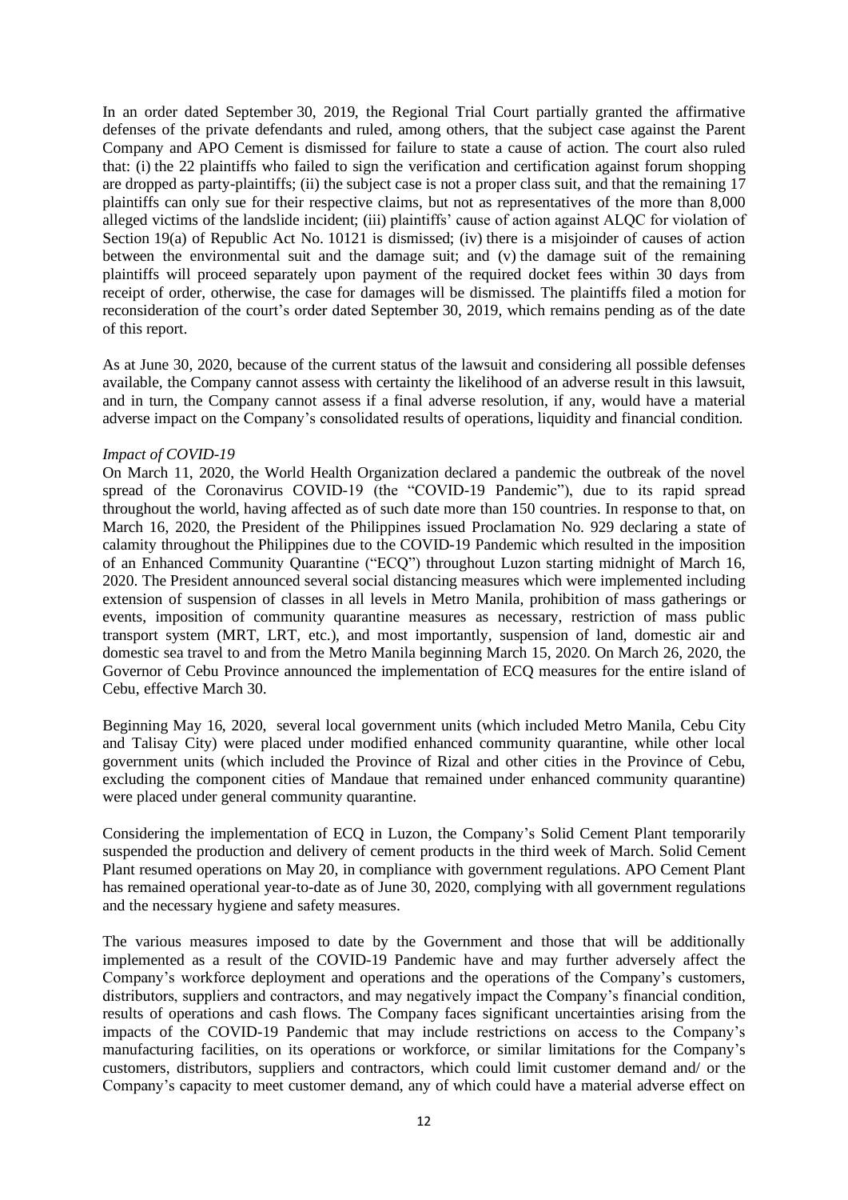In an order dated September 30, 2019, the Regional Trial Court partially granted the affirmative defenses of the private defendants and ruled, among others, that the subject case against the Parent Company and APO Cement is dismissed for failure to state a cause of action. The court also ruled that: (i) the 22 plaintiffs who failed to sign the verification and certification against forum shopping are dropped as party-plaintiffs; (ii) the subject case is not a proper class suit, and that the remaining 17 plaintiffs can only sue for their respective claims, but not as representatives of the more than 8,000 alleged victims of the landslide incident; (iii) plaintiffs' cause of action against ALQC for violation of Section 19(a) of Republic Act No. 10121 is dismissed; (iv) there is a misjoinder of causes of action between the environmental suit and the damage suit; and (v) the damage suit of the remaining plaintiffs will proceed separately upon payment of the required docket fees within 30 days from receipt of order, otherwise, the case for damages will be dismissed. The plaintiffs filed a motion for reconsideration of the court's order dated September 30, 2019, which remains pending as of the date of this report.

As at June 30, 2020, because of the current status of the lawsuit and considering all possible defenses available, the Company cannot assess with certainty the likelihood of an adverse result in this lawsuit, and in turn, the Company cannot assess if a final adverse resolution, if any, would have a material adverse impact on the Company's consolidated results of operations, liquidity and financial condition.

*Impact of COVID-19*

On March 11, 2020, the World Health Organization declared a pandemic the outbreak of the novel spread of the Coronavirus COVID-19 (the "COVID-19 Pandemic"), due to its rapid spread throughout the world, having affected as of such date more than 150 countries. In response to that, on March 16, 2020, the President of the Philippines issued Proclamation No. 929 declaring a state of calamity throughout the Philippines due to the COVID-19 Pandemic which resulted in the imposition of an Enhanced Community Quarantine ("ECQ") throughout Luzon starting midnight of March 16, 2020. The President announced several social distancing measures which were implemented including extension of suspension of classes in all levels in Metro Manila, prohibition of mass gatherings or events, imposition of community quarantine measures as necessary, restriction of mass public transport system (MRT, LRT, etc.), and most importantly, suspension of land, domestic air and domestic sea travel to and from the Metro Manila beginning March 15, 2020. On March 26, 2020, the Governor of Cebu Province announced the implementation of ECQ measures for the entire island of Cebu, effective March 30.

Beginning May 16, 2020, several local government units (which included Metro Manila, Cebu City and Talisay City) were placed under modified enhanced community quarantine, while other local government units (which included the Province of Rizal and other cities in the Province of Cebu, excluding the component cities of Mandaue that remained under enhanced community quarantine) were placed under general community quarantine.

Considering the implementation of ECQ in Luzon, the Company's Solid Cement Plant temporarily suspended the production and delivery of cement products in the third week of March. Solid Cement Plant resumed operations on May 20, in compliance with government regulations. APO Cement Plant has remained operational year-to-date as of June 30, 2020, complying with all government regulations and the necessary hygiene and safety measures.

The various measures imposed to date by the Government and those that will be additionally implemented as a result of the COVID-19 Pandemic have and may further adversely affect the Company's workforce deployment and operations and the operations of the Company's customers, distributors, suppliers and contractors, and may negatively impact the Company's financial condition, results of operations and cash flows. The Company faces significant uncertainties arising from the impacts of the COVID-19 Pandemic that may include restrictions on access to the Company's manufacturing facilities, on its operations or workforce, or similar limitations for the Company's customers, distributors, suppliers and contractors, which could limit customer demand and/ or the Company's capacity to meet customer demand, any of which could have a material adverse effect on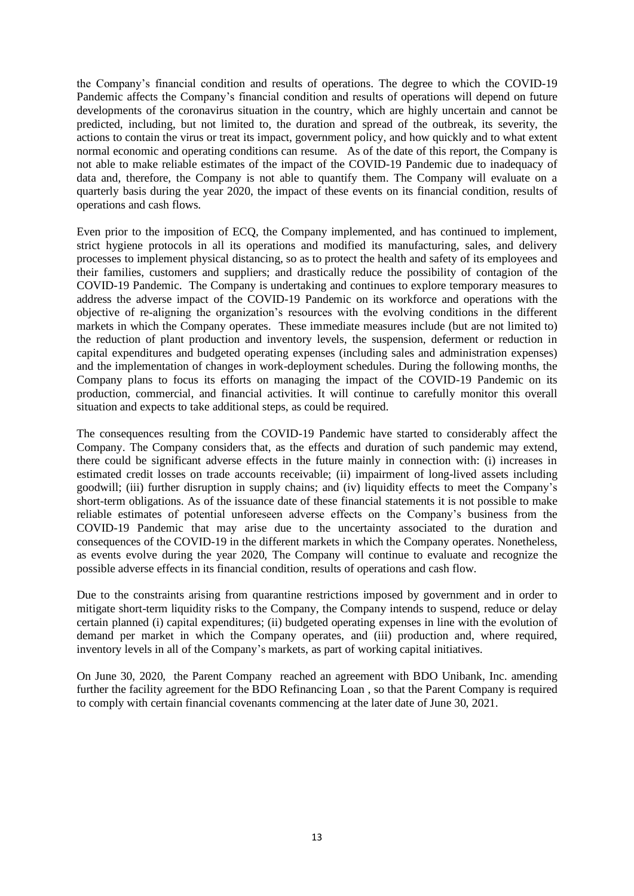the Company's financial condition and results of operations. The degree to which the COVID-19 Pandemic affects the Company's financial condition and results of operations will depend on future developments of the coronavirus situation in the country, which are highly uncertain and cannot be predicted, including, but not limited to, the duration and spread of the outbreak, its severity, the actions to contain the virus or treat its impact, government policy, and how quickly and to what extent normal economic and operating conditions can resume. As of the date of this report, the Company is not able to make reliable estimates of the impact of the COVID-19 Pandemic due to inadequacy of data and, therefore, the Company is not able to quantify them. The Company will evaluate on a quarterly basis during the year 2020, the impact of these events on its financial condition, results of operations and cash flows.

Even prior to the imposition of ECQ, the Company implemented, and has continued to implement, strict hygiene protocols in all its operations and modified its manufacturing, sales, and delivery processes to implement physical distancing, so as to protect the health and safety of its employees and their families, customers and suppliers; and drastically reduce the possibility of contagion of the COVID-19 Pandemic. The Company is undertaking and continues to explore temporary measures to address the adverse impact of the COVID-19 Pandemic on its workforce and operations with the objective of re-aligning the organization's resources with the evolving conditions in the different markets in which the Company operates. These immediate measures include (but are not limited to) the reduction of plant production and inventory levels, the suspension, deferment or reduction in capital expenditures and budgeted operating expenses (including sales and administration expenses) and the implementation of changes in work-deployment schedules. During the following months, the Company plans to focus its efforts on managing the impact of the COVID-19 Pandemic on its production, commercial, and financial activities. It will continue to carefully monitor this overall situation and expects to take additional steps, as could be required.

The consequences resulting from the COVID-19 Pandemic have started to considerably affect the Company. The Company considers that, as the effects and duration of such pandemic may extend, there could be significant adverse effects in the future mainly in connection with: (i) increases in estimated credit losses on trade accounts receivable; (ii) impairment of long-lived assets including goodwill; (iii) further disruption in supply chains; and (iv) liquidity effects to meet the Company's short-term obligations. As of the issuance date of these financial statements it is not possible to make reliable estimates of potential unforeseen adverse effects on the Company's business from the COVID-19 Pandemic that may arise due to the uncertainty associated to the duration and consequences of the COVID-19 in the different markets in which the Company operates. Nonetheless, as events evolve during the year 2020, The Company will continue to evaluate and recognize the possible adverse effects in its financial condition, results of operations and cash flow.

Due to the constraints arising from quarantine restrictions imposed by government and in order to mitigate short-term liquidity risks to the Company, the Company intends to suspend, reduce or delay certain planned (i) capital expenditures; (ii) budgeted operating expenses in line with the evolution of demand per market in which the Company operates, and (iii) production and, where required, inventory levels in all of the Company's markets, as part of working capital initiatives.

On June 30, 2020, the Parent Company reached an agreement with BDO Unibank, Inc. amending further the facility agreement for the BDO Refinancing Loan , so that the Parent Company is required to comply with certain financial covenants commencing at the later date of June 30, 2021.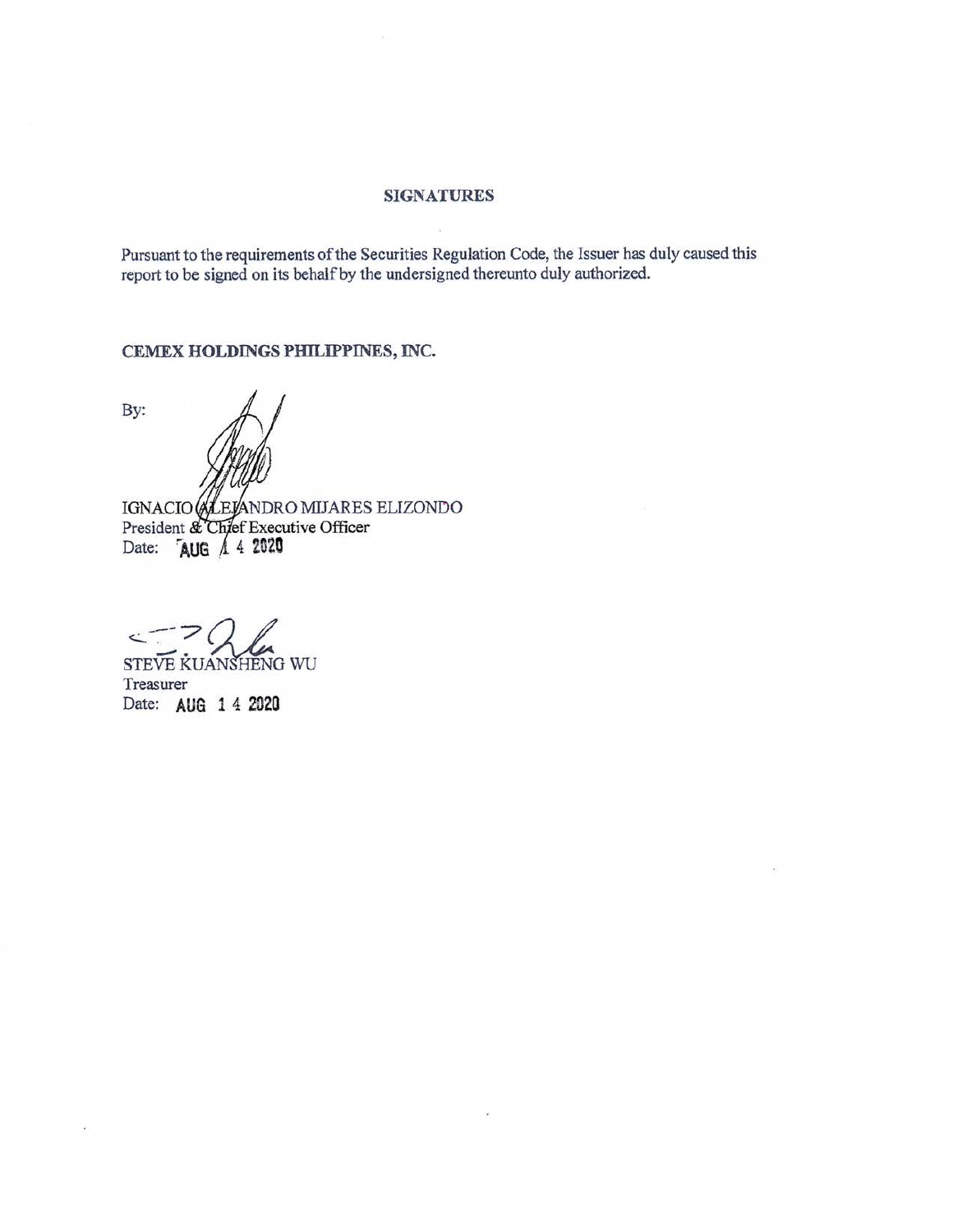## SIGNATURES

Pursuant to the requirements of the Securities Regulation Code, the Issuer has duly caused this report to be signed on its behalf by the undersigned thereunto duly authorized.

**CEMEX HOLDINGS PHILIPPINES, INC.**

By:

IGNACIO ALEJANDRO MIJARES ELIZONDO
President & Chief Executive Officer
Date: AUG 14 2020

STEVE KUANSHENG WU
Treasurer
Date: AUG 14 2020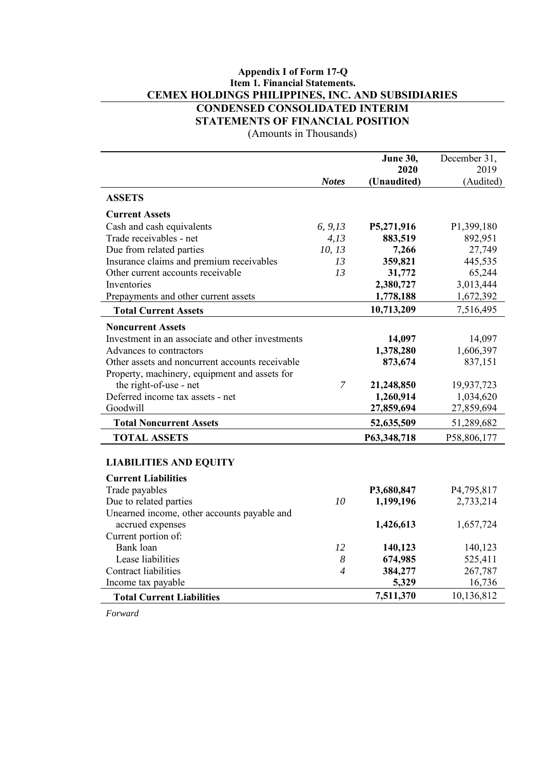**Appendix I of Form 17-Q**
**Item 1. Financial Statements.**

# CEMEX HOLDINGS PHILIPPINES, INC. AND SUBSIDIARIES

## CONDENSED CONSOLIDATED INTERIM STATEMENTS OF FINANCIAL POSITION

(Amounts in Thousands)

| | *Notes* | **June 30, 2020 (Unaudited)** | December 31, 2019 (Audited) |
|---|---|---|---|
| **ASSETS** | | | |
| **Current Assets** | | | |
| Cash and cash equivalents | *6, 9,13* | **P5,271,916** | P1,399,180 |
| Trade receivables - net | *4,13* | **883,519** | 892,951 |
| Due from related parties | *10, 13* | **7,266** | 27,749 |
| Insurance claims and premium receivables | *13* | **359,821** | 445,535 |
| Other current accounts receivable | *13* | **31,772** | 65,244 |
| Inventories | | **2,380,727** | 3,013,444 |
| Prepayments and other current assets | | **1,778,188** | 1,672,392 |
| **Total Current Assets** | | **10,713,209** | 7,516,495 |
| **Noncurrent Assets** | | | |
| Investment in an associate and other investments | | **14,097** | 14,097 |
| Advances to contractors | | **1,378,280** | 1,606,397 |
| Other assets and noncurrent accounts receivable | | **873,674** | 837,151 |
| Property, machinery, equipment and assets for the right-of-use - net | *7* | **21,248,850** | 19,937,723 |
| Deferred income tax assets - net | | **1,260,914** | 1,034,620 |
| Goodwill | | **27,859,694** | 27,859,694 |
| **Total Noncurrent Assets** | | **52,635,509** | 51,289,682 |
| **TOTAL ASSETS** | | **P63,348,718** | P58,806,177 |
| **LIABILITIES AND EQUITY** | | | |
| **Current Liabilities** | | | |
| Trade payables | | **P3,680,847** | P4,795,817 |
| Due to related parties | *10* | **1,199,196** | 2,733,214 |
| Unearned income, other accounts payable and accrued expenses | | **1,426,613** | 1,657,724 |
| Current portion of: | | | |
| Bank loan | *12* | **140,123** | 140,123 |
| Lease liabilities | *8* | **674,985** | 525,411 |
| Contract liabilities | *4* | **384,277** | 267,787 |
| Income tax payable | | **5,329** | 16,736 |
| **Total Current Liabilities** | | **7,511,370** | 10,136,812 |

*Forward*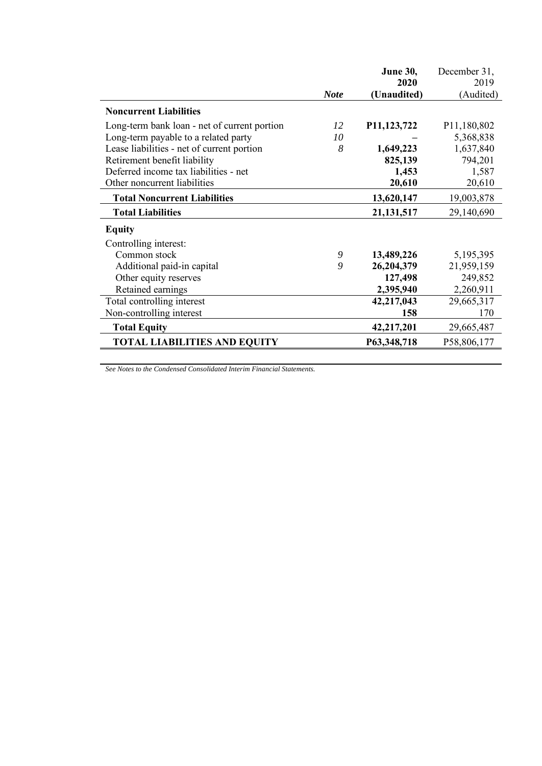| | Note | June 30, 2020 (Unaudited) | December 31, 2019 (Audited) |
|---|---|---|---|
| **Noncurrent Liabilities** | | | |
| Long-term bank loan - net of current portion | *12* | **P11,123,722** | P11,180,802 |
| Long-term payable to a related party | *10* | **–** | 5,368,838 |
| Lease liabilities - net of current portion | *8* | **1,649,223** | 1,637,840 |
| Retirement benefit liability | | **825,139** | 794,201 |
| Deferred income tax liabilities - net | | **1,453** | 1,587 |
| Other noncurrent liabilities | | **20,610** | 20,610 |
| **Total Noncurrent Liabilities** | | **13,620,147** | 19,003,878 |
| **Total Liabilities** | | **21,131,517** | 29,140,690 |
| **Equity** | | | |
| Controlling interest: | | | |
| Common stock | *9* | **13,489,226** | 5,195,395 |
| Additional paid-in capital | *9* | **26,204,379** | 21,959,159 |
| Other equity reserves | | **127,498** | 249,852 |
| Retained earnings | | **2,395,940** | 2,260,911 |
| Total controlling interest | | **42,217,043** | 29,665,317 |
| Non-controlling interest | | **158** | 170 |
| **Total Equity** | | **42,217,201** | 29,665,487 |
| **TOTAL LIABILITIES AND EQUITY** | | **P63,348,718** | P58,806,177 |

*See Notes to the Condensed Consolidated Interim Financial Statements.*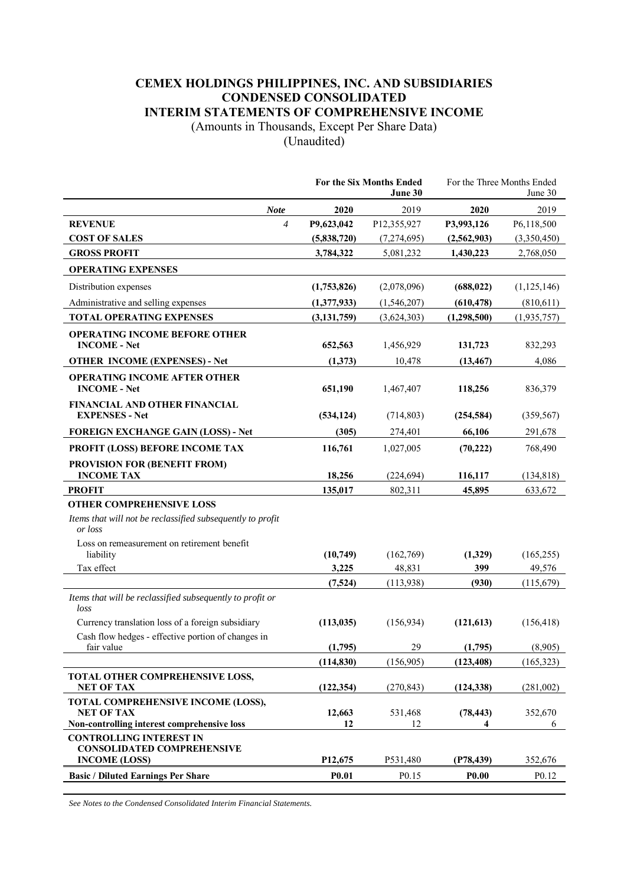# CEMEX HOLDINGS PHILIPPINES, INC. AND SUBSIDIARIES
# CONDENSED CONSOLIDATED
# INTERIM STATEMENTS OF COMPREHENSIVE INCOME

(Amounts in Thousands, Except Per Share Data)
(Unaudited)

| | Note | For the Six Months Ended June 30 | | For the Three Months Ended June 30 | |
|---|---|---|---|---|---|
| | | **2020** | 2019 | **2020** | 2019 |
| **REVENUE** | 4 | **P9,623,042** | P12,355,927 | **P3,993,126** | P6,118,500 |
| **COST OF SALES** | | **(5,838,720)** | (7,274,695) | **(2,562,903)** | (3,350,450) |
| **GROSS PROFIT** | | **3,784,322** | 5,081,232 | **1,430,223** | 2,768,050 |
| **OPERATING EXPENSES** | | | | | |
| Distribution expenses | | **(1,753,826)** | (2,078,096) | **(688,022)** | (1,125,146) |
| Administrative and selling expenses | | **(1,377,933)** | (1,546,207) | **(610,478)** | (810,611) |
| **TOTAL OPERATING EXPENSES** | | **(3,131,759)** | (3,624,303) | **(1,298,500)** | (1,935,757) |
| **OPERATING INCOME BEFORE OTHER INCOME - Net** | | **652,563** | 1,456,929 | **131,723** | 832,293 |
| **OTHER INCOME (EXPENSES) - Net** | | **(1,373)** | 10,478 | **(13,467)** | 4,086 |
| **OPERATING INCOME AFTER OTHER INCOME - Net** | | **651,190** | 1,467,407 | **118,256** | 836,379 |
| **FINANCIAL AND OTHER FINANCIAL EXPENSES - Net** | | **(534,124)** | (714,803) | **(254,584)** | (359,567) |
| **FOREIGN EXCHANGE GAIN (LOSS) - Net** | | **(305)** | 274,401 | **66,106** | 291,678 |
| **PROFIT (LOSS) BEFORE INCOME TAX** | | **116,761** | 1,027,005 | **(70,222)** | 768,490 |
| **PROVISION FOR (BENEFIT FROM) INCOME TAX** | | **18,256** | (224,694) | **116,117** | (134,818) |
| **PROFIT** | | **135,017** | 802,311 | **45,895** | 633,672 |
| **OTHER COMPREHENSIVE LOSS** | | | | | |
| *Items that will not be reclassified subsequently to profit or loss* | | | | | |
| Loss on remeasurement on retirement benefit liability | | **(10,749)** | (162,769) | **(1,329)** | (165,255) |
| Tax effect | | **3,225** | 48,831 | **399** | 49,576 |
| | | **(7,524)** | (113,938) | **(930)** | (115,679) |
| *Items that will be reclassified subsequently to profit or loss* | | | | | |
| Currency translation loss of a foreign subsidiary | | **(113,035)** | (156,934) | **(121,613)** | (156,418) |
| Cash flow hedges - effective portion of changes in fair value | | **(1,795)** | 29 | **(1,795)** | (8,905) |
| | | **(114,830)** | (156,905) | **(123,408)** | (165,323) |
| **TOTAL OTHER COMPREHENSIVE LOSS, NET OF TAX** | | **(122,354)** | (270,843) | **(124,338)** | (281,002) |
| **TOTAL COMPREHENSIVE INCOME (LOSS), NET OF TAX** | | **12,663** | 531,468 | **(78,443)** | 352,670 |
| **Non-controlling interest comprehensive loss** | | **12** | 12 | **4** | 6 |
| **CONTROLLING INTEREST IN CONSOLIDATED COMPREHENSIVE INCOME (LOSS)** | | **P12,675** | P531,480 | **(P78,439)** | 352,676 |
| **Basic / Diluted Earnings Per Share** | | **P0.01** | P0.15 | **P0.00** | P0.12 |

*See Notes to the Condensed Consolidated Interim Financial Statements.*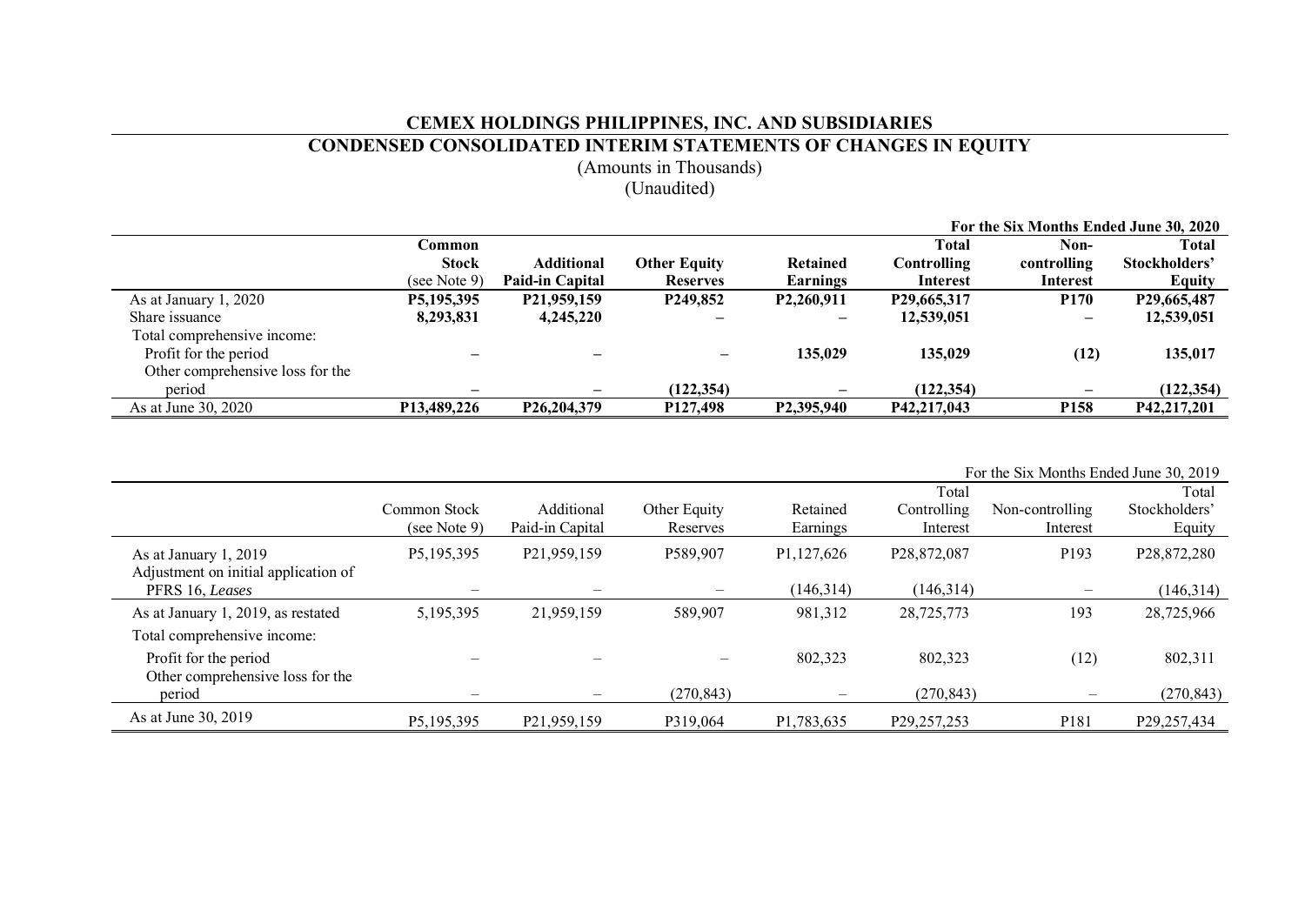# CEMEX HOLDINGS PHILIPPINES, INC. AND SUBSIDIARIES

## CONDENSED CONSOLIDATED INTERIM STATEMENTS OF CHANGES IN EQUITY

(Amounts in Thousands)
(Unaudited)

**For the Six Months Ended June 30, 2020**

| | **Common Stock** (see Note 9) | **Additional Paid-in Capital** | **Other Equity Reserves** | **Retained Earnings** | **Total Controlling Interest** | **Non-controlling Interest** | **Total Stockholders' Equity** |
|---|---|---|---|---|---|---|---|
| As at January 1, 2020 | **P5,195,395** | **P21,959,159** | **P249,852** | **P2,260,911** | **P29,665,317** | **P170** | **P29,665,487** |
| Share issuance | **8,293,831** | **4,245,220** | **–** | **–** | **12,539,051** | **–** | **12,539,051** |
| Total comprehensive income: | | | | | | | |
| Profit for the period | **–** | **–** | **–** | **135,029** | **135,029** | **(12)** | **135,017** |
| Other comprehensive loss for the period | **–** | **–** | **(122,354)** | **–** | **(122,354)** | **–** | **(122,354)** |
| As at June 30, 2020 | **P13,489,226** | **P26,204,379** | **P127,498** | **P2,395,940** | **P42,217,043** | **P158** | **P42,217,201** |

For the Six Months Ended June 30, 2019

| | Common Stock (see Note 9) | Additional Paid-in Capital | Other Equity Reserves | Retained Earnings | Total Controlling Interest | Non-controlling Interest | Total Stockholders' Equity |
|---|---|---|---|---|---|---|---|
| As at January 1, 2019 | P5,195,395 | P21,959,159 | P589,907 | P1,127,626 | P28,872,087 | P193 | P28,872,280 |
| Adjustment on initial application of PFRS 16, *Leases* | – | – | – | (146,314) | (146,314) | – | (146,314) |
| As at January 1, 2019, as restated | 5,195,395 | 21,959,159 | 589,907 | 981,312 | 28,725,773 | 193 | 28,725,966 |
| Total comprehensive income: | | | | | | | |
| Profit for the period | – | – | – | 802,323 | 802,323 | (12) | 802,311 |
| Other comprehensive loss for the period | – | – | (270,843) | – | (270,843) | – | (270,843) |
| As at June 30, 2019 | P5,195,395 | P21,959,159 | P319,064 | P1,783,635 | P29,257,253 | P181 | P29,257,434 |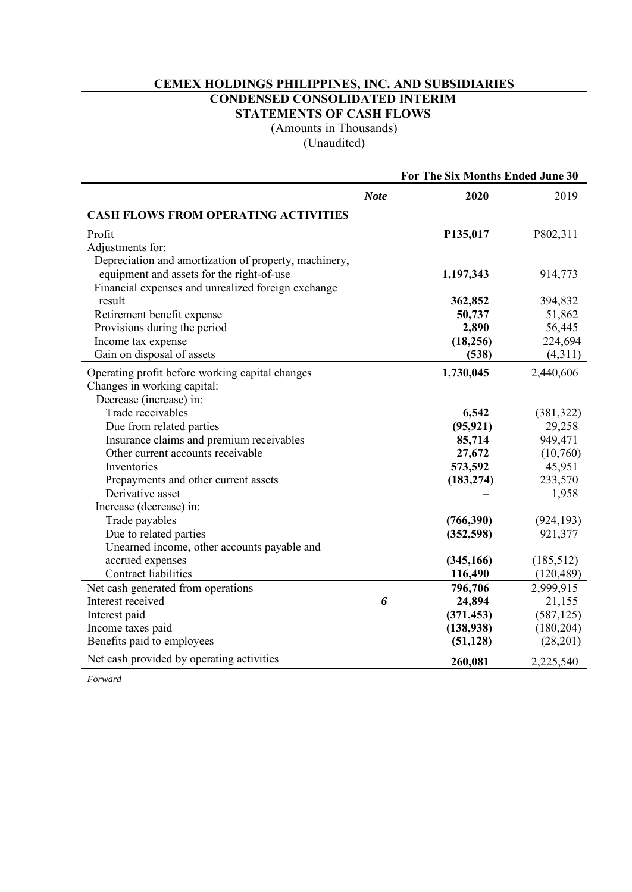# CEMEX HOLDINGS PHILIPPINES, INC. AND SUBSIDIARIES

## CONDENSED CONSOLIDATED INTERIM STATEMENTS OF CASH FLOWS

(Amounts in Thousands)
(Unaudited)

| | *Note* | For The Six Months Ended June 30 **2020** | 2019 |
|---|---|---|---|
| **CASH FLOWS FROM OPERATING ACTIVITIES** | | | |
| Profit | | **P135,017** | P802,311 |
| Adjustments for: | | | |
| Depreciation and amortization of property, machinery, equipment and assets for the right-of-use | | **1,197,343** | 914,773 |
| Financial expenses and unrealized foreign exchange result | | **362,852** | 394,832 |
| Retirement benefit expense | | **50,737** | 51,862 |
| Provisions during the period | | **2,890** | 56,445 |
| Income tax expense | | **(18,256)** | 224,694 |
| Gain on disposal of assets | | **(538)** | (4,311) |
| Operating profit before working capital changes | | **1,730,045** | 2,440,606 |
| Changes in working capital: | | | |
| Decrease (increase) in: | | | |
| Trade receivables | | **6,542** | (381,322) |
| Due from related parties | | **(95,921)** | 29,258 |
| Insurance claims and premium receivables | | **85,714** | 949,471 |
| Other current accounts receivable | | **27,672** | (10,760) |
| Inventories | | **573,592** | 45,951 |
| Prepayments and other current assets | | **(183,274)** | 233,570 |
| Derivative asset | | – | 1,958 |
| Increase (decrease) in: | | | |
| Trade payables | | **(766,390)** | (924,193) |
| Due to related parties | | **(352,598)** | 921,377 |
| Unearned income, other accounts payable and accrued expenses | | **(345,166)** | (185,512) |
| Contract liabilities | | **116,490** | (120,489) |
| Net cash generated from operations | | **796,706** | 2,999,915 |
| Interest received | *6* | **24,894** | 21,155 |
| Interest paid | | **(371,453)** | (587,125) |
| Income taxes paid | | **(138,938)** | (180,204) |
| Benefits paid to employees | | **(51,128)** | (28,201) |
| Net cash provided by operating activities | | **260,081** | 2,225,540 |

*Forward*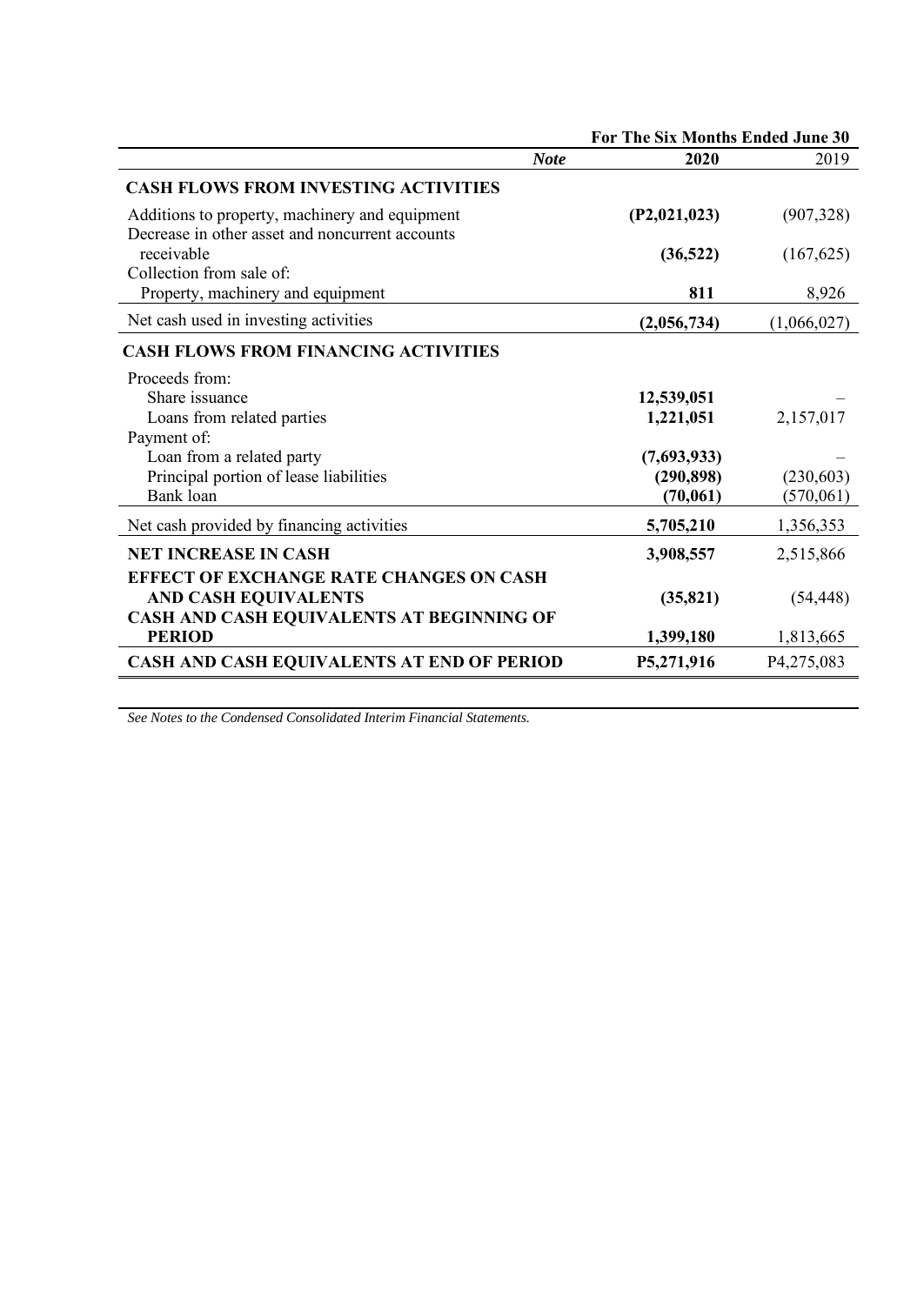| | Note | For The Six Months Ended June 30 2020 | 2019 |
|---|---|---|---|
| **CASH FLOWS FROM INVESTING ACTIVITIES** | | | |
| Additions to property, machinery and equipment | | **(P2,021,023)** | (907,328) |
| Decrease in other asset and noncurrent accounts receivable | | **(36,522)** | (167,625) |
| Collection from sale of: | | | |
| Property, machinery and equipment | | **811** | 8,926 |
| Net cash used in investing activities | | **(2,056,734)** | (1,066,027) |
| **CASH FLOWS FROM FINANCING ACTIVITIES** | | | |
| Proceeds from: | | | |
| Share issuance | | **12,539,051** | – |
| Loans from related parties | | **1,221,051** | 2,157,017 |
| Payment of: | | | |
| Loan from a related party | | **(7,693,933)** | – |
| Principal portion of lease liabilities | | **(290,898)** | (230,603) |
| Bank loan | | **(70,061)** | (570,061) |
| Net cash provided by financing activities | | **5,705,210** | 1,356,353 |
| **NET INCREASE IN CASH** | | **3,908,557** | 2,515,866 |
| **EFFECT OF EXCHANGE RATE CHANGES ON CASH AND CASH EQUIVALENTS** | | **(35,821)** | (54,448) |
| **CASH AND CASH EQUIVALENTS AT BEGINNING OF PERIOD** | | **1,399,180** | 1,813,665 |
| **CASH AND CASH EQUIVALENTS AT END OF PERIOD** | | **P5,271,916** | P4,275,083 |

*See Notes to the Condensed Consolidated Interim Financial Statements.*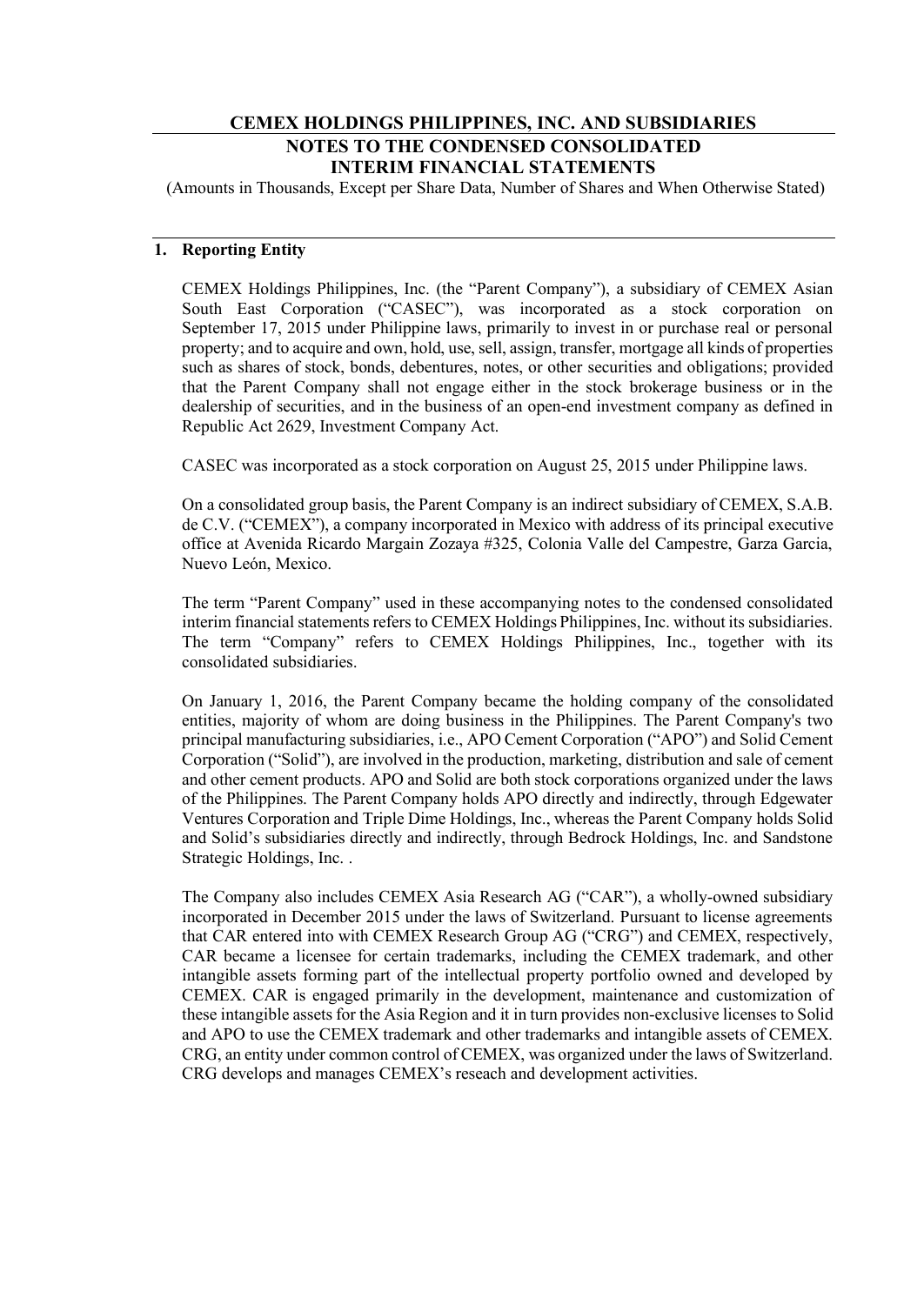# CEMEX HOLDINGS PHILIPPINES, INC. AND SUBSIDIARIES
## NOTES TO THE CONDENSED CONSOLIDATED INTERIM FINANCIAL STATEMENTS

(Amounts in Thousands, Except per Share Data, Number of Shares and When Otherwise Stated)

### 1. Reporting Entity

CEMEX Holdings Philippines, Inc. (the "Parent Company"), a subsidiary of CEMEX Asian South East Corporation ("CASEC"), was incorporated as a stock corporation on September 17, 2015 under Philippine laws, primarily to invest in or purchase real or personal property; and to acquire and own, hold, use, sell, assign, transfer, mortgage all kinds of properties such as shares of stock, bonds, debentures, notes, or other securities and obligations; provided that the Parent Company shall not engage either in the stock brokerage business or in the dealership of securities, and in the business of an open-end investment company as defined in Republic Act 2629, Investment Company Act.

CASEC was incorporated as a stock corporation on August 25, 2015 under Philippine laws.

On a consolidated group basis, the Parent Company is an indirect subsidiary of CEMEX, S.A.B. de C.V. ("CEMEX"), a company incorporated in Mexico with address of its principal executive office at Avenida Ricardo Margain Zozaya #325, Colonia Valle del Campestre, Garza Garcia, Nuevo León, Mexico.

The term "Parent Company" used in these accompanying notes to the condensed consolidated interim financial statements refers to CEMEX Holdings Philippines, Inc. without its subsidiaries. The term "Company" refers to CEMEX Holdings Philippines, Inc., together with its consolidated subsidiaries.

On January 1, 2016, the Parent Company became the holding company of the consolidated entities, majority of whom are doing business in the Philippines. The Parent Company's two principal manufacturing subsidiaries, i.e., APO Cement Corporation ("APO") and Solid Cement Corporation ("Solid"), are involved in the production, marketing, distribution and sale of cement and other cement products. APO and Solid are both stock corporations organized under the laws of the Philippines. The Parent Company holds APO directly and indirectly, through Edgewater Ventures Corporation and Triple Dime Holdings, Inc., whereas the Parent Company holds Solid and Solid's subsidiaries directly and indirectly, through Bedrock Holdings, Inc. and Sandstone Strategic Holdings, Inc. .

The Company also includes CEMEX Asia Research AG ("CAR"), a wholly-owned subsidiary incorporated in December 2015 under the laws of Switzerland. Pursuant to license agreements that CAR entered into with CEMEX Research Group AG ("CRG") and CEMEX, respectively, CAR became a licensee for certain trademarks, including the CEMEX trademark, and other intangible assets forming part of the intellectual property portfolio owned and developed by CEMEX. CAR is engaged primarily in the development, maintenance and customization of these intangible assets for the Asia Region and it in turn provides non-exclusive licenses to Solid and APO to use the CEMEX trademark and other trademarks and intangible assets of CEMEX. CRG, an entity under common control of CEMEX, was organized under the laws of Switzerland. CRG develops and manages CEMEX's reseach and development activities.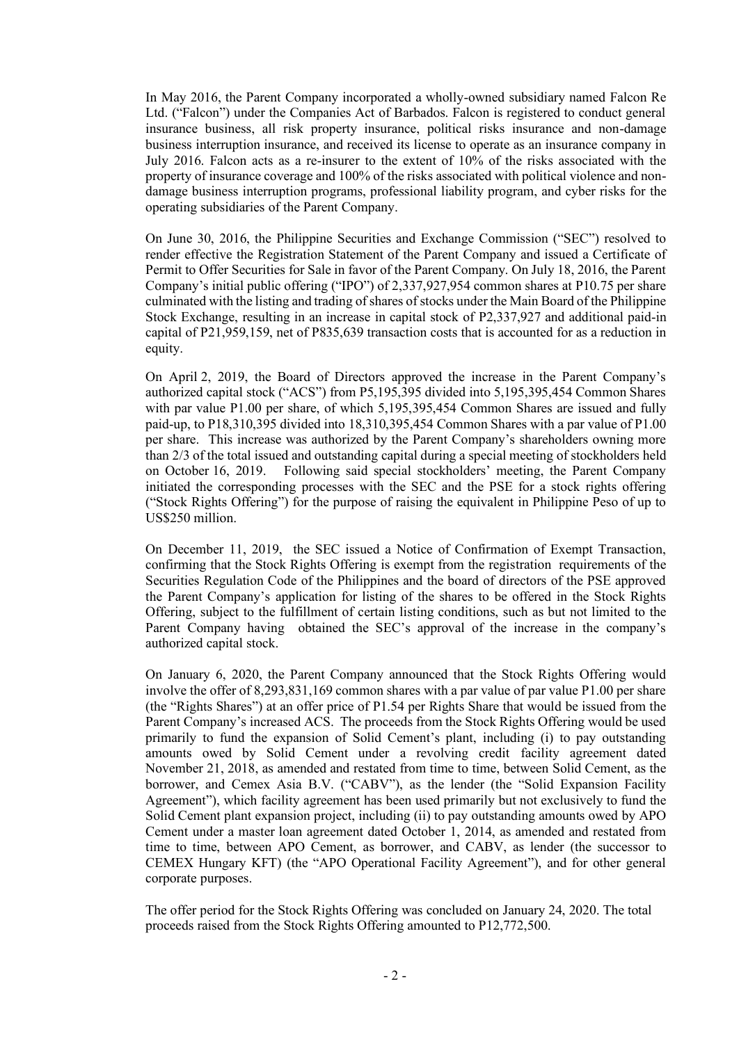In May 2016, the Parent Company incorporated a wholly-owned subsidiary named Falcon Re Ltd. ("Falcon") under the Companies Act of Barbados. Falcon is registered to conduct general insurance business, all risk property insurance, political risks insurance and non-damage business interruption insurance, and received its license to operate as an insurance company in July 2016. Falcon acts as a re-insurer to the extent of 10% of the risks associated with the property of insurance coverage and 100% of the risks associated with political violence and non-damage business interruption programs, professional liability program, and cyber risks for the operating subsidiaries of the Parent Company.

On June 30, 2016, the Philippine Securities and Exchange Commission ("SEC") resolved to render effective the Registration Statement of the Parent Company and issued a Certificate of Permit to Offer Securities for Sale in favor of the Parent Company. On July 18, 2016, the Parent Company's initial public offering ("IPO") of 2,337,927,954 common shares at P10.75 per share culminated with the listing and trading of shares of stocks under the Main Board of the Philippine Stock Exchange, resulting in an increase in capital stock of P2,337,927 and additional paid-in capital of P21,959,159, net of P835,639 transaction costs that is accounted for as a reduction in equity.

On April 2, 2019, the Board of Directors approved the increase in the Parent Company's authorized capital stock ("ACS") from P5,195,395 divided into 5,195,395,454 Common Shares with par value P1.00 per share, of which 5,195,395,454 Common Shares are issued and fully paid-up, to P18,310,395 divided into 18,310,395,454 Common Shares with a par value of P1.00 per share. This increase was authorized by the Parent Company's shareholders owning more than 2/3 of the total issued and outstanding capital during a special meeting of stockholders held on October 16, 2019. Following said special stockholders' meeting, the Parent Company initiated the corresponding processes with the SEC and the PSE for a stock rights offering ("Stock Rights Offering") for the purpose of raising the equivalent in Philippine Peso of up to US$250 million.

On December 11, 2019, the SEC issued a Notice of Confirmation of Exempt Transaction, confirming that the Stock Rights Offering is exempt from the registration requirements of the Securities Regulation Code of the Philippines and the board of directors of the PSE approved the Parent Company's application for listing of the shares to be offered in the Stock Rights Offering, subject to the fulfillment of certain listing conditions, such as but not limited to the Parent Company having obtained the SEC's approval of the increase in the company's authorized capital stock.

On January 6, 2020, the Parent Company announced that the Stock Rights Offering would involve the offer of 8,293,831,169 common shares with a par value of par value P1.00 per share (the "Rights Shares") at an offer price of P1.54 per Rights Share that would be issued from the Parent Company's increased ACS. The proceeds from the Stock Rights Offering would be used primarily to fund the expansion of Solid Cement's plant, including (i) to pay outstanding amounts owed by Solid Cement under a revolving credit facility agreement dated November 21, 2018, as amended and restated from time to time, between Solid Cement, as the borrower, and Cemex Asia B.V. ("CABV"), as the lender (the "Solid Expansion Facility Agreement"), which facility agreement has been used primarily but not exclusively to fund the Solid Cement plant expansion project, including (ii) to pay outstanding amounts owed by APO Cement under a master loan agreement dated October 1, 2014, as amended and restated from time to time, between APO Cement, as borrower, and CABV, as lender (the successor to CEMEX Hungary KFT) (the "APO Operational Facility Agreement"), and for other general corporate purposes.

The offer period for the Stock Rights Offering was concluded on January 24, 2020. The total proceeds raised from the Stock Rights Offering amounted to P12,772,500.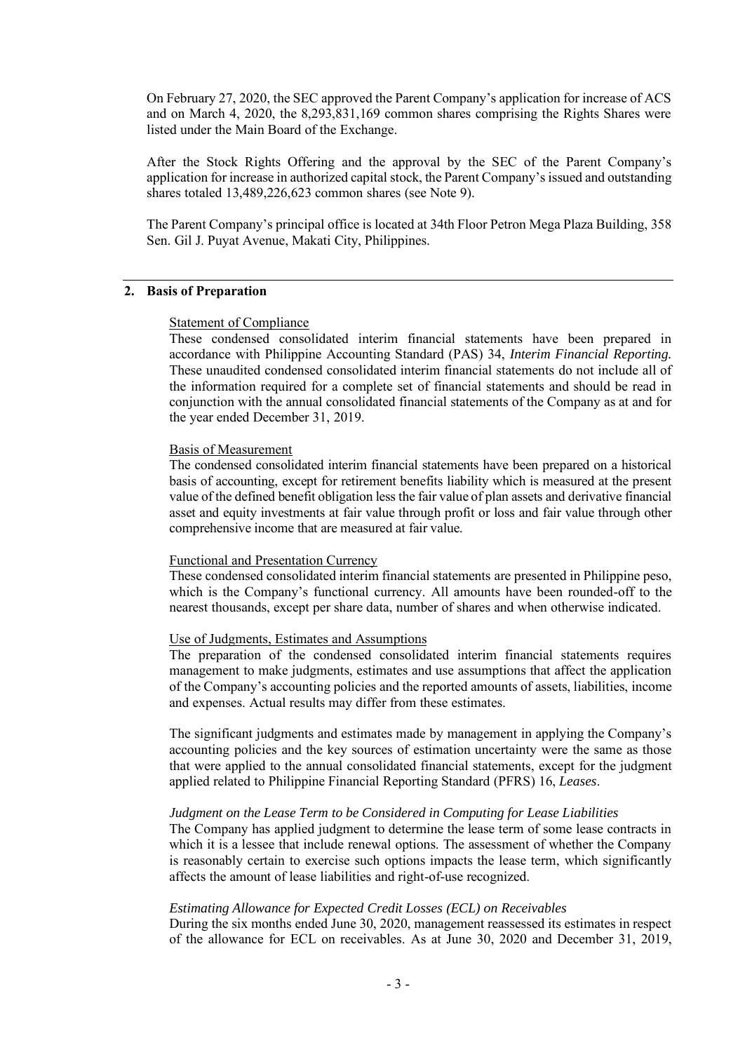On February 27, 2020, the SEC approved the Parent Company's application for increase of ACS and on March 4, 2020, the 8,293,831,169 common shares comprising the Rights Shares were listed under the Main Board of the Exchange.

After the Stock Rights Offering and the approval by the SEC of the Parent Company's application for increase in authorized capital stock, the Parent Company's issued and outstanding shares totaled 13,489,226,623 common shares (see Note 9).

The Parent Company's principal office is located at 34th Floor Petron Mega Plaza Building, 358 Sen. Gil J. Puyat Avenue, Makati City, Philippines.

## 2. Basis of Preparation

Statement of Compliance

These condensed consolidated interim financial statements have been prepared in accordance with Philippine Accounting Standard (PAS) 34, *Interim Financial Reporting.* These unaudited condensed consolidated interim financial statements do not include all of the information required for a complete set of financial statements and should be read in conjunction with the annual consolidated financial statements of the Company as at and for the year ended December 31, 2019.

Basis of Measurement

The condensed consolidated interim financial statements have been prepared on a historical basis of accounting, except for retirement benefits liability which is measured at the present value of the defined benefit obligation less the fair value of plan assets and derivative financial asset and equity investments at fair value through profit or loss and fair value through other comprehensive income that are measured at fair value.

Functional and Presentation Currency

These condensed consolidated interim financial statements are presented in Philippine peso, which is the Company's functional currency. All amounts have been rounded-off to the nearest thousands, except per share data, number of shares and when otherwise indicated.

Use of Judgments, Estimates and Assumptions

The preparation of the condensed consolidated interim financial statements requires management to make judgments, estimates and use assumptions that affect the application of the Company's accounting policies and the reported amounts of assets, liabilities, income and expenses. Actual results may differ from these estimates.

The significant judgments and estimates made by management in applying the Company's accounting policies and the key sources of estimation uncertainty were the same as those that were applied to the annual consolidated financial statements, except for the judgment applied related to Philippine Financial Reporting Standard (PFRS) 16, *Leases*.

*Judgment on the Lease Term to be Considered in Computing for Lease Liabilities*

The Company has applied judgment to determine the lease term of some lease contracts in which it is a lessee that include renewal options. The assessment of whether the Company is reasonably certain to exercise such options impacts the lease term, which significantly affects the amount of lease liabilities and right-of-use recognized.

*Estimating Allowance for Expected Credit Losses (ECL) on Receivables*

During the six months ended June 30, 2020, management reassessed its estimates in respect of the allowance for ECL on receivables. As at June 30, 2020 and December 31, 2019,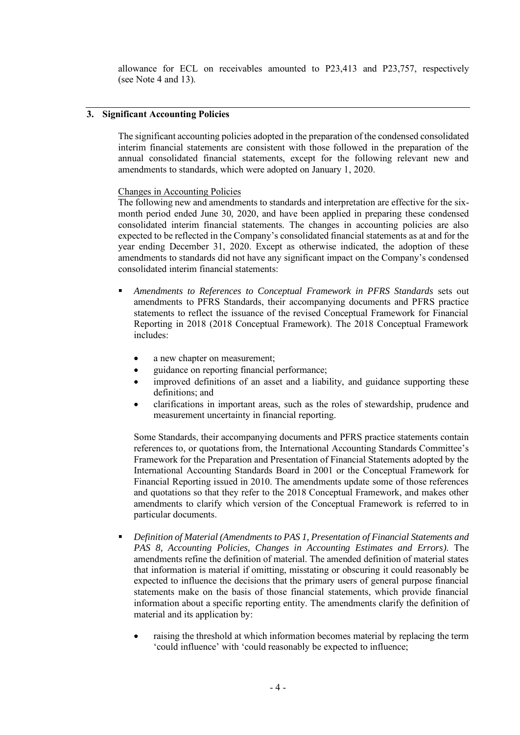allowance for ECL on receivables amounted to P23,413 and P23,757, respectively (see Note 4 and 13).

## 3. Significant Accounting Policies

The significant accounting policies adopted in the preparation of the condensed consolidated interim financial statements are consistent with those followed in the preparation of the annual consolidated financial statements, except for the following relevant new and amendments to standards, which were adopted on January 1, 2020.

Changes in Accounting Policies

The following new and amendments to standards and interpretation are effective for the six-month period ended June 30, 2020, and have been applied in preparing these condensed consolidated interim financial statements. The changes in accounting policies are also expected to be reflected in the Company's consolidated financial statements as at and for the year ending December 31, 2020. Except as otherwise indicated, the adoption of these amendments to standards did not have any significant impact on the Company's condensed consolidated interim financial statements:

- *Amendments to References to Conceptual Framework in PFRS Standards* sets out amendments to PFRS Standards, their accompanying documents and PFRS practice statements to reflect the issuance of the revised Conceptual Framework for Financial Reporting in 2018 (2018 Conceptual Framework). The 2018 Conceptual Framework includes:

  - a new chapter on measurement;
  - guidance on reporting financial performance;
  - improved definitions of an asset and a liability, and guidance supporting these definitions; and
  - clarifications in important areas, such as the roles of stewardship, prudence and measurement uncertainty in financial reporting.

  Some Standards, their accompanying documents and PFRS practice statements contain references to, or quotations from, the International Accounting Standards Committee's Framework for the Preparation and Presentation of Financial Statements adopted by the International Accounting Standards Board in 2001 or the Conceptual Framework for Financial Reporting issued in 2010. The amendments update some of those references and quotations so that they refer to the 2018 Conceptual Framework, and makes other amendments to clarify which version of the Conceptual Framework is referred to in particular documents.

- *Definition of Material (Amendments to PAS 1, Presentation of Financial Statements and PAS 8, Accounting Policies, Changes in Accounting Estimates and Errors).* The amendments refine the definition of material. The amended definition of material states that information is material if omitting, misstating or obscuring it could reasonably be expected to influence the decisions that the primary users of general purpose financial statements make on the basis of those financial statements, which provide financial information about a specific reporting entity. The amendments clarify the definition of material and its application by:

  - raising the threshold at which information becomes material by replacing the term 'could influence' with 'could reasonably be expected to influence;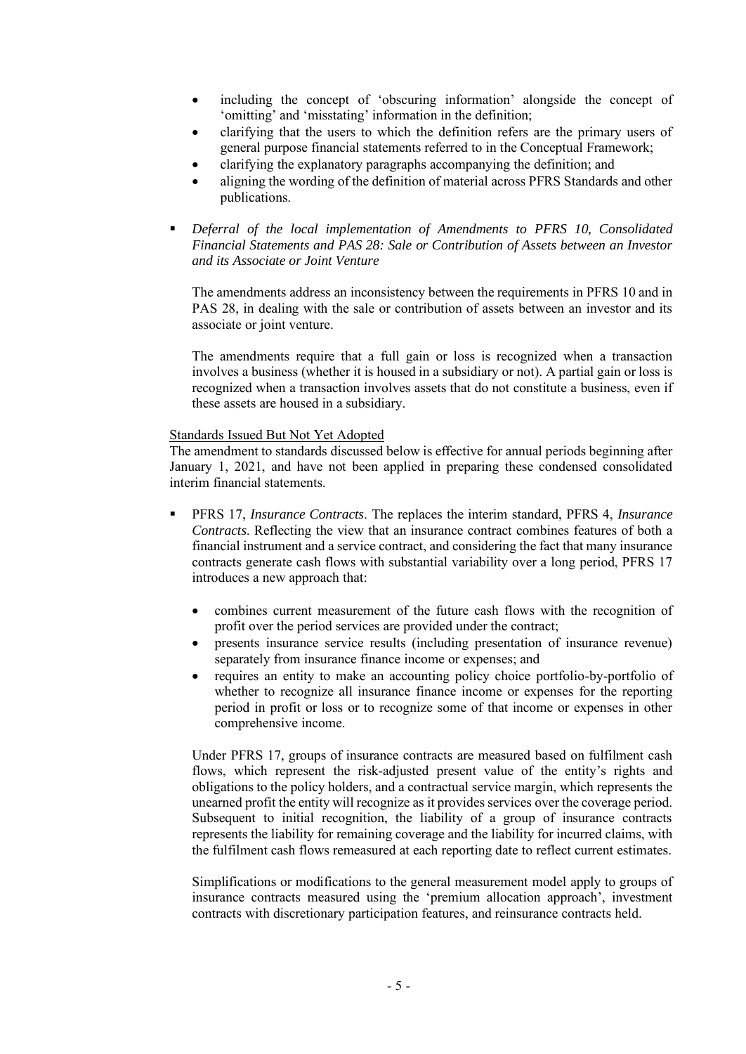- including the concept of 'obscuring information' alongside the concept of 'omitting' and 'misstating' information in the definition;
- clarifying that the users to which the definition refers are the primary users of general purpose financial statements referred to in the Conceptual Framework;
- clarifying the explanatory paragraphs accompanying the definition; and
- aligning the wording of the definition of material across PFRS Standards and other publications.

- *Deferral of the local implementation of Amendments to PFRS 10, Consolidated Financial Statements and PAS 28: Sale or Contribution of Assets between an Investor and its Associate or Joint Venture*

  The amendments address an inconsistency between the requirements in PFRS 10 and in PAS 28, in dealing with the sale or contribution of assets between an investor and its associate or joint venture.

  The amendments require that a full gain or loss is recognized when a transaction involves a business (whether it is housed in a subsidiary or not). A partial gain or loss is recognized when a transaction involves assets that do not constitute a business, even if these assets are housed in a subsidiary.

Standards Issued But Not Yet Adopted

The amendment to standards discussed below is effective for annual periods beginning after January 1, 2021, and have not been applied in preparing these condensed consolidated interim financial statements.

- PFRS 17, *Insurance Contracts*. The replaces the interim standard, PFRS 4, *Insurance Contracts*. Reflecting the view that an insurance contract combines features of both a financial instrument and a service contract, and considering the fact that many insurance contracts generate cash flows with substantial variability over a long period, PFRS 17 introduces a new approach that:

  - combines current measurement of the future cash flows with the recognition of profit over the period services are provided under the contract;
  - presents insurance service results (including presentation of insurance revenue) separately from insurance finance income or expenses; and
  - requires an entity to make an accounting policy choice portfolio-by-portfolio of whether to recognize all insurance finance income or expenses for the reporting period in profit or loss or to recognize some of that income or expenses in other comprehensive income.

  Under PFRS 17, groups of insurance contracts are measured based on fulfilment cash flows, which represent the risk-adjusted present value of the entity's rights and obligations to the policy holders, and a contractual service margin, which represents the unearned profit the entity will recognize as it provides services over the coverage period. Subsequent to initial recognition, the liability of a group of insurance contracts represents the liability for remaining coverage and the liability for incurred claims, with the fulfilment cash flows remeasured at each reporting date to reflect current estimates.

  Simplifications or modifications to the general measurement model apply to groups of insurance contracts measured using the 'premium allocation approach', investment contracts with discretionary participation features, and reinsurance contracts held.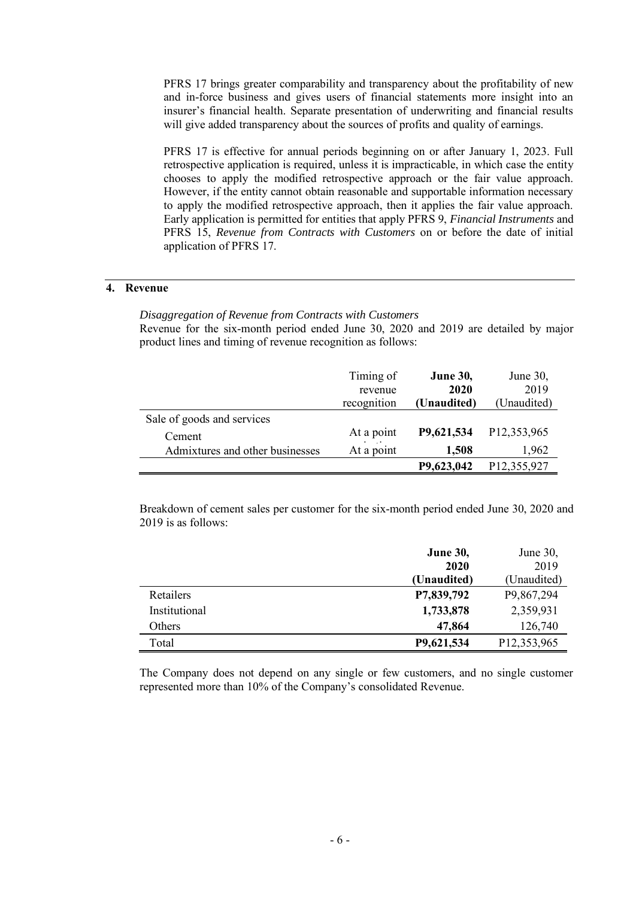PFRS 17 brings greater comparability and transparency about the profitability of new and in-force business and gives users of financial statements more insight into an insurer's financial health. Separate presentation of underwriting and financial results will give added transparency about the sources of profits and quality of earnings.

PFRS 17 is effective for annual periods beginning on or after January 1, 2023. Full retrospective application is required, unless it is impracticable, in which case the entity chooses to apply the modified retrospective approach or the fair value approach. However, if the entity cannot obtain reasonable and supportable information necessary to apply the modified retrospective approach, then it applies the fair value approach. Early application is permitted for entities that apply PFRS 9, *Financial Instruments* and PFRS 15, *Revenue from Contracts with Customers* on or before the date of initial application of PFRS 17.

## 4. Revenue

*Disaggregation of Revenue from Contracts with Customers*

Revenue for the six-month period ended June 30, 2020 and 2019 are detailed by major product lines and timing of revenue recognition as follows:

| | Timing of revenue recognition | **June 30, 2020 (Unaudited)** | June 30, 2019 (Unaudited) |
|---|---|---|---|
| Sale of goods and services | | | |
| Cement | At a point | **P9,621,534** | P12,353,965 |
| Admixtures and other businesses | At a point | **1,508** | 1,962 |
| | | **P9,623,042** | P12,355,927 |

Breakdown of cement sales per customer for the six-month period ended June 30, 2020 and 2019 is as follows:

| | **June 30, 2020 (Unaudited)** | June 30, 2019 (Unaudited) |
|---|---|---|
| Retailers | **P7,839,792** | P9,867,294 |
| Institutional | **1,733,878** | 2,359,931 |
| Others | **47,864** | 126,740 |
| Total | **P9,621,534** | P12,353,965 |

The Company does not depend on any single or few customers, and no single customer represented more than 10% of the Company's consolidated Revenue.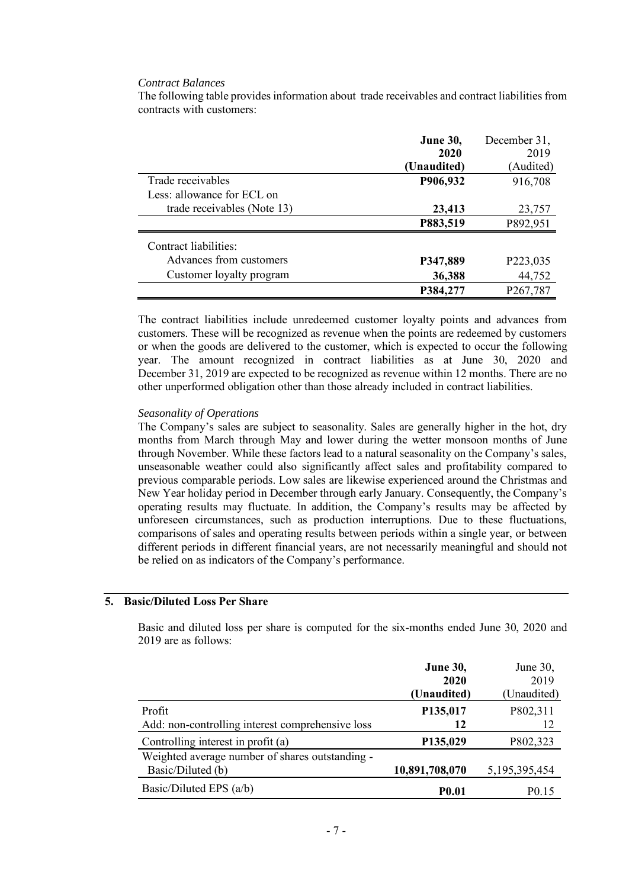*Contract Balances*

The following table provides information about trade receivables and contract liabilities from contracts with customers:

| | **June 30, 2020 (Unaudited)** | December 31, 2019 (Audited) |
|---|---|---|
| Trade receivables | **P906,932** | 916,708 |
| Less: allowance for ECL on trade receivables (Note 13) | **23,413** | 23,757 |
| | **P883,519** | P892,951 |
| Contract liabilities: | | |
| Advances from customers | **P347,889** | P223,035 |
| Customer loyalty program | **36,388** | 44,752 |
| | **P384,277** | P267,787 |

The contract liabilities include unredeemed customer loyalty points and advances from customers. These will be recognized as revenue when the points are redeemed by customers or when the goods are delivered to the customer, which is expected to occur the following year. The amount recognized in contract liabilities as at June 30, 2020 and December 31, 2019 are expected to be recognized as revenue within 12 months. There are no other unperformed obligation other than those already included in contract liabilities.

*Seasonality of Operations*

The Company's sales are subject to seasonality. Sales are generally higher in the hot, dry months from March through May and lower during the wetter monsoon months of June through November. While these factors lead to a natural seasonality on the Company's sales, unseasonable weather could also significantly affect sales and profitability compared to previous comparable periods. Low sales are likewise experienced around the Christmas and New Year holiday period in December through early January. Consequently, the Company's operating results may fluctuate. In addition, the Company's results may be affected by unforeseen circumstances, such as production interruptions. Due to these fluctuations, comparisons of sales and operating results between periods within a single year, or between different periods in different financial years, are not necessarily meaningful and should not be relied on as indicators of the Company's performance.

## 5. Basic/Diluted Loss Per Share

Basic and diluted loss per share is computed for the six-months ended June 30, 2020 and 2019 are as follows:

| | **June 30, 2020 (Unaudited)** | June 30, 2019 (Unaudited) |
|---|---|---|
| Profit | **P135,017** | P802,311 |
| Add: non-controlling interest comprehensive loss | **12** | 12 |
| Controlling interest in profit (a) | **P135,029** | P802,323 |
| Weighted average number of shares outstanding - Basic/Diluted (b) | **10,891,708,070** | 5,195,395,454 |
| Basic/Diluted EPS (a/b) | **P0.01** | P0.15 |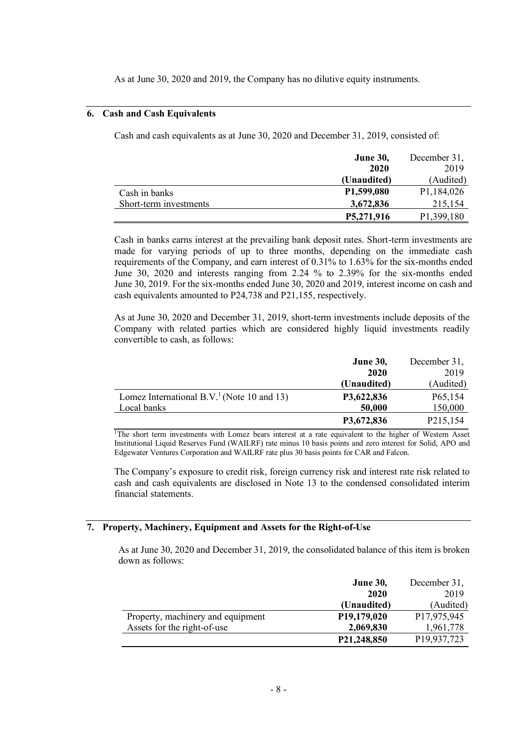As at June 30, 2020 and 2019, the Company has no dilutive equity instruments.

## 6. Cash and Cash Equivalents

Cash and cash equivalents as at June 30, 2020 and December 31, 2019, consisted of:

| | **June 30, 2020 (Unaudited)** | December 31, 2019 (Audited) |
|---|---|---|
| Cash in banks | **P1,599,080** | P1,184,026 |
| Short-term investments | **3,672,836** | 215,154 |
| | **P5,271,916** | P1,399,180 |

Cash in banks earns interest at the prevailing bank deposit rates. Short-term investments are made for varying periods of up to three months, depending on the immediate cash requirements of the Company, and earn interest of 0.31% to 1.63% for the six-months ended June 30, 2020 and interests ranging from 2.24 % to 2.39% for the six-months ended June 30, 2019. For the six-months ended June 30, 2020 and 2019, interest income on cash and cash equivalents amounted to P24,738 and P21,155, respectively.

As at June 30, 2020 and December 31, 2019, short-term investments include deposits of the Company with related parties which are considered highly liquid investments readily convertible to cash, as follows:

| | **June 30, 2020 (Unaudited)** | December 31, 2019 (Audited) |
|---|---|---|
| Lomez International B.V.[1] (Note 10 and 13) | **P3,622,836** | P65,154 |
| Local banks | **50,000** | 150,000 |
| | **P3,672,836** | P215,154 |

[1]The short term investments with Lomez bears interest at a rate equivalent to the higher of Western Asset Institutional Liquid Reserves Fund (WAILRF) rate minus 10 basis points and zero interest for Solid, APO and Edgewater Ventures Corporation and WAILRF rate plus 30 basis points for CAR and Falcon.

The Company's exposure to credit risk, foreign currency risk and interest rate risk related to cash and cash equivalents are disclosed in Note 13 to the condensed consolidated interim financial statements.

## 7. Property, Machinery, Equipment and Assets for the Right-of-Use

As at June 30, 2020 and December 31, 2019, the consolidated balance of this item is broken down as follows:

| | **June 30, 2020 (Unaudited)** | December 31, 2019 (Audited) |
|---|---|---|
| Property, machinery and equipment | **P19,179,020** | P17,975,945 |
| Assets for the right-of-use | **2,069,830** | 1,961,778 |
| | **P21,248,850** | P19,937,723 |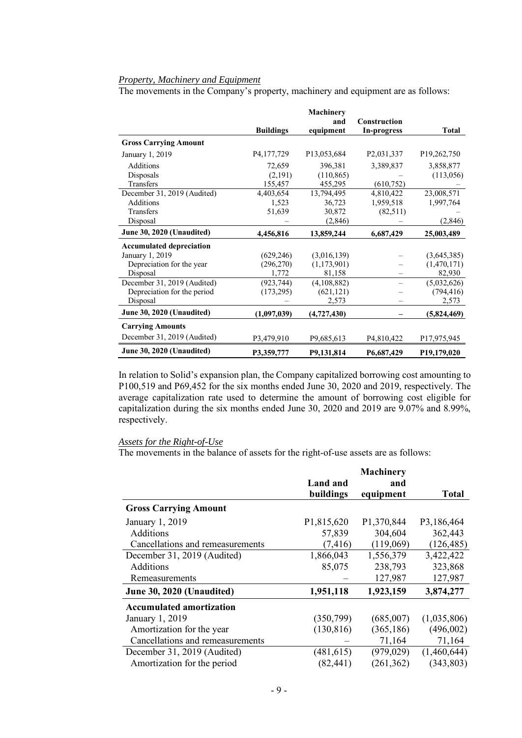*Property, Machinery and Equipment*

The movements in the Company's property, machinery and equipment are as follows:

| | Buildings | Machinery and equipment | Construction In-progress | Total |
|---|---|---|---|---|
| **Gross Carrying Amount** | | | | |
| January 1, 2019 | P4,177,729 | P13,053,684 | P2,031,337 | P19,262,750 |
| Additions | 72,659 | 396,381 | 3,389,837 | 3,858,877 |
| Disposals | (2,191) | (110,865) | – | (113,056) |
| Transfers | 155,457 | 455,295 | (610,752) | – |
| December 31, 2019 (Audited) | 4,403,654 | 13,794,495 | 4,810,422 | 23,008,571 |
| Additions | 1,523 | 36,723 | 1,959,518 | 1,997,764 |
| Transfers | 51,639 | 30,872 | (82,511) | – |
| Disposal | – | (2,846) | – | (2,846) |
| **June 30, 2020 (Unaudited)** | **4,456,816** | **13,859,244** | **6,687,429** | **25,003,489** |
| **Accumulated depreciation** | | | | |
| January 1, 2019 | (629,246) | (3,016,139) | – | (3,645,385) |
| Depreciation for the year | (296,270) | (1,173,901) | – | (1,470,171) |
| Disposal | 1,772 | 81,158 | – | 82,930 |
| December 31, 2019 (Audited) | (923,744) | (4,108,882) | – | (5,032,626) |
| Depreciation for the period | (173,295) | (621,121) | – | (794,416) |
| Disposal | – | 2,573 | – | 2,573 |
| **June 30, 2020 (Unaudited)** | **(1,097,039)** | **(4,727,430)** | **–** | **(5,824,469)** |
| **Carrying Amounts** | | | | |
| December 31, 2019 (Audited) | P3,479,910 | P9,685,613 | P4,810,422 | P17,975,945 |
| **June 30, 2020 (Unaudited)** | **P3,359,777** | **P9,131,814** | **P6,687,429** | **P19,179,020** |

In relation to Solid's expansion plan, the Company capitalized borrowing cost amounting to P100,519 and P69,452 for the six months ended June 30, 2020 and 2019, respectively. The average capitalization rate used to determine the amount of borrowing cost eligible for capitalization during the six months ended June 30, 2020 and 2019 are 9.07% and 8.99%, respectively.

*Assets for the Right-of-Use*

The movements in the balance of assets for the right-of-use assets are as follows:

| | Land and buildings | Machinery and equipment | Total |
|---|---|---|---|
| **Gross Carrying Amount** | | | |
| January 1, 2019 | P1,815,620 | P1,370,844 | P3,186,464 |
| Additions | 57,839 | 304,604 | 362,443 |
| Cancellations and remeasurements | (7,416) | (119,069) | (126,485) |
| December 31, 2019 (Audited) | 1,866,043 | 1,556,379 | 3,422,422 |
| Additions | 85,075 | 238,793 | 323,868 |
| Remeasurements | – | 127,987 | 127,987 |
| **June 30, 2020 (Unaudited)** | **1,951,118** | **1,923,159** | **3,874,277** |
| **Accumulated amortization** | | | |
| January 1, 2019 | (350,799) | (685,007) | (1,035,806) |
| Amortization for the year | (130,816) | (365,186) | (496,002) |
| Cancellations and remeasurements | – | 71,164 | 71,164 |
| December 31, 2019 (Audited) | (481,615) | (979,029) | (1,460,644) |
| Amortization for the period | (82,441) | (261,362) | (343,803) |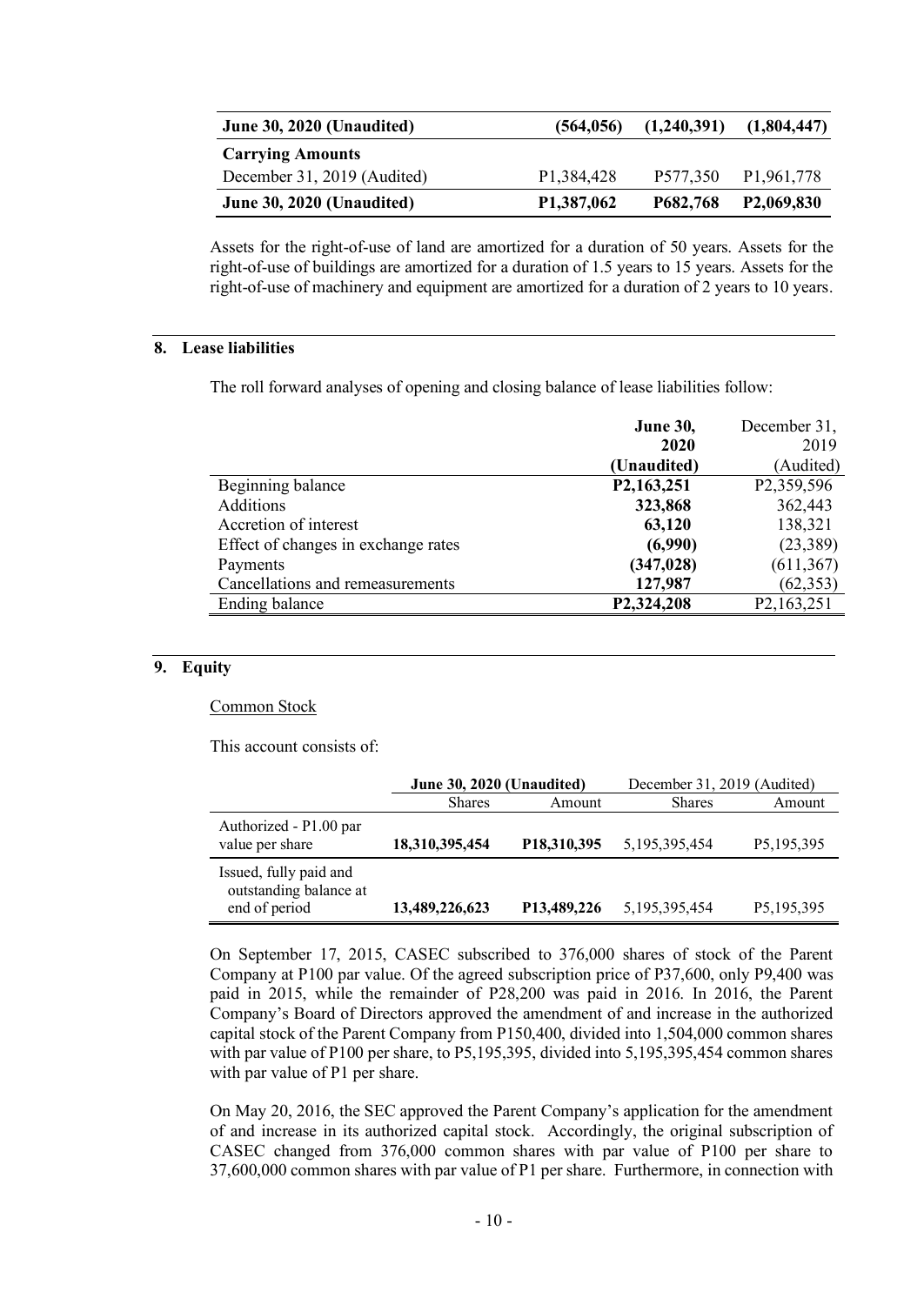| | | | |
|---|---|---|---|
| **June 30, 2020 (Unaudited)** | **(564,056)** | **(1,240,391)** | **(1,804,447)** |
| **Carrying Amounts** | | | |
| December 31, 2019 (Audited) | P1,384,428 | P577,350 | P1,961,778 |
| **June 30, 2020 (Unaudited)** | **P1,387,062** | **P682,768** | **P2,069,830** |

Assets for the right-of-use of land are amortized for a duration of 50 years. Assets for the right-of-use of buildings are amortized for a duration of 1.5 years to 15 years. Assets for the right-of-use of machinery and equipment are amortized for a duration of 2 years to 10 years.

## 8. Lease liabilities

The roll forward analyses of opening and closing balance of lease liabilities follow:

| | **June 30, 2020 (Unaudited)** | December 31, 2019 (Audited) |
|---|---|---|
| Beginning balance | **P2,163,251** | P2,359,596 |
| Additions | **323,868** | 362,443 |
| Accretion of interest | **63,120** | 138,321 |
| Effect of changes in exchange rates | **(6,990)** | (23,389) |
| Payments | **(347,028)** | (611,367) |
| Cancellations and remeasurements | **127,987** | (62,353) |
| Ending balance | **P2,324,208** | P2,163,251 |

## 9. Equity

Common Stock

This account consists of:

| | **June 30, 2020 (Unaudited)** | | December 31, 2019 (Audited) | |
|---|---|---|---|---|
| | Shares | Amount | Shares | Amount |
| Authorized - P1.00 par value per share | **18,310,395,454** | **P18,310,395** | 5,195,395,454 | P5,195,395 |
| Issued, fully paid and outstanding balance at end of period | **13,489,226,623** | **P13,489,226** | 5,195,395,454 | P5,195,395 |

On September 17, 2015, CASEC subscribed to 376,000 shares of stock of the Parent Company at P100 par value. Of the agreed subscription price of P37,600, only P9,400 was paid in 2015, while the remainder of P28,200 was paid in 2016. In 2016, the Parent Company's Board of Directors approved the amendment of and increase in the authorized capital stock of the Parent Company from P150,400, divided into 1,504,000 common shares with par value of P100 per share, to P5,195,395, divided into 5,195,395,454 common shares with par value of P1 per share.

On May 20, 2016, the SEC approved the Parent Company's application for the amendment of and increase in its authorized capital stock. Accordingly, the original subscription of CASEC changed from 376,000 common shares with par value of P100 per share to 37,600,000 common shares with par value of P1 per share. Furthermore, in connection with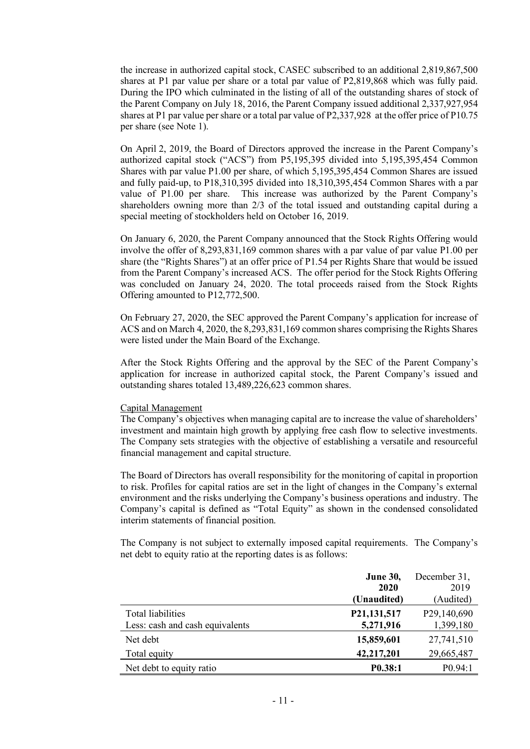the increase in authorized capital stock, CASEC subscribed to an additional 2,819,867,500 shares at P1 par value per share or a total par value of P2,819,868 which was fully paid. During the IPO which culminated in the listing of all of the outstanding shares of stock of the Parent Company on July 18, 2016, the Parent Company issued additional 2,337,927,954 shares at P1 par value per share or a total par value of P2,337,928 at the offer price of P10.75 per share (see Note 1).

On April 2, 2019, the Board of Directors approved the increase in the Parent Company's authorized capital stock ("ACS") from P5,195,395 divided into 5,195,395,454 Common Shares with par value P1.00 per share, of which 5,195,395,454 Common Shares are issued and fully paid-up, to P18,310,395 divided into 18,310,395,454 Common Shares with a par value of P1.00 per share. This increase was authorized by the Parent Company's shareholders owning more than 2/3 of the total issued and outstanding capital during a special meeting of stockholders held on October 16, 2019.

On January 6, 2020, the Parent Company announced that the Stock Rights Offering would involve the offer of 8,293,831,169 common shares with a par value of par value P1.00 per share (the "Rights Shares") at an offer price of P1.54 per Rights Share that would be issued from the Parent Company's increased ACS. The offer period for the Stock Rights Offering was concluded on January 24, 2020. The total proceeds raised from the Stock Rights Offering amounted to P12,772,500.

On February 27, 2020, the SEC approved the Parent Company's application for increase of ACS and on March 4, 2020, the 8,293,831,169 common shares comprising the Rights Shares were listed under the Main Board of the Exchange.

After the Stock Rights Offering and the approval by the SEC of the Parent Company's application for increase in authorized capital stock, the Parent Company's issued and outstanding shares totaled 13,489,226,623 common shares.

Capital Management

The Company's objectives when managing capital are to increase the value of shareholders' investment and maintain high growth by applying free cash flow to selective investments. The Company sets strategies with the objective of establishing a versatile and resourceful financial management and capital structure.

The Board of Directors has overall responsibility for the monitoring of capital in proportion to risk. Profiles for capital ratios are set in the light of changes in the Company's external environment and the risks underlying the Company's business operations and industry. The Company's capital is defined as "Total Equity" as shown in the condensed consolidated interim statements of financial position.

The Company is not subject to externally imposed capital requirements. The Company's net debt to equity ratio at the reporting dates is as follows:

| | **June 30, 2020 (Unaudited)** | December 31, 2019 (Audited) |
|---|---|---|
| Total liabilities | **P21,131,517** | P29,140,690 |
| Less: cash and cash equivalents | **5,271,916** | 1,399,180 |
| Net debt | **15,859,601** | 27,741,510 |
| Total equity | **42,217,201** | 29,665,487 |
| Net debt to equity ratio | **P0.38:1** | P0.94:1 |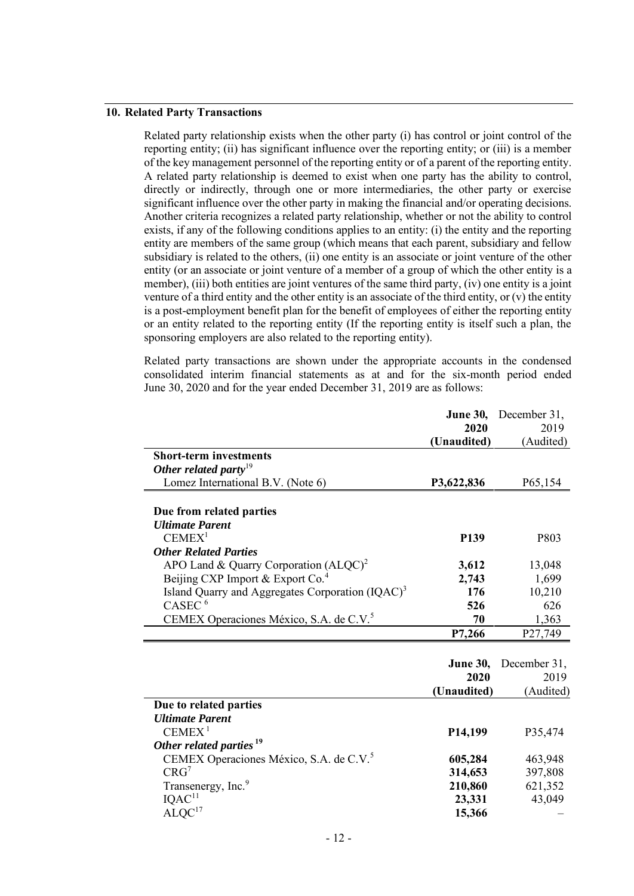## 10. Related Party Transactions

Related party relationship exists when the other party (i) has control or joint control of the reporting entity; (ii) has significant influence over the reporting entity; or (iii) is a member of the key management personnel of the reporting entity or of a parent of the reporting entity. A related party relationship is deemed to exist when one party has the ability to control, directly or indirectly, through one or more intermediaries, the other party or exercise significant influence over the other party in making the financial and/or operating decisions. Another criteria recognizes a related party relationship, whether or not the ability to control exists, if any of the following conditions applies to an entity: (i) the entity and the reporting entity are members of the same group (which means that each parent, subsidiary and fellow subsidiary is related to the others, (ii) one entity is an associate or joint venture of the other entity (or an associate or joint venture of a member of a group of which the other entity is a member), (iii) both entities are joint ventures of the same third party, (iv) one entity is a joint venture of a third entity and the other entity is an associate of the third entity, or (v) the entity is a post-employment benefit plan for the benefit of employees of either the reporting entity or an entity related to the reporting entity (If the reporting entity is itself such a plan, the sponsoring employers are also related to the reporting entity).

Related party transactions are shown under the appropriate accounts in the condensed consolidated interim financial statements as at and for the six-month period ended June 30, 2020 and for the year ended December 31, 2019 are as follows:

| | **June 30, 2020 (Unaudited)** | December 31, 2019 (Audited) |
|---|---|---|
| **Short-term investments** | | |
| ***Other related party***[19] | | |
| Lomez International B.V. (Note 6) | **P3,622,836** | P65,154 |
| | | |
| **Due from related parties** | | |
| ***Ultimate Parent*** | | |
| CEMEX[1] | **P139** | P803 |
| ***Other Related Parties*** | | |
| APO Land & Quarry Corporation (ALQC)[2] | **3,612** | 13,048 |
| Beijing CXP Import & Export Co.[4] | **2,743** | 1,699 |
| Island Quarry and Aggregates Corporation (IQAC)[3] | **176** | 10,210 |
| CASEC[6] | **526** | 626 |
| CEMEX Operaciones México, S.A. de C.V.[5] | **70** | 1,363 |
| | **P7,266** | P27,749 |

| | **June 30, 2020 (Unaudited)** | December 31, 2019 (Audited) |
|---|---|---|
| **Due to related parties** | | |
| ***Ultimate Parent*** | | |
| CEMEX[1] | **P14,199** | P35,474 |
| ***Other related parties***[19] | | |
| CEMEX Operaciones México, S.A. de C.V.[5] | **605,284** | 463,948 |
| CRG[7] | **314,653** | 397,808 |
| Transenergy, Inc.[9] | **210,860** | 621,352 |
| IQAC[11] | **23,331** | 43,049 |
| ALQC[17] | **15,366** | – |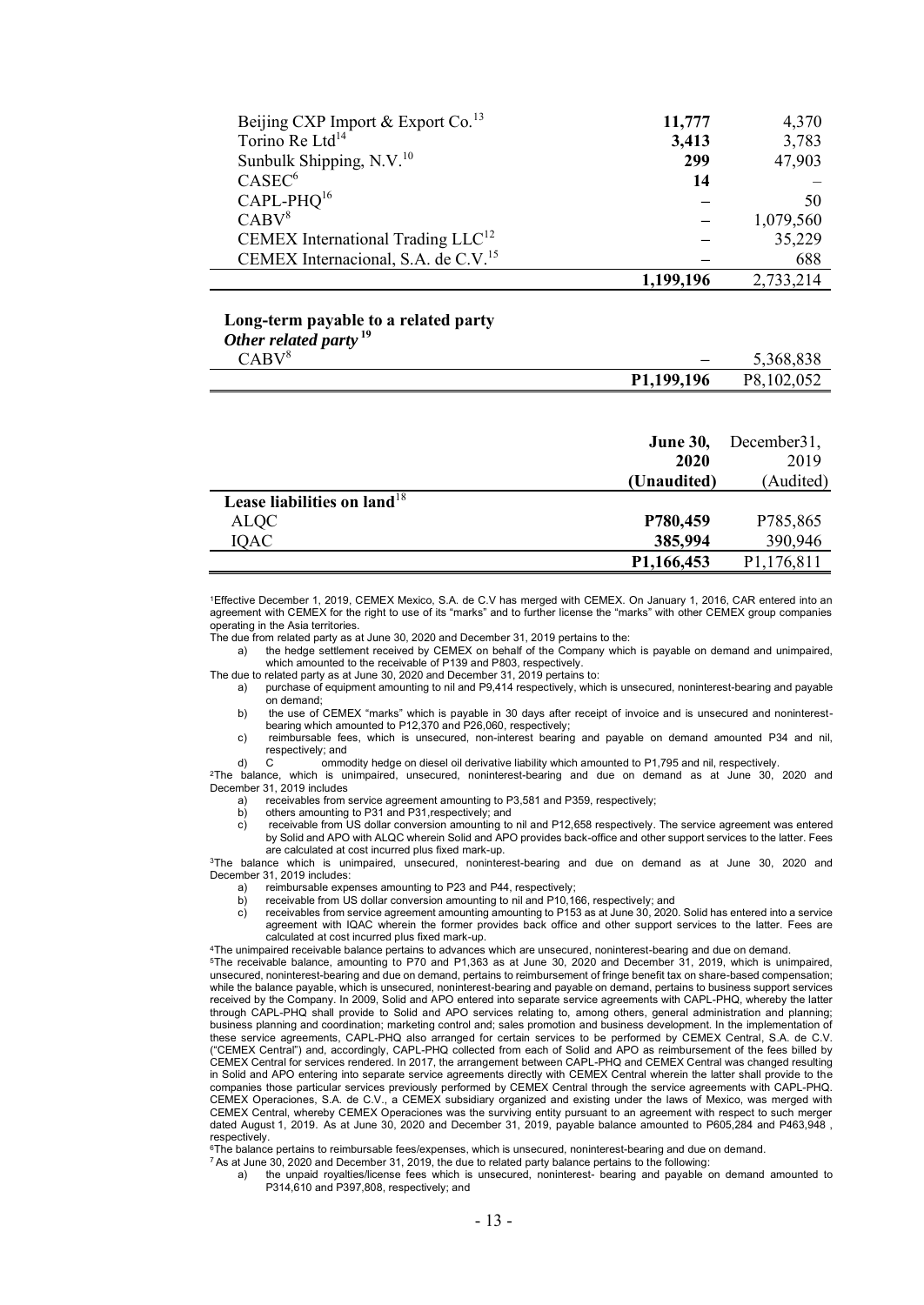| | | |
|---|---|---|
| Beijing CXP Import & Export Co.[13] | **11,777** | 4,370 |
| Torino Re Ltd[14] | **3,413** | 3,783 |
| Sunbulk Shipping, N.V.[10] | **299** | 47,903 |
| CASEC[6] | **14** | – |
| CAPL-PHQ[16] | – | 50 |
| CABV[8] | – | 1,079,560 |
| CEMEX International Trading LLC[12] | – | 35,229 |
| CEMEX Internacional, S.A. de C.V.[15] | – | 688 |
| | **1,199,196** | 2,733,214 |
| **Long-term payable to a related party** | | |
| ***Other related party*** [19] | | |
| CABV[8] | – | 5,368,838 |
| | **P1,199,196** | P8,102,052 |

| | **June 30, 2020 (Unaudited)** | December31, 2019 (Audited) |
|---|---|---|
| **Lease liabilities on land**[18] | | |
| ALQC | **P780,459** | P785,865 |
| IQAC | **385,994** | 390,946 |
| | **P1,166,453** | P1,176,811 |

[1]Effective December 1, 2019, CEMEX Mexico, S.A. de C.V has merged with CEMEX. On January 1, 2016, CAR entered into an agreement with CEMEX for the right to use of its "marks" and to further license the "marks" with other CEMEX group companies operating in the Asia territories.

The due from related party as at June 30, 2020 and December 31, 2019 pertains to the:

a) the hedge settlement received by CEMEX on behalf of the Company which is payable on demand and unimpaired, which amounted to the receivable of P139 and P803, respectively.

The due to related party as at June 30, 2020 and December 31, 2019 pertains to:

a) purchase of equipment amounting to nil and P9,414 respectively, which is unsecured, noninterest-bearing and payable on demand;
b) the use of CEMEX "marks" which is payable in 30 days after receipt of invoice and is unsecured and noninterest-bearing which amounted to P12,370 and P26,060, respectively;
c) reimbursable fees, which is unsecured, non-interest bearing and payable on demand amounted P34 and nil, respectively; and
d) Commodity hedge on diesel oil derivative liability which amounted to P1,795 and nil, respectively.

[2]The balance, which is unimpaired, unsecured, noninterest-bearing and due on demand as at June 30, 2020 and December 31, 2019 includes

a) receivables from service agreement amounting to P3,581 and P359, respectively;
b) others amounting to P31 and P31,respectively; and
c) receivable from US dollar conversion amounting to nil and P12,658 respectively. The service agreement was entered by Solid and APO with ALQC wherein Solid and APO provides back-office and other support services to the latter. Fees are calculated at cost incurred plus fixed mark-up.

[3]The balance which is unimpaired, unsecured, noninterest-bearing and due on demand as at June 30, 2020 and December 31, 2019 includes:

a) reimbursable expenses amounting to P23 and P44, respectively;
b) receivable from US dollar conversion amounting to nil and P10,166, respectively; and
c) receivables from service agreement amounting amounting to P153 as at June 30, 2020. Solid has entered into a service agreement with IQAC wherein the former provides back office and other support services to the latter. Fees are calculated at cost incurred plus fixed mark-up.

[4]The unimpaired receivable balance pertains to advances which are unsecured, noninterest-bearing and due on demand.

[5]The receivable balance, amounting to P70 and P1,363 as at June 30, 2020 and December 31, 2019, which is unimpaired, unsecured, noninterest-bearing and due on demand, pertains to reimbursement of fringe benefit tax on share-based compensation; while the balance payable, which is unsecured, noninterest-bearing and payable on demand, pertains to business support services received by the Company. In 2009, Solid and APO entered into separate service agreements with CAPL-PHQ, whereby the latter through CAPL-PHQ shall provide to Solid and APO services relating to, among others, general administration and planning; business planning and coordination; marketing control and; sales promotion and business development. In the implementation of these service agreements, CAPL-PHQ also arranged for certain services to be performed by CEMEX Central, S.A. de C.V. ("CEMEX Central") and, accordingly, CAPL-PHQ collected from each of Solid and APO as reimbursement of the fees billed by CEMEX Central for services rendered. In 2017, the arrangement between CAPL-PHQ and CEMEX Central was changed resulting in Solid and APO entering into separate service agreements directly with CEMEX Central wherein the latter shall provide to the companies those particular services previously performed by CEMEX Central through the service agreements with CAPL-PHQ. CEMEX Operaciones, S.A. de C.V., a CEMEX subsidiary organized and existing under the laws of Mexico, was merged with CEMEX Central, whereby CEMEX Operaciones was the surviving entity pursuant to an agreement with respect to such merger dated August 1, 2019. As at June 30, 2020 and December 31, 2019, payable balance amounted to P605,284 and P463,948 , respectively.

[6]The balance pertains to reimbursable fees/expenses, which is unsecured, noninterest-bearing and due on demand.

[7]As at June 30, 2020 and December 31, 2019, the due to related party balance pertains to the following:

a) the unpaid royalties/license fees which is unsecured, noninterest- bearing and payable on demand amounted to P314,610 and P397,808, respectively; and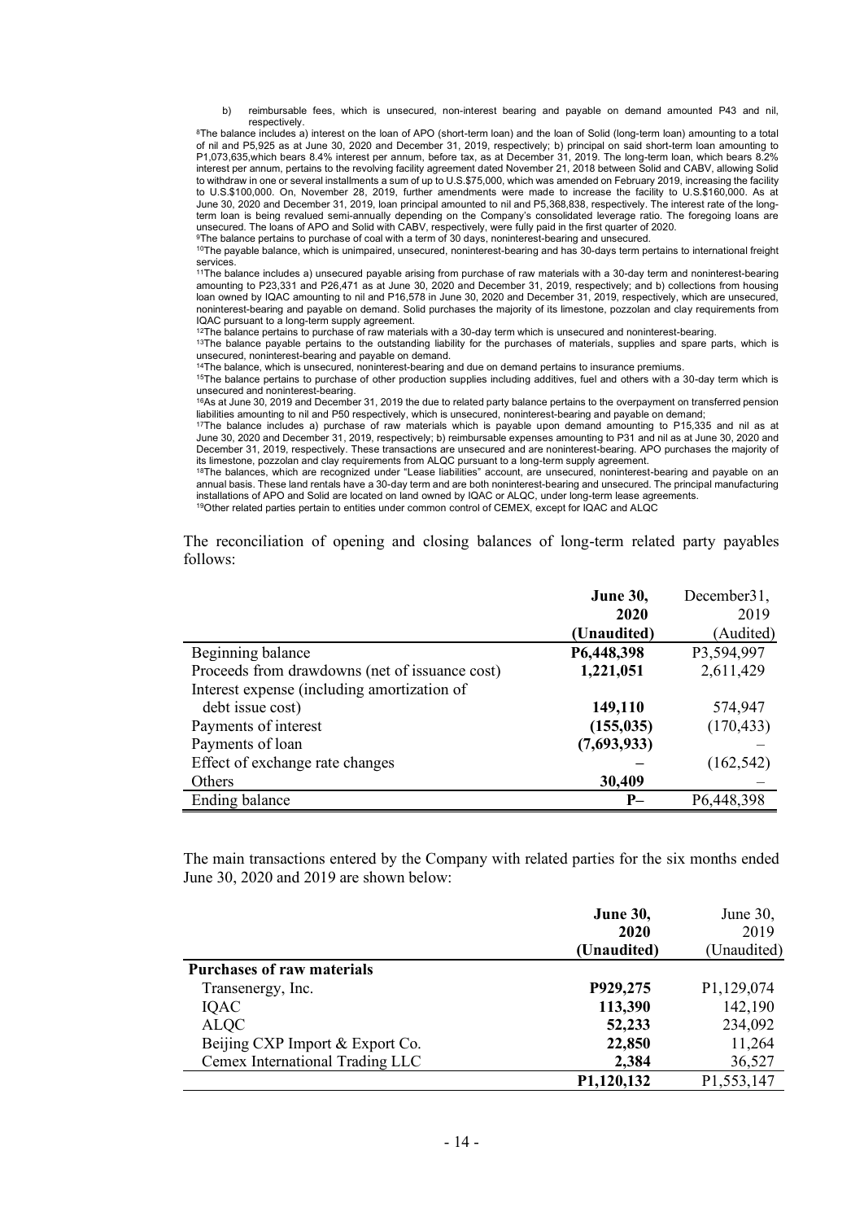b) reimbursable fees, which is unsecured, non-interest bearing and payable on demand amounted P43 and nil, respectively.

[8]The balance includes a) interest on the loan of APO (short-term loan) and the loan of Solid (long-term loan) amounting to a total of nil and P5,925 as at June 30, 2020 and December 31, 2019, respectively; b) principal on said short-term loan amounting to P1,073,635,which bears 8.4% interest per annum, before tax, as at December 31, 2019. The long-term loan, which bears 8.2% interest per annum, pertains to the revolving facility agreement dated November 21, 2018 between Solid and CABV, allowing Solid to withdraw in one or several installments a sum of up to U.S.$75,000, which was amended on February 2019, increasing the facility to U.S.$100,000. On, November 28, 2019, further amendments were made to increase the facility to U.S.$160,000. As at June 30, 2020 and December 31, 2019, loan principal amounted to nil and P5,368,838, respectively. The interest rate of the long-term loan is being revalued semi-annually depending on the Company's consolidated leverage ratio. The foregoing loans are unsecured. The loans of APO and Solid with CABV, respectively, were fully paid in the first quarter of 2020.

[9]The balance pertains to purchase of coal with a term of 30 days, noninterest-bearing and unsecured.

[10]The payable balance, which is unimpaired, unsecured, noninterest-bearing and has 30-days term pertains to international freight services.

[11]The balance includes a) unsecured payable arising from purchase of raw materials with a 30-day term and noninterest-bearing amounting to P23,331 and P26,471 as at June 30, 2020 and December 31, 2019, respectively; and b) collections from housing loan owned by IQAC amounting to nil and P16,578 in June 30, 2020 and December 31, 2019, respectively, which are unsecured, noninterest-bearing and payable on demand. Solid purchases the majority of its limestone, pozzolan and clay requirements from IQAC pursuant to a long-term supply agreement.

[12]The balance pertains to purchase of raw materials with a 30-day term which is unsecured and noninterest-bearing.

[13]The balance payable pertains to the outstanding liability for the purchases of materials, supplies and spare parts, which is unsecured, noninterest-bearing and payable on demand.

[14]The balance, which is unsecured, noninterest-bearing and due on demand pertains to insurance premiums.

[15]The balance pertains to purchase of other production supplies including additives, fuel and others with a 30-day term which is unsecured and noninterest-bearing.

[16]As at June 30, 2019 and December 31, 2019 the due to related party balance pertains to the overpayment on transferred pension liabilities amounting to nil and P50 respectively, which is unsecured, noninterest-bearing and payable on demand;

[17]The balance includes a) purchase of raw materials which is payable upon demand amounting to P15,335 and nil as at June 30, 2020 and December 31, 2019, respectively; b) reimbursable expenses amounting to P31 and nil as at June 30, 2020 and December 31, 2019, respectively. These transactions are unsecured and are noninterest-bearing. APO purchases the majority of its limestone, pozzolan and clay requirements from ALQC pursuant to a long-term supply agreement.

[18]The balances, which are recognized under "Lease liabilities" account, are unsecured, noninterest-bearing and payable on an annual basis. These land rentals have a 30-day term and are both noninterest-bearing and unsecured. The principal manufacturing installations of APO and Solid are located on land owned by IQAC or ALQC, under long-term lease agreements.

[19]Other related parties pertain to entities under common control of CEMEX, except for IQAC and ALQC

The reconciliation of opening and closing balances of long-term related party payables follows:

| | **June 30, 2020 (Unaudited)** | December31, 2019 (Audited) |
|---|---|---|
| Beginning balance | **P6,448,398** | P3,594,997 |
| Proceeds from drawdowns (net of issuance cost) | **1,221,051** | 2,611,429 |
| Interest expense (including amortization of debt issue cost) | **149,110** | 574,947 |
| Payments of interest | **(155,035)** | (170,433) |
| Payments of loan | **(7,693,933)** | – |
| Effect of exchange rate changes | **–** | (162,542) |
| Others | **30,409** | – |
| Ending balance | **P–** | P6,448,398 |

The main transactions entered by the Company with related parties for the six months ended June 30, 2020 and 2019 are shown below:

| | **June 30, 2020 (Unaudited)** | June 30, 2019 (Unaudited) |
|---|---|---|
| **Purchases of raw materials** | | |
| Transenergy, Inc. | **P929,275** | P1,129,074 |
| IQAC | **113,390** | 142,190 |
| ALQC | **52,233** | 234,092 |
| Beijing CXP Import & Export Co. | **22,850** | 11,264 |
| Cemex International Trading LLC | **2,384** | 36,527 |
| | **P1,120,132** | P1,553,147 |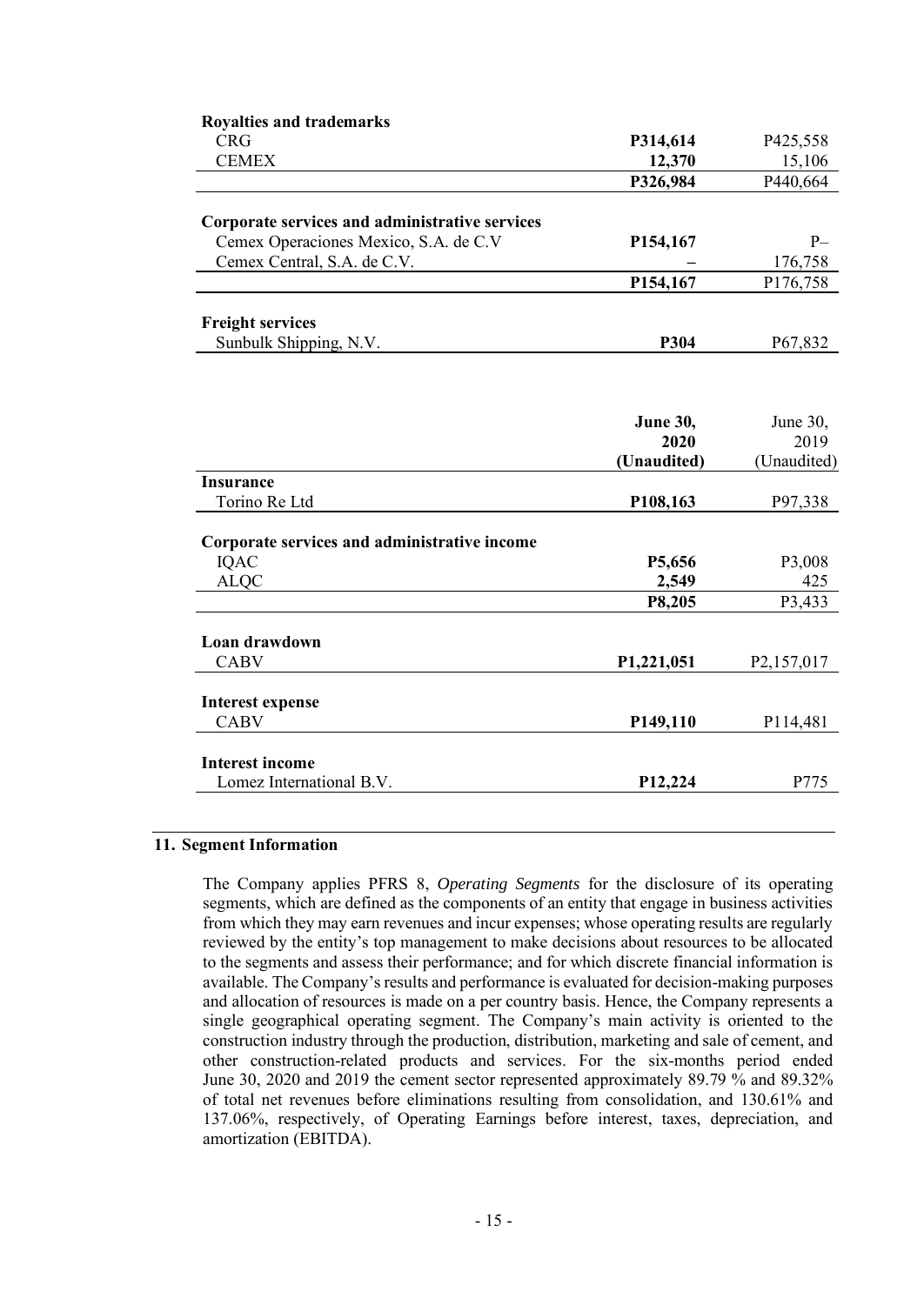| | | |
|---|---|---|
| **Royalties and trademarks** | | |
| CRG | **P314,614** | P425,558 |
| CEMEX | **12,370** | 15,106 |
| | **P326,984** | P440,664 |
| | | |
| **Corporate services and administrative services** | | |
| Cemex Operaciones Mexico, S.A. de C.V | **P154,167** | P– |
| Cemex Central, S.A. de C.V. | **–** | 176,758 |
| | **P154,167** | P176,758 |
| | | |
| **Freight services** | | |
| Sunbulk Shipping, N.V. | **P304** | P67,832 |

| | **June 30, 2020 (Unaudited)** | June 30, 2019 (Unaudited) |
|---|---|---|
| **Insurance** | | |
| Torino Re Ltd | **P108,163** | P97,338 |
| | | |
| **Corporate services and administrative income** | | |
| IQAC | **P5,656** | P3,008 |
| ALQC | **2,549** | 425 |
| | **P8,205** | P3,433 |
| | | |
| **Loan drawdown** | | |
| CABV | **P1,221,051** | P2,157,017 |
| | | |
| **Interest expense** | | |
| CABV | **P149,110** | P114,481 |
| | | |
| **Interest income** | | |
| Lomez International B.V. | **P12,224** | P775 |

## 11. Segment Information

The Company applies PFRS 8, *Operating Segments* for the disclosure of its operating segments, which are defined as the components of an entity that engage in business activities from which they may earn revenues and incur expenses; whose operating results are regularly reviewed by the entity's top management to make decisions about resources to be allocated to the segments and assess their performance; and for which discrete financial information is available. The Company's results and performance is evaluated for decision-making purposes and allocation of resources is made on a per country basis. Hence, the Company represents a single geographical operating segment. The Company's main activity is oriented to the construction industry through the production, distribution, marketing and sale of cement, and other construction-related products and services. For the six-months period ended June 30, 2020 and 2019 the cement sector represented approximately 89.79 % and 89.32% of total net revenues before eliminations resulting from consolidation, and 130.61% and 137.06%, respectively, of Operating Earnings before interest, taxes, depreciation, and amortization (EBITDA).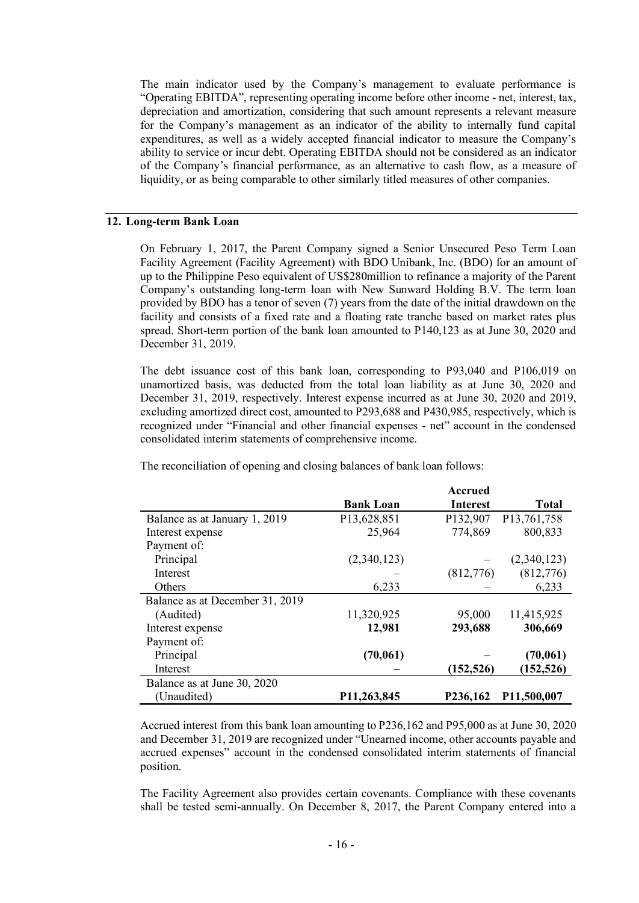The main indicator used by the Company's management to evaluate performance is "Operating EBITDA", representing operating income before other income - net, interest, tax, depreciation and amortization, considering that such amount represents a relevant measure for the Company's management as an indicator of the ability to internally fund capital expenditures, as well as a widely accepted financial indicator to measure the Company's ability to service or incur debt. Operating EBITDA should not be considered as an indicator of the Company's financial performance, as an alternative to cash flow, as a measure of liquidity, or as being comparable to other similarly titled measures of other companies.

## 12. Long-term Bank Loan

On February 1, 2017, the Parent Company signed a Senior Unsecured Peso Term Loan Facility Agreement (Facility Agreement) with BDO Unibank, Inc. (BDO) for an amount of up to the Philippine Peso equivalent of US$280million to refinance a majority of the Parent Company's outstanding long-term loan with New Sunward Holding B.V. The term loan provided by BDO has a tenor of seven (7) years from the date of the initial drawdown on the facility and consists of a fixed rate and a floating rate tranche based on market rates plus spread. Short-term portion of the bank loan amounted to P140,123 as at June 30, 2020 and December 31, 2019.

The debt issuance cost of this bank loan, corresponding to P93,040 and P106,019 on unamortized basis, was deducted from the total loan liability as at June 30, 2020 and December 31, 2019, respectively. Interest expense incurred as at June 30, 2020 and 2019, excluding amortized direct cost, amounted to P293,688 and P430,985, respectively, which is recognized under "Financial and other financial expenses - net" account in the condensed consolidated interim statements of comprehensive income.

The reconciliation of opening and closing balances of bank loan follows:

| | Bank Loan | Accrued Interest | Total |
|---|---|---|---|
| Balance as at January 1, 2019 | P13,628,851 | P132,907 | P13,761,758 |
| Interest expense | 25,964 | 774,869 | 800,833 |
| Payment of: | | | |
| Principal | (2,340,123) | – | (2,340,123) |
| Interest | – | (812,776) | (812,776) |
| Others | 6,233 | – | 6,233 |
| Balance as at December 31, 2019 (Audited) | 11,320,925 | 95,000 | 11,415,925 |
| Interest expense | **12,981** | **293,688** | **306,669** |
| Payment of: | | | |
| Principal | **(70,061)** | **–** | **(70,061)** |
| Interest | **–** | **(152,526)** | **(152,526)** |
| Balance as at June 30, 2020 (Unaudited) | **P11,263,845** | **P236,162** | **P11,500,007** |

Accrued interest from this bank loan amounting to P236,162 and P95,000 as at June 30, 2020 and December 31, 2019 are recognized under "Unearned income, other accounts payable and accrued expenses" account in the condensed consolidated interim statements of financial position.

The Facility Agreement also provides certain covenants. Compliance with these covenants shall be tested semi-annually. On December 8, 2017, the Parent Company entered into a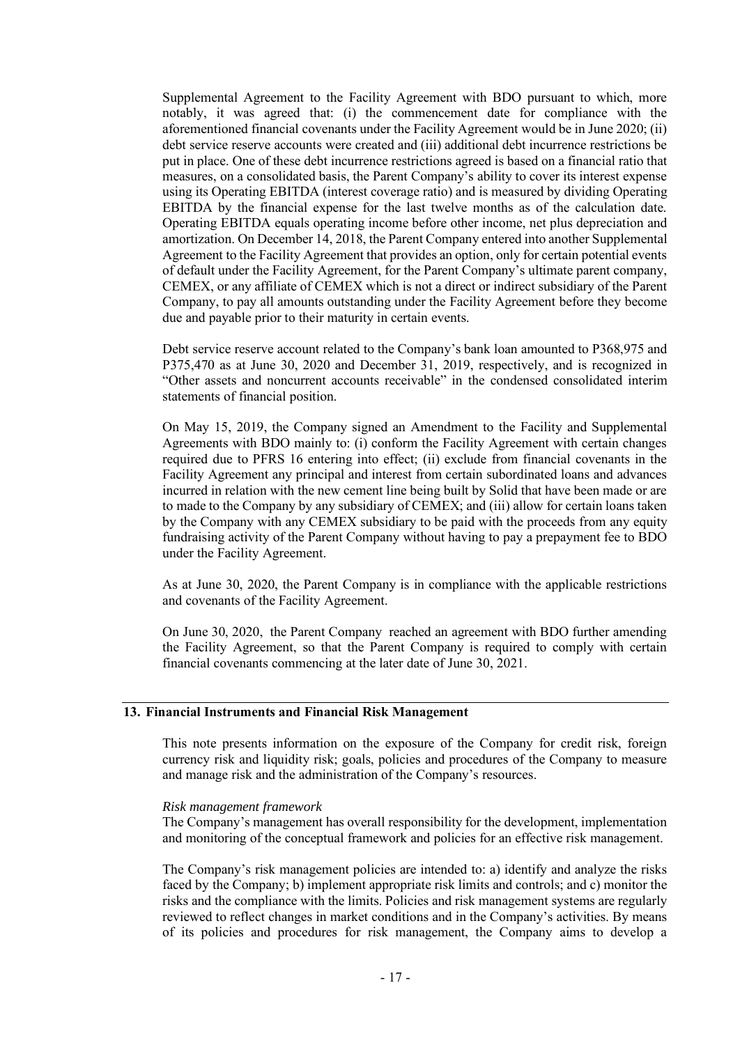Supplemental Agreement to the Facility Agreement with BDO pursuant to which, more notably, it was agreed that: (i) the commencement date for compliance with the aforementioned financial covenants under the Facility Agreement would be in June 2020; (ii) debt service reserve accounts were created and (iii) additional debt incurrence restrictions be put in place. One of these debt incurrence restrictions agreed is based on a financial ratio that measures, on a consolidated basis, the Parent Company's ability to cover its interest expense using its Operating EBITDA (interest coverage ratio) and is measured by dividing Operating EBITDA by the financial expense for the last twelve months as of the calculation date. Operating EBITDA equals operating income before other income, net plus depreciation and amortization. On December 14, 2018, the Parent Company entered into another Supplemental Agreement to the Facility Agreement that provides an option, only for certain potential events of default under the Facility Agreement, for the Parent Company's ultimate parent company, CEMEX, or any affiliate of CEMEX which is not a direct or indirect subsidiary of the Parent Company, to pay all amounts outstanding under the Facility Agreement before they become due and payable prior to their maturity in certain events.

Debt service reserve account related to the Company's bank loan amounted to P368,975 and P375,470 as at June 30, 2020 and December 31, 2019, respectively, and is recognized in "Other assets and noncurrent accounts receivable" in the condensed consolidated interim statements of financial position.

On May 15, 2019, the Company signed an Amendment to the Facility and Supplemental Agreements with BDO mainly to: (i) conform the Facility Agreement with certain changes required due to PFRS 16 entering into effect; (ii) exclude from financial covenants in the Facility Agreement any principal and interest from certain subordinated loans and advances incurred in relation with the new cement line being built by Solid that have been made or are to made to the Company by any subsidiary of CEMEX; and (iii) allow for certain loans taken by the Company with any CEMEX subsidiary to be paid with the proceeds from any equity fundraising activity of the Parent Company without having to pay a prepayment fee to BDO under the Facility Agreement.

As at June 30, 2020, the Parent Company is in compliance with the applicable restrictions and covenants of the Facility Agreement.

On June 30, 2020, the Parent Company reached an agreement with BDO further amending the Facility Agreement, so that the Parent Company is required to comply with certain financial covenants commencing at the later date of June 30, 2021.

## 13. Financial Instruments and Financial Risk Management

This note presents information on the exposure of the Company for credit risk, foreign currency risk and liquidity risk; goals, policies and procedures of the Company to measure and manage risk and the administration of the Company's resources.

*Risk management framework*

The Company's management has overall responsibility for the development, implementation and monitoring of the conceptual framework and policies for an effective risk management.

The Company's risk management policies are intended to: a) identify and analyze the risks faced by the Company; b) implement appropriate risk limits and controls; and c) monitor the risks and the compliance with the limits. Policies and risk management systems are regularly reviewed to reflect changes in market conditions and in the Company's activities. By means of its policies and procedures for risk management, the Company aims to develop a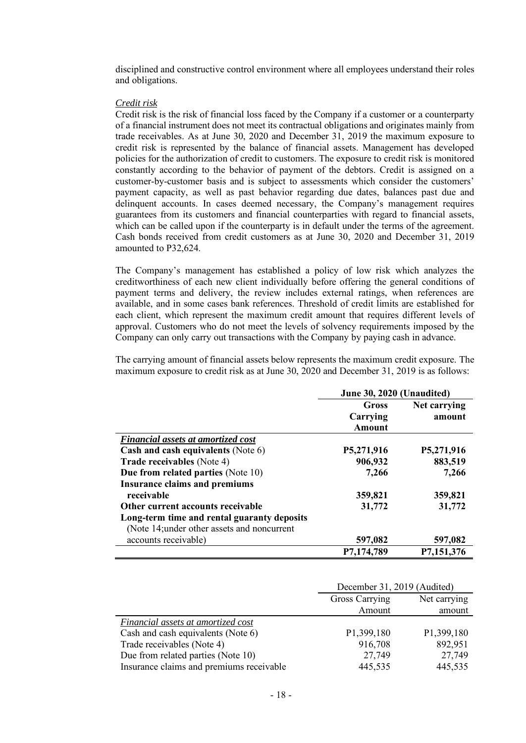disciplined and constructive control environment where all employees understand their roles and obligations.

*Credit risk*

Credit risk is the risk of financial loss faced by the Company if a customer or a counterparty of a financial instrument does not meet its contractual obligations and originates mainly from trade receivables. As at June 30, 2020 and December 31, 2019 the maximum exposure to credit risk is represented by the balance of financial assets. Management has developed policies for the authorization of credit to customers. The exposure to credit risk is monitored constantly according to the behavior of payment of the debtors. Credit is assigned on a customer-by-customer basis and is subject to assessments which consider the customers' payment capacity, as well as past behavior regarding due dates, balances past due and delinquent accounts. In cases deemed necessary, the Company's management requires guarantees from its customers and financial counterparties with regard to financial assets, which can be called upon if the counterparty is in default under the terms of the agreement. Cash bonds received from credit customers as at June 30, 2020 and December 31, 2019 amounted to P32,624.

The Company's management has established a policy of low risk which analyzes the creditworthiness of each new client individually before offering the general conditions of payment terms and delivery, the review includes external ratings, when references are available, and in some cases bank references. Threshold of credit limits are established for each client, which represent the maximum credit amount that requires different levels of approval. Customers who do not meet the levels of solvency requirements imposed by the Company can only carry out transactions with the Company by paying cash in advance.

The carrying amount of financial assets below represents the maximum credit exposure. The maximum exposure to credit risk as at June 30, 2020 and December 31, 2019 is as follows:

| | **June 30, 2020 (Unaudited)** | |
|---|---|---|
| | **Gross Carrying Amount** | **Net carrying amount** |
| ***Financial assets at amortized cost*** | | |
| **Cash and cash equivalents** (Note 6) | **P5,271,916** | **P5,271,916** |
| **Trade receivables** (Note 4) | **906,932** | **883,519** |
| **Due from related parties** (Note 10) | **7,266** | **7,266** |
| **Insurance claims and premiums receivable** | **359,821** | **359,821** |
| **Other current accounts receivable** | **31,772** | **31,772** |
| **Long-term time and rental guaranty deposits** (Note 14;under other assets and noncurrent accounts receivable) | **597,082** | **597,082** |
| | **P7,174,789** | **P7,151,376** |

| | December 31, 2019 (Audited) | |
|---|---|---|
| | Gross Carrying Amount | Net carrying amount |
| *Financial assets at amortized cost* | | |
| Cash and cash equivalents (Note 6) | P1,399,180 | P1,399,180 |
| Trade receivables (Note 4) | 916,708 | 892,951 |
| Due from related parties (Note 10) | 27,749 | 27,749 |
| Insurance claims and premiums receivable | 445,535 | 445,535 |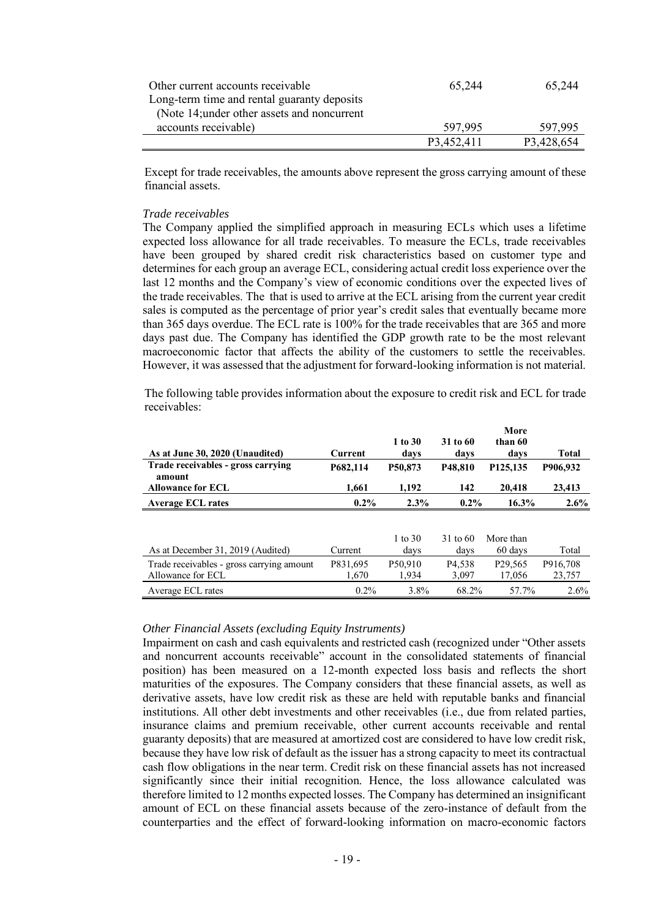| | | |
|---|---|---|
| Other current accounts receivable | 65,244 | 65,244 |
| Long-term time and rental guaranty deposits (Note 14;under other assets and noncurrent accounts receivable) | 597,995 | 597,995 |
| | P3,452,411 | P3,428,654 |

Except for trade receivables, the amounts above represent the gross carrying amount of these financial assets.

*Trade receivables*

The Company applied the simplified approach in measuring ECLs which uses a lifetime expected loss allowance for all trade receivables. To measure the ECLs, trade receivables have been grouped by shared credit risk characteristics based on customer type and determines for each group an average ECL, considering actual credit loss experience over the last 12 months and the Company's view of economic conditions over the expected lives of the trade receivables. The that is used to arrive at the ECL arising from the current year credit sales is computed as the percentage of prior year's credit sales that eventually became more than 365 days overdue. The ECL rate is 100% for the trade receivables that are 365 and more days past due. The Company has identified the GDP growth rate to be the most relevant macroeconomic factor that affects the ability of the customers to settle the receivables. However, it was assessed that the adjustment for forward-looking information is not material.

The following table provides information about the exposure to credit risk and ECL for trade receivables:

| **As at June 30, 2020 (Unaudited)** | **Current** | **1 to 30 days** | **31 to 60 days** | **More than 60 days** | **Total** |
|---|---|---|---|---|---|
| **Trade receivables - gross carrying amount** | **P682,114** | **P50,873** | **P48,810** | **P125,135** | **P906,932** |
| **Allowance for ECL** | **1,661** | **1,192** | **142** | **20,418** | **23,413** |
| **Average ECL rates** | **0.2%** | **2.3%** | **0.2%** | **16.3%** | **2.6%** |

| As at December 31, 2019 (Audited) | Current | 1 to 30 days | 31 to 60 days | More than 60 days | Total |
|---|---|---|---|---|---|
| Trade receivables - gross carrying amount | P831,695 | P50,910 | P4,538 | P29,565 | P916,708 |
| Allowance for ECL | 1,670 | 1,934 | 3,097 | 17,056 | 23,757 |
| Average ECL rates | 0.2% | 3.8% | 68.2% | 57.7% | 2.6% |

*Other Financial Assets (excluding Equity Instruments)*

Impairment on cash and cash equivalents and restricted cash (recognized under "Other assets and noncurrent accounts receivable" account in the consolidated statements of financial position) has been measured on a 12-month expected loss basis and reflects the short maturities of the exposures. The Company considers that these financial assets, as well as derivative assets, have low credit risk as these are held with reputable banks and financial institutions. All other debt investments and other receivables (i.e., due from related parties, insurance claims and premium receivable, other current accounts receivable and rental guaranty deposits) that are measured at amortized cost are considered to have low credit risk, because they have low risk of default as the issuer has a strong capacity to meet its contractual cash flow obligations in the near term. Credit risk on these financial assets has not increased significantly since their initial recognition. Hence, the loss allowance calculated was therefore limited to 12 months expected losses. The Company has determined an insignificant amount of ECL on these financial assets because of the zero-instance of default from the counterparties and the effect of forward-looking information on macro-economic factors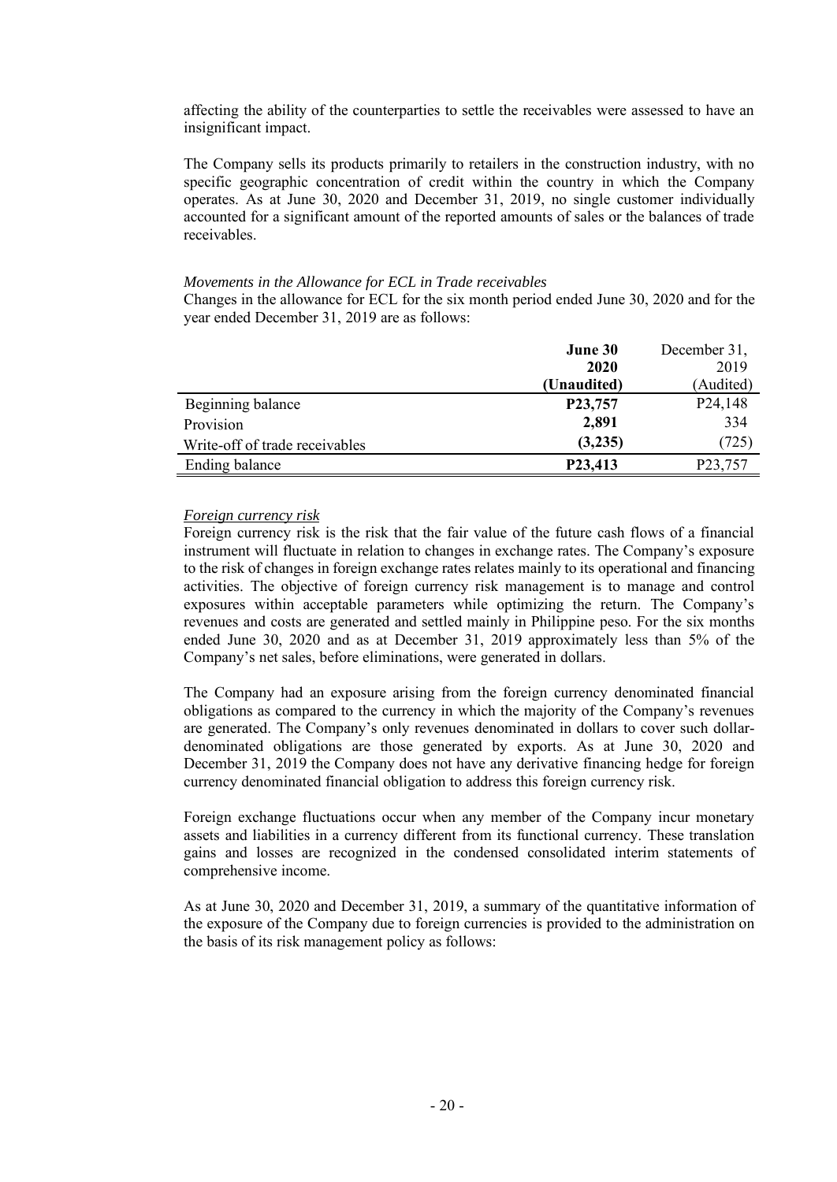affecting the ability of the counterparties to settle the receivables were assessed to have an insignificant impact.

The Company sells its products primarily to retailers in the construction industry, with no specific geographic concentration of credit within the country in which the Company operates. As at June 30, 2020 and December 31, 2019, no single customer individually accounted for a significant amount of the reported amounts of sales or the balances of trade receivables.

*Movements in the Allowance for ECL in Trade receivables*

Changes in the allowance for ECL for the six month period ended June 30, 2020 and for the year ended December 31, 2019 are as follows:

| | **June 30 2020 (Unaudited)** | December 31, 2019 (Audited) |
|---|---|---|
| Beginning balance | **P23,757** | P24,148 |
| Provision | **2,891** | 334 |
| Write-off of trade receivables | **(3,235)** | (725) |
| Ending balance | **P23,413** | P23,757 |

*Foreign currency risk*

Foreign currency risk is the risk that the fair value of the future cash flows of a financial instrument will fluctuate in relation to changes in exchange rates. The Company's exposure to the risk of changes in foreign exchange rates relates mainly to its operational and financing activities. The objective of foreign currency risk management is to manage and control exposures within acceptable parameters while optimizing the return. The Company's revenues and costs are generated and settled mainly in Philippine peso. For the six months ended June 30, 2020 and as at December 31, 2019 approximately less than 5% of the Company's net sales, before eliminations, were generated in dollars.

The Company had an exposure arising from the foreign currency denominated financial obligations as compared to the currency in which the majority of the Company's revenues are generated. The Company's only revenues denominated in dollars to cover such dollar-denominated obligations are those generated by exports. As at June 30, 2020 and December 31, 2019 the Company does not have any derivative financing hedge for foreign currency denominated financial obligation to address this foreign currency risk.

Foreign exchange fluctuations occur when any member of the Company incur monetary assets and liabilities in a currency different from its functional currency. These translation gains and losses are recognized in the condensed consolidated interim statements of comprehensive income.

As at June 30, 2020 and December 31, 2019, a summary of the quantitative information of the exposure of the Company due to foreign currencies is provided to the administration on the basis of its risk management policy as follows: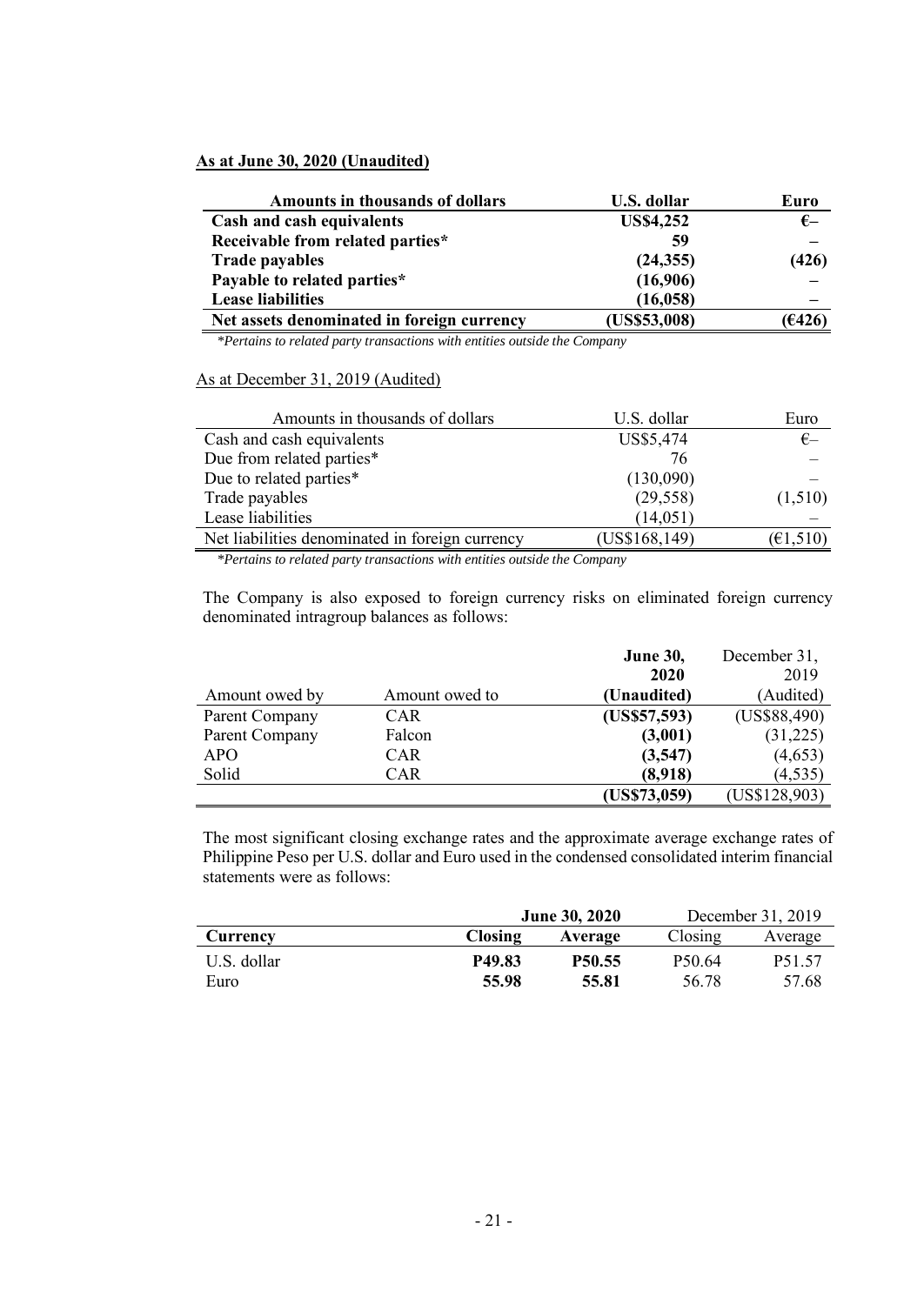**As at June 30, 2020 (Unaudited)**

| Amounts in thousands of dollars | U.S. dollar | Euro |
|---|---|---|
| **Cash and cash equivalents** | **US$4,252** | **€–** |
| **Receivable from related parties*** | **59** | **–** |
| **Trade payables** | **(24,355)** | **(426)** |
| **Payable to related parties*** | **(16,906)** | **–** |
| **Lease liabilities** | **(16,058)** | **–** |
| **Net assets denominated in foreign currency** | **(US$53,008)** | **(€426)** |

*\*Pertains to related party transactions with entities outside the Company*

As at December 31, 2019 (Audited)

| Amounts in thousands of dollars | U.S. dollar | Euro |
|---|---|---|
| Cash and cash equivalents | US$5,474 | €– |
| Due from related parties* | 76 | – |
| Due to related parties* | (130,090) | – |
| Trade payables | (29,558) | (1,510) |
| Lease liabilities | (14,051) | – |
| Net liabilities denominated in foreign currency | (US$168,149) | (€1,510) |

*\*Pertains to related party transactions with entities outside the Company*

The Company is also exposed to foreign currency risks on eliminated foreign currency denominated intragroup balances as follows:

| Amount owed by | Amount owed to | **June 30, 2020 (Unaudited)** | December 31, 2019 (Audited) |
|---|---|---|---|
| Parent Company | CAR | **(US$57,593)** | (US$88,490) |
| Parent Company | Falcon | **(3,001)** | (31,225) |
| APO | CAR | **(3,547)** | (4,653) |
| Solid | CAR | **(8,918)** | (4,535) |
| | | **(US$73,059)** | (US$128,903) |

The most significant closing exchange rates and the approximate average exchange rates of Philippine Peso per U.S. dollar and Euro used in the condensed consolidated interim financial statements were as follows:

| | **June 30, 2020** | | December 31, 2019 | |
|---|---|---|---|---|
| **Currency** | **Closing** | **Average** | Closing | Average |
| U.S. dollar | **P49.83** | **P50.55** | P50.64 | P51.57 |
| Euro | **55.98** | **55.81** | 56.78 | 57.68 |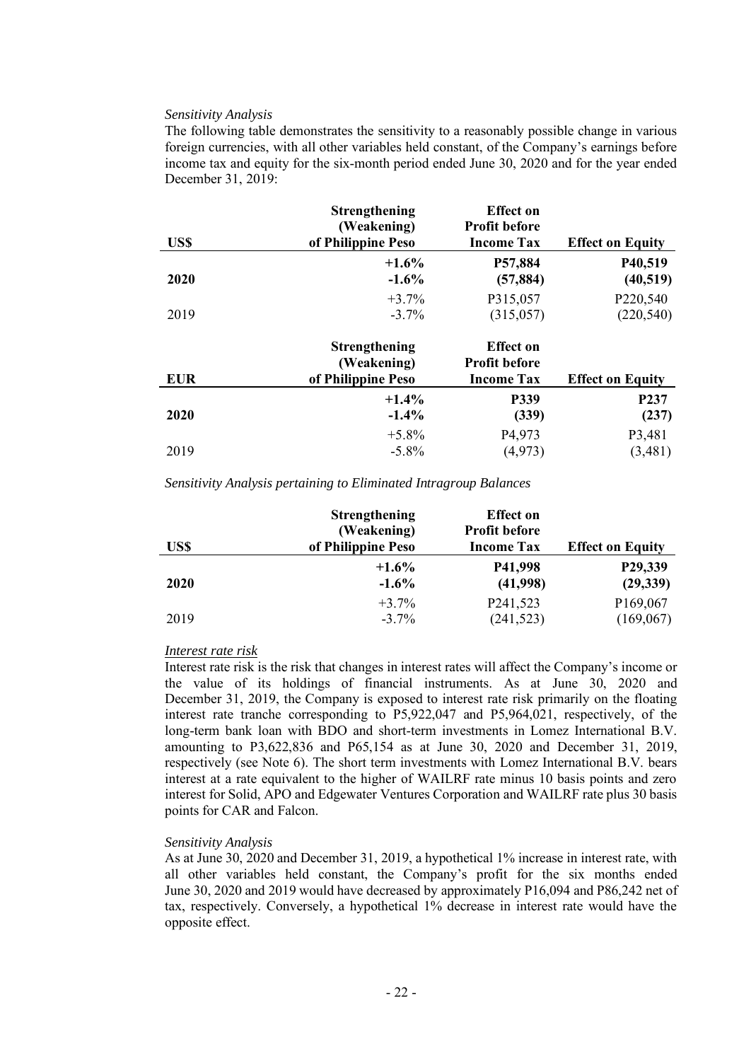*Sensitivity Analysis*

The following table demonstrates the sensitivity to a reasonably possible change in various foreign currencies, with all other variables held constant, of the Company's earnings before income tax and equity for the six-month period ended June 30, 2020 and for the year ended December 31, 2019:

| US$ | Strengthening (Weakening) of Philippine Peso | Effect on Profit before Income Tax | Effect on Equity |
|---|---|---|---|
| **2020** | **+1.6%** | **P57,884** | **P40,519** |
| | **-1.6%** | **(57,884)** | **(40,519)** |
| 2019 | +3.7% | P315,057 | P220,540 |
| | -3.7% | (315,057) | (220,540) |

| EUR | Strengthening (Weakening) of Philippine Peso | Effect on Profit before Income Tax | Effect on Equity |
|---|---|---|---|
| **2020** | **+1.4%** | **P339** | **P237** |
| | **-1.4%** | **(339)** | **(237)** |
| 2019 | +5.8% | P4,973 | P3,481 |
| | -5.8% | (4,973) | (3,481) |

*Sensitivity Analysis pertaining to Eliminated Intragroup Balances*

| US$ | Strengthening (Weakening) of Philippine Peso | Effect on Profit before Income Tax | Effect on Equity |
|---|---|---|---|
| **2020** | **+1.6%** | **P41,998** | **P29,339** |
| | **-1.6%** | **(41,998)** | **(29,339)** |
| 2019 | +3.7% | P241,523 | P169,067 |
| | -3.7% | (241,523) | (169,067) |

*Interest rate risk*

Interest rate risk is the risk that changes in interest rates will affect the Company's income or the value of its holdings of financial instruments. As at June 30, 2020 and December 31, 2019, the Company is exposed to interest rate risk primarily on the floating interest rate tranche corresponding to P5,922,047 and P5,964,021, respectively, of the long-term bank loan with BDO and short-term investments in Lomez International B.V. amounting to P3,622,836 and P65,154 as at June 30, 2020 and December 31, 2019, respectively (see Note 6). The short term investments with Lomez International B.V. bears interest at a rate equivalent to the higher of WAILRF rate minus 10 basis points and zero interest for Solid, APO and Edgewater Ventures Corporation and WAILRF rate plus 30 basis points for CAR and Falcon.

*Sensitivity Analysis*

As at June 30, 2020 and December 31, 2019, a hypothetical 1% increase in interest rate, with all other variables held constant, the Company's profit for the six months ended June 30, 2020 and 2019 would have decreased by approximately P16,094 and P86,242 net of tax, respectively. Conversely, a hypothetical 1% decrease in interest rate would have the opposite effect.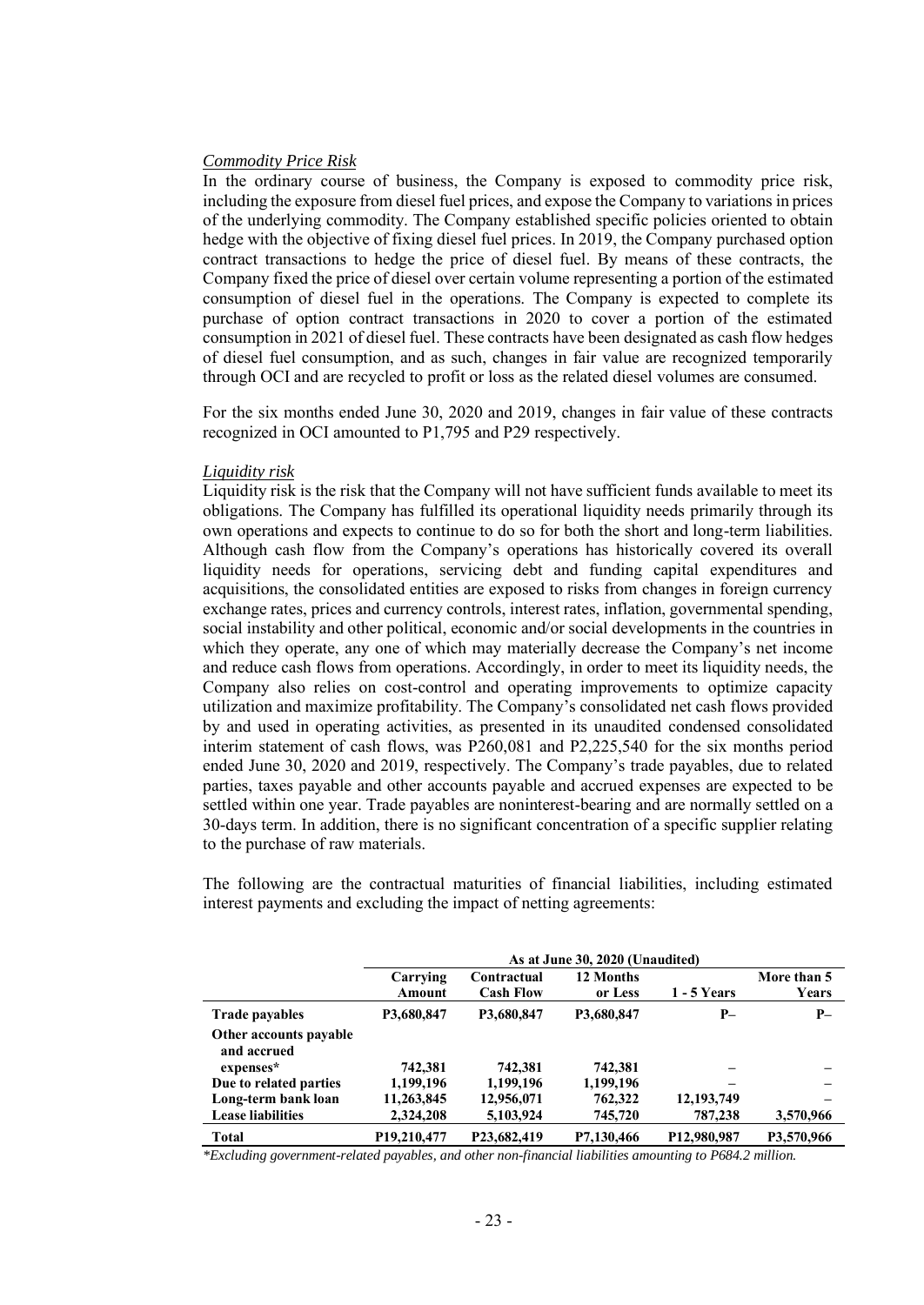*Commodity Price Risk*

In the ordinary course of business, the Company is exposed to commodity price risk, including the exposure from diesel fuel prices, and expose the Company to variations in prices of the underlying commodity. The Company established specific policies oriented to obtain hedge with the objective of fixing diesel fuel prices. In 2019, the Company purchased option contract transactions to hedge the price of diesel fuel. By means of these contracts, the Company fixed the price of diesel over certain volume representing a portion of the estimated consumption of diesel fuel in the operations. The Company is expected to complete its purchase of option contract transactions in 2020 to cover a portion of the estimated consumption in 2021 of diesel fuel. These contracts have been designated as cash flow hedges of diesel fuel consumption, and as such, changes in fair value are recognized temporarily through OCI and are recycled to profit or loss as the related diesel volumes are consumed.

For the six months ended June 30, 2020 and 2019, changes in fair value of these contracts recognized in OCI amounted to P1,795 and P29 respectively.

*Liquidity risk*

Liquidity risk is the risk that the Company will not have sufficient funds available to meet its obligations. The Company has fulfilled its operational liquidity needs primarily through its own operations and expects to continue to do so for both the short and long-term liabilities. Although cash flow from the Company's operations has historically covered its overall liquidity needs for operations, servicing debt and funding capital expenditures and acquisitions, the consolidated entities are exposed to risks from changes in foreign currency exchange rates, prices and currency controls, interest rates, inflation, governmental spending, social instability and other political, economic and/or social developments in the countries in which they operate, any one of which may materially decrease the Company's net income and reduce cash flows from operations. Accordingly, in order to meet its liquidity needs, the Company also relies on cost-control and operating improvements to optimize capacity utilization and maximize profitability. The Company's consolidated net cash flows provided by and used in operating activities, as presented in its unaudited condensed consolidated interim statement of cash flows, was P260,081 and P2,225,540 for the six months period ended June 30, 2020 and 2019, respectively. The Company's trade payables, due to related parties, taxes payable and other accounts payable and accrued expenses are expected to be settled within one year. Trade payables are noninterest-bearing and are normally settled on a 30-days term. In addition, there is no significant concentration of a specific supplier relating to the purchase of raw materials.

The following are the contractual maturities of financial liabilities, including estimated interest payments and excluding the impact of netting agreements:

| | As at June 30, 2020 (Unaudited) | | | | |
|---|---|---|---|---|---|
| | Carrying Amount | Contractual Cash Flow | 12 Months or Less | 1 - 5 Years | More than 5 Years |
| **Trade payables** | P3,680,847 | P3,680,847 | P3,680,847 | P– | P– |
| **Other accounts payable and accrued expenses*** | 742,381 | 742,381 | 742,381 | – | – |
| **Due to related parties** | 1,199,196 | 1,199,196 | 1,199,196 | – | – |
| **Long-term bank loan** | 11,263,845 | 12,956,071 | 762,322 | 12,193,749 | – |
| **Lease liabilities** | 2,324,208 | 5,103,924 | 745,720 | 787,238 | 3,570,966 |
| **Total** | P19,210,477 | P23,682,419 | P7,130,466 | P12,980,987 | P3,570,966 |

*\*Excluding government-related payables, and other non-financial liabilities amounting to P684.2 million.*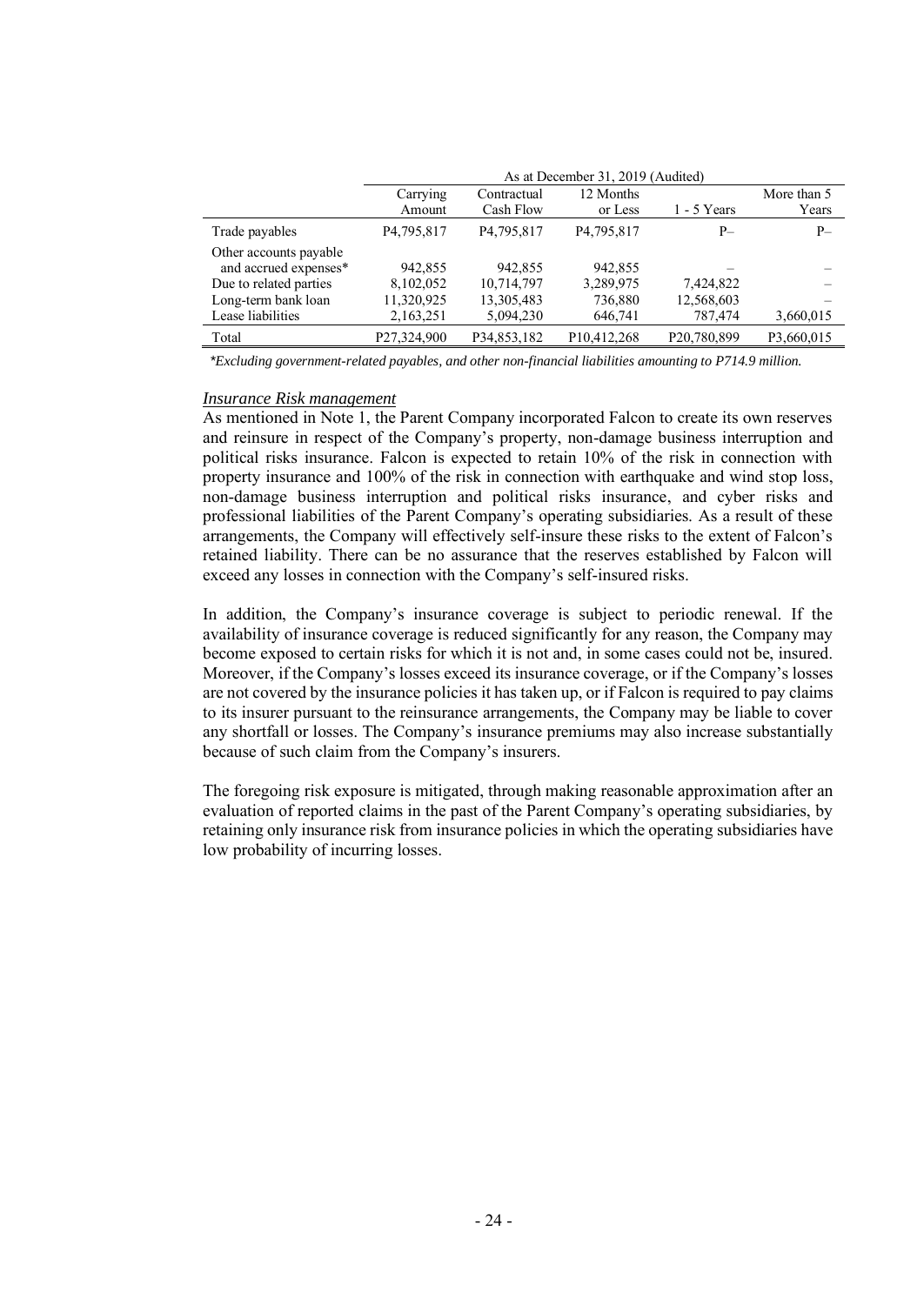| | As at December 31, 2019 (Audited) | | | | |
|---|---|---|---|---|---|
| | Carrying Amount | Contractual Cash Flow | 12 Months or Less | 1 - 5 Years | More than 5 Years |
| Trade payables | P4,795,817 | P4,795,817 | P4,795,817 | P– | P– |
| Other accounts payable and accrued expenses* | 942,855 | 942,855 | 942,855 | – | – |
| Due to related parties | 8,102,052 | 10,714,797 | 3,289,975 | 7,424,822 | – |
| Long-term bank loan | 11,320,925 | 13,305,483 | 736,880 | 12,568,603 | – |
| Lease liabilities | 2,163,251 | 5,094,230 | 646,741 | 787,474 | 3,660,015 |
| Total | P27,324,900 | P34,853,182 | P10,412,268 | P20,780,899 | P3,660,015 |

*\*Excluding government-related payables, and other non-financial liabilities amounting to P714.9 million.*

*Insurance Risk management*

As mentioned in Note 1, the Parent Company incorporated Falcon to create its own reserves and reinsure in respect of the Company's property, non-damage business interruption and political risks insurance. Falcon is expected to retain 10% of the risk in connection with property insurance and 100% of the risk in connection with earthquake and wind stop loss, non-damage business interruption and political risks insurance, and cyber risks and professional liabilities of the Parent Company's operating subsidiaries. As a result of these arrangements, the Company will effectively self-insure these risks to the extent of Falcon's retained liability. There can be no assurance that the reserves established by Falcon will exceed any losses in connection with the Company's self-insured risks.

In addition, the Company's insurance coverage is subject to periodic renewal. If the availability of insurance coverage is reduced significantly for any reason, the Company may become exposed to certain risks for which it is not and, in some cases could not be, insured. Moreover, if the Company's losses exceed its insurance coverage, or if the Company's losses are not covered by the insurance policies it has taken up, or if Falcon is required to pay claims to its insurer pursuant to the reinsurance arrangements, the Company may be liable to cover any shortfall or losses. The Company's insurance premiums may also increase substantially because of such claim from the Company's insurers.

The foregoing risk exposure is mitigated, through making reasonable approximation after an evaluation of reported claims in the past of the Parent Company's operating subsidiaries, by retaining only insurance risk from insurance policies in which the operating subsidiaries have low probability of incurring losses.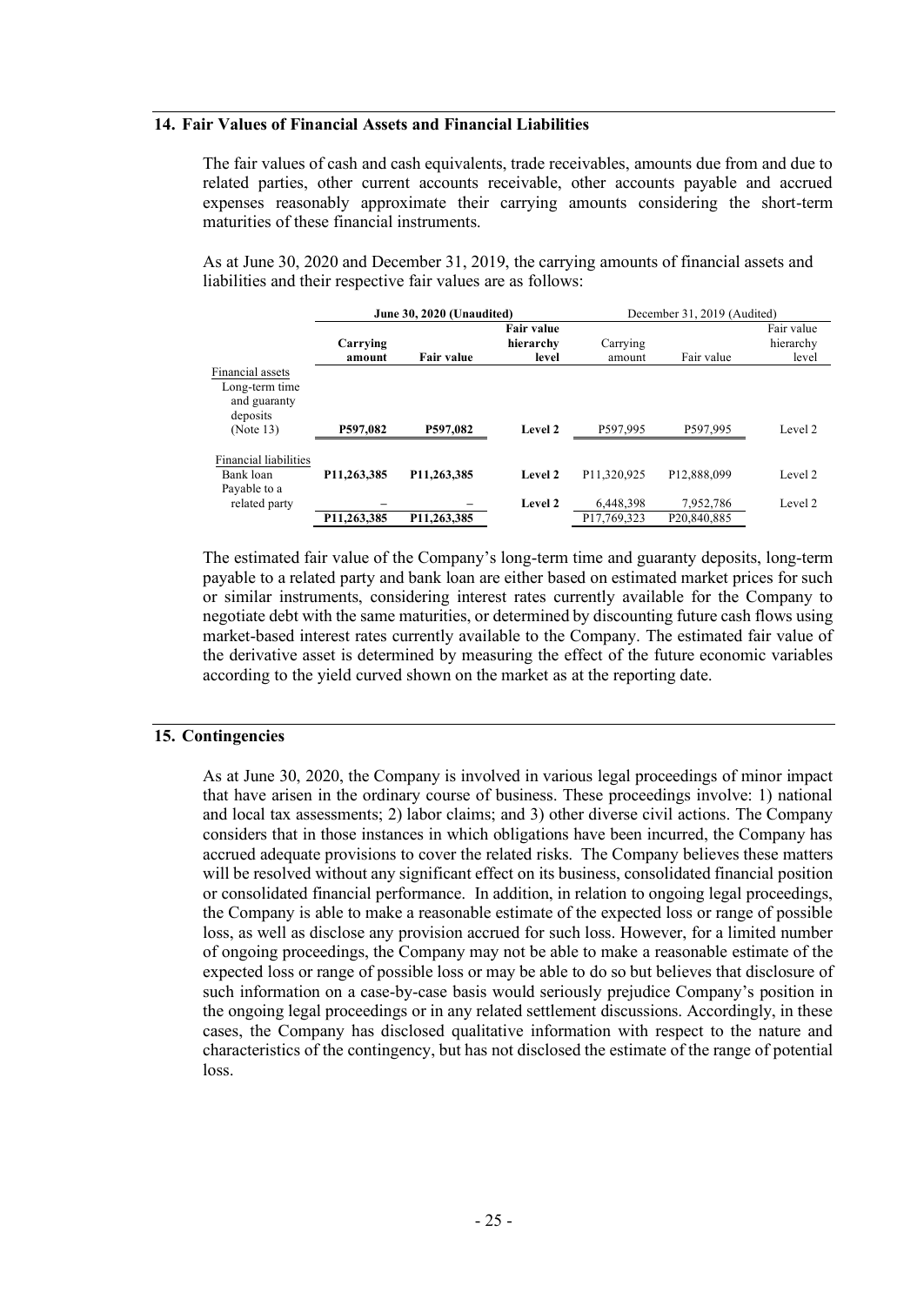## 14. Fair Values of Financial Assets and Financial Liabilities

The fair values of cash and cash equivalents, trade receivables, amounts due from and due to related parties, other current accounts receivable, other accounts payable and accrued expenses reasonably approximate their carrying amounts considering the short-term maturities of these financial instruments.

As at June 30, 2020 and December 31, 2019, the carrying amounts of financial assets and liabilities and their respective fair values are as follows:

| | **June 30, 2020 (Unaudited)** | | | December 31, 2019 (Audited) | | |
|---|---|---|---|---|---|---|
| | **Carrying amount** | **Fair value** | **Fair value hierarchy level** | Carrying amount | Fair value | Fair value hierarchy level |
| Financial assets | | | | | | |
| Long-term time and guaranty deposits (Note 13) | **P597,082** | **P597,082** | **Level 2** | P597,995 | P597,995 | Level 2 |
| Financial liabilities | | | | | | |
| Bank loan | **P11,263,385** | **P11,263,385** | **Level 2** | P11,320,925 | P12,888,099 | Level 2 |
| Payable to a related party | – | – | **Level 2** | 6,448,398 | 7,952,786 | Level 2 |
| | **P11,263,385** | **P11,263,385** | | P17,769,323 | P20,840,885 | |

The estimated fair value of the Company's long-term time and guaranty deposits, long-term payable to a related party and bank loan are either based on estimated market prices for such or similar instruments, considering interest rates currently available for the Company to negotiate debt with the same maturities, or determined by discounting future cash flows using market-based interest rates currently available to the Company. The estimated fair value of the derivative asset is determined by measuring the effect of the future economic variables according to the yield curved shown on the market as at the reporting date.

## 15. Contingencies

As at June 30, 2020, the Company is involved in various legal proceedings of minor impact that have arisen in the ordinary course of business. These proceedings involve: 1) national and local tax assessments; 2) labor claims; and 3) other diverse civil actions. The Company considers that in those instances in which obligations have been incurred, the Company has accrued adequate provisions to cover the related risks. The Company believes these matters will be resolved without any significant effect on its business, consolidated financial position or consolidated financial performance. In addition, in relation to ongoing legal proceedings, the Company is able to make a reasonable estimate of the expected loss or range of possible loss, as well as disclose any provision accrued for such loss. However, for a limited number of ongoing proceedings, the Company may not be able to make a reasonable estimate of the expected loss or range of possible loss or may be able to do so but believes that disclosure of such information on a case-by-case basis would seriously prejudice Company's position in the ongoing legal proceedings or in any related settlement discussions. Accordingly, in these cases, the Company has disclosed qualitative information with respect to the nature and characteristics of the contingency, but has not disclosed the estimate of the range of potential loss.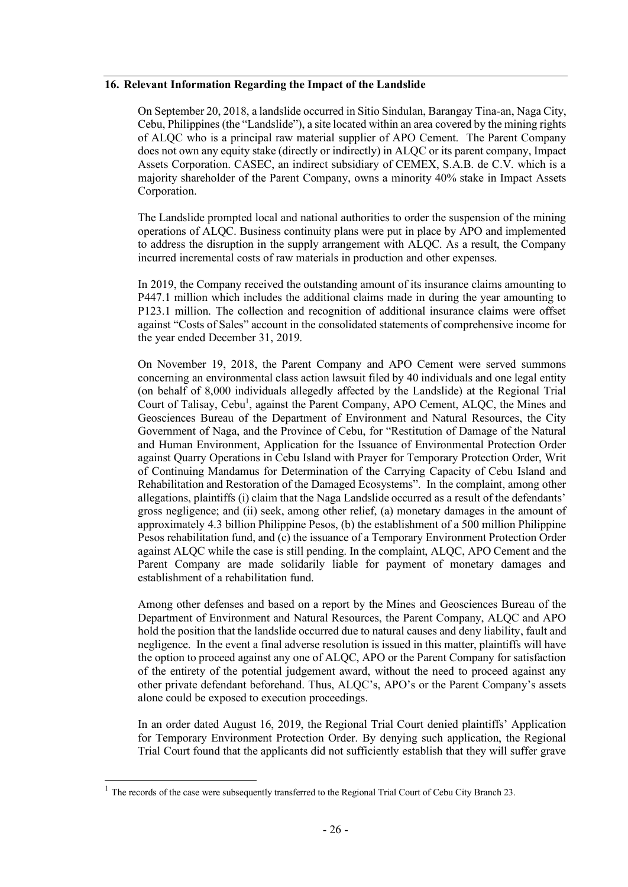## 16. Relevant Information Regarding the Impact of the Landslide

On September 20, 2018, a landslide occurred in Sitio Sindulan, Barangay Tina-an, Naga City, Cebu, Philippines (the "Landslide"), a site located within an area covered by the mining rights of ALQC who is a principal raw material supplier of APO Cement. The Parent Company does not own any equity stake (directly or indirectly) in ALQC or its parent company, Impact Assets Corporation. CASEC, an indirect subsidiary of CEMEX, S.A.B. de C.V. which is a majority shareholder of the Parent Company, owns a minority 40% stake in Impact Assets Corporation.

The Landslide prompted local and national authorities to order the suspension of the mining operations of ALQC. Business continuity plans were put in place by APO and implemented to address the disruption in the supply arrangement with ALQC. As a result, the Company incurred incremental costs of raw materials in production and other expenses.

In 2019, the Company received the outstanding amount of its insurance claims amounting to P447.1 million which includes the additional claims made in during the year amounting to P123.1 million. The collection and recognition of additional insurance claims were offset against "Costs of Sales" account in the consolidated statements of comprehensive income for the year ended December 31, 2019.

On November 19, 2018, the Parent Company and APO Cement were served summons concerning an environmental class action lawsuit filed by 40 individuals and one legal entity (on behalf of 8,000 individuals allegedly affected by the Landslide) at the Regional Trial Court of Talisay, Cebu[1], against the Parent Company, APO Cement, ALQC, the Mines and Geosciences Bureau of the Department of Environment and Natural Resources, the City Government of Naga, and the Province of Cebu, for "Restitution of Damage of the Natural and Human Environment, Application for the Issuance of Environmental Protection Order against Quarry Operations in Cebu Island with Prayer for Temporary Protection Order, Writ of Continuing Mandamus for Determination of the Carrying Capacity of Cebu Island and Rehabilitation and Restoration of the Damaged Ecosystems". In the complaint, among other allegations, plaintiffs (i) claim that the Naga Landslide occurred as a result of the defendants' gross negligence; and (ii) seek, among other relief, (a) monetary damages in the amount of approximately 4.3 billion Philippine Pesos, (b) the establishment of a 500 million Philippine Pesos rehabilitation fund, and (c) the issuance of a Temporary Environment Protection Order against ALQC while the case is still pending. In the complaint, ALQC, APO Cement and the Parent Company are made solidarily liable for payment of monetary damages and establishment of a rehabilitation fund.

Among other defenses and based on a report by the Mines and Geosciences Bureau of the Department of Environment and Natural Resources, the Parent Company, ALQC and APO hold the position that the landslide occurred due to natural causes and deny liability, fault and negligence. In the event a final adverse resolution is issued in this matter, plaintiffs will have the option to proceed against any one of ALQC, APO or the Parent Company for satisfaction of the entirety of the potential judgement award, without the need to proceed against any other private defendant beforehand. Thus, ALQC's, APO's or the Parent Company's assets alone could be exposed to execution proceedings.

In an order dated August 16, 2019, the Regional Trial Court denied plaintiffs' Application for Temporary Environment Protection Order. By denying such application, the Regional Trial Court found that the applicants did not sufficiently establish that they will suffer grave

[1] The records of the case were subsequently transferred to the Regional Trial Court of Cebu City Branch 23.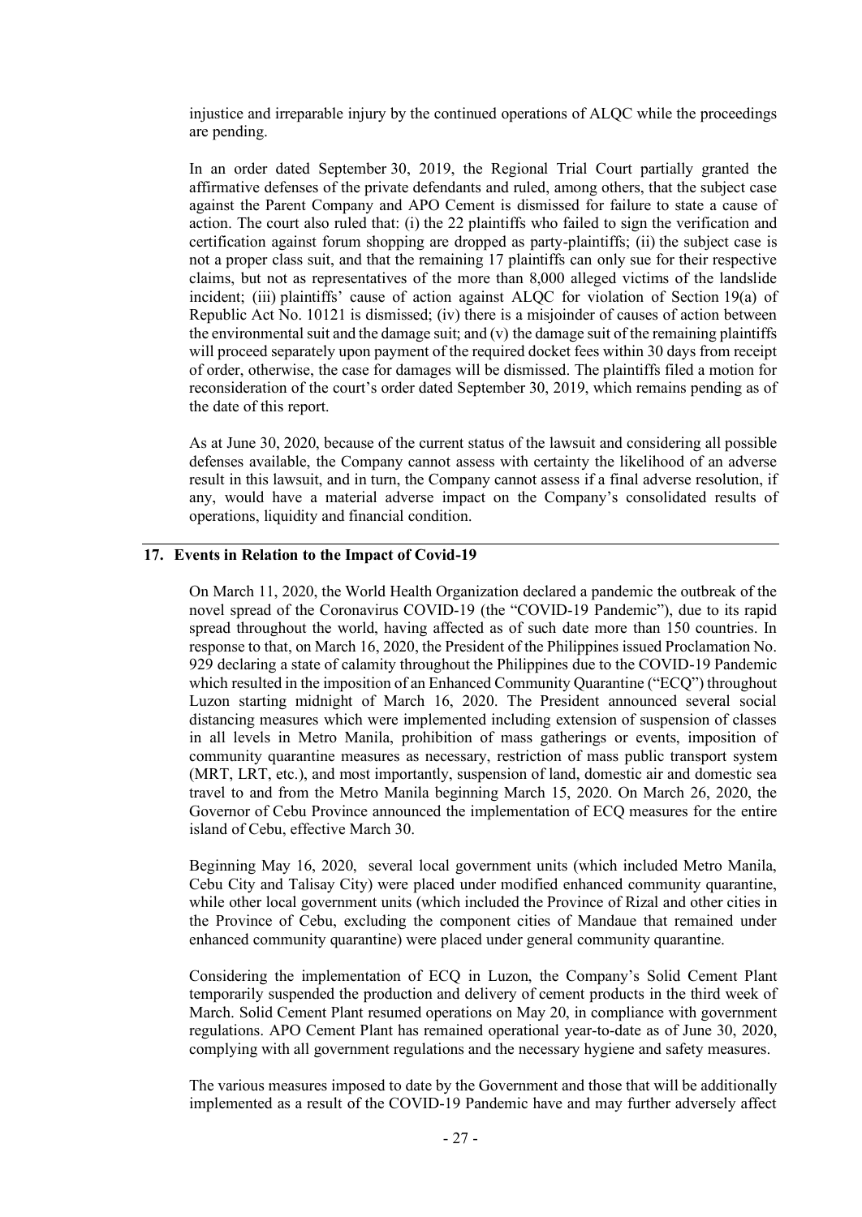injustice and irreparable injury by the continued operations of ALQC while the proceedings are pending.

In an order dated September 30, 2019, the Regional Trial Court partially granted the affirmative defenses of the private defendants and ruled, among others, that the subject case against the Parent Company and APO Cement is dismissed for failure to state a cause of action. The court also ruled that: (i) the 22 plaintiffs who failed to sign the verification and certification against forum shopping are dropped as party-plaintiffs; (ii) the subject case is not a proper class suit, and that the remaining 17 plaintiffs can only sue for their respective claims, but not as representatives of the more than 8,000 alleged victims of the landslide incident; (iii) plaintiffs' cause of action against ALQC for violation of Section 19(a) of Republic Act No. 10121 is dismissed; (iv) there is a misjoinder of causes of action between the environmental suit and the damage suit; and (v) the damage suit of the remaining plaintiffs will proceed separately upon payment of the required docket fees within 30 days from receipt of order, otherwise, the case for damages will be dismissed. The plaintiffs filed a motion for reconsideration of the court's order dated September 30, 2019, which remains pending as of the date of this report.

As at June 30, 2020, because of the current status of the lawsuit and considering all possible defenses available, the Company cannot assess with certainty the likelihood of an adverse result in this lawsuit, and in turn, the Company cannot assess if a final adverse resolution, if any, would have a material adverse impact on the Company's consolidated results of operations, liquidity and financial condition.

## 17. Events in Relation to the Impact of Covid-19

On March 11, 2020, the World Health Organization declared a pandemic the outbreak of the novel spread of the Coronavirus COVID-19 (the "COVID-19 Pandemic"), due to its rapid spread throughout the world, having affected as of such date more than 150 countries. In response to that, on March 16, 2020, the President of the Philippines issued Proclamation No. 929 declaring a state of calamity throughout the Philippines due to the COVID-19 Pandemic which resulted in the imposition of an Enhanced Community Quarantine ("ECQ") throughout Luzon starting midnight of March 16, 2020. The President announced several social distancing measures which were implemented including extension of suspension of classes in all levels in Metro Manila, prohibition of mass gatherings or events, imposition of community quarantine measures as necessary, restriction of mass public transport system (MRT, LRT, etc.), and most importantly, suspension of land, domestic air and domestic sea travel to and from the Metro Manila beginning March 15, 2020. On March 26, 2020, the Governor of Cebu Province announced the implementation of ECQ measures for the entire island of Cebu, effective March 30.

Beginning May 16, 2020, several local government units (which included Metro Manila, Cebu City and Talisay City) were placed under modified enhanced community quarantine, while other local government units (which included the Province of Rizal and other cities in the Province of Cebu, excluding the component cities of Mandaue that remained under enhanced community quarantine) were placed under general community quarantine.

Considering the implementation of ECQ in Luzon, the Company's Solid Cement Plant temporarily suspended the production and delivery of cement products in the third week of March. Solid Cement Plant resumed operations on May 20, in compliance with government regulations. APO Cement Plant has remained operational year-to-date as of June 30, 2020, complying with all government regulations and the necessary hygiene and safety measures.

The various measures imposed to date by the Government and those that will be additionally implemented as a result of the COVID-19 Pandemic have and may further adversely affect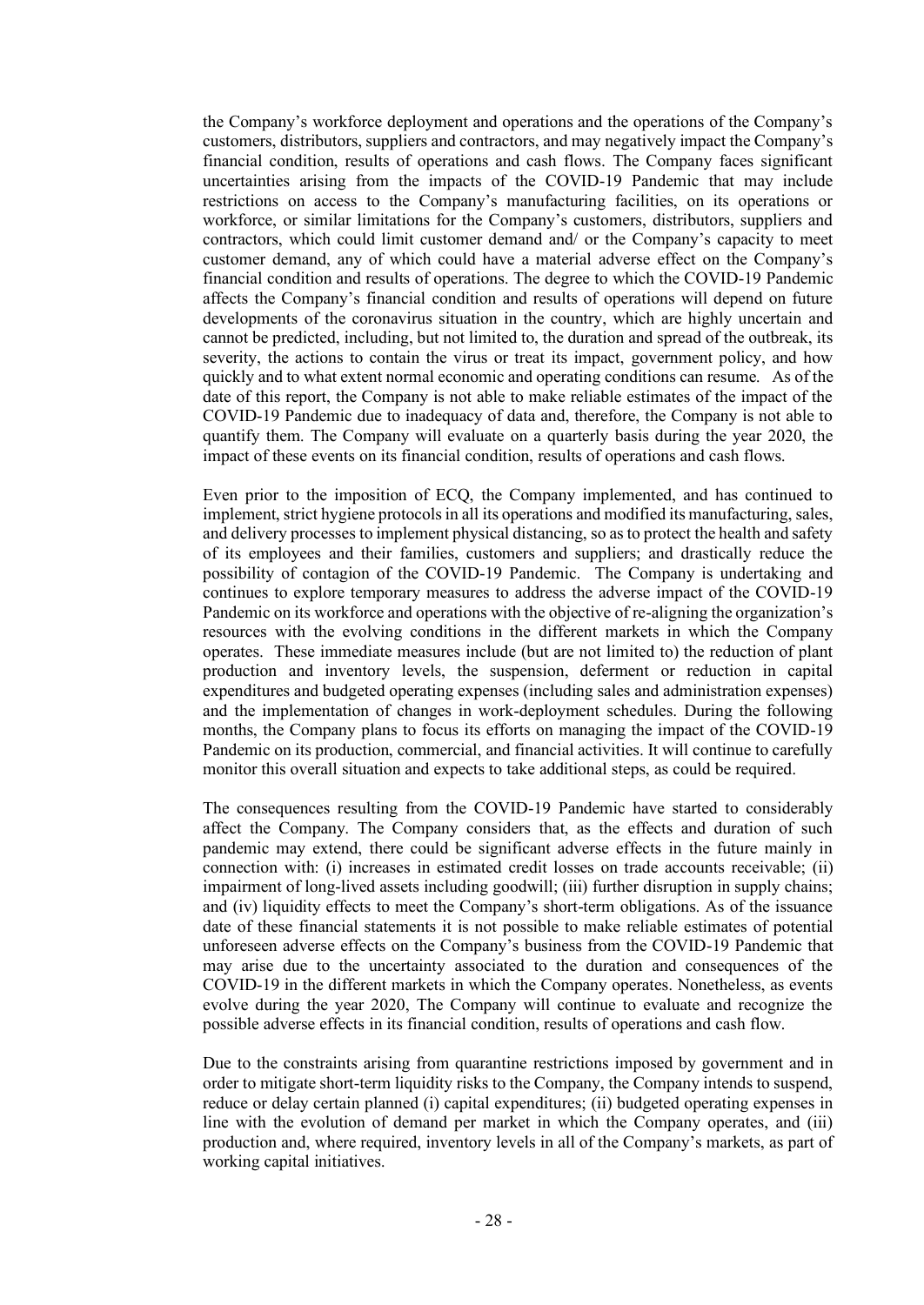the Company's workforce deployment and operations and the operations of the Company's customers, distributors, suppliers and contractors, and may negatively impact the Company's financial condition, results of operations and cash flows. The Company faces significant uncertainties arising from the impacts of the COVID-19 Pandemic that may include restrictions on access to the Company's manufacturing facilities, on its operations or workforce, or similar limitations for the Company's customers, distributors, suppliers and contractors, which could limit customer demand and/ or the Company's capacity to meet customer demand, any of which could have a material adverse effect on the Company's financial condition and results of operations. The degree to which the COVID-19 Pandemic affects the Company's financial condition and results of operations will depend on future developments of the coronavirus situation in the country, which are highly uncertain and cannot be predicted, including, but not limited to, the duration and spread of the outbreak, its severity, the actions to contain the virus or treat its impact, government policy, and how quickly and to what extent normal economic and operating conditions can resume. As of the date of this report, the Company is not able to make reliable estimates of the impact of the COVID-19 Pandemic due to inadequacy of data and, therefore, the Company is not able to quantify them. The Company will evaluate on a quarterly basis during the year 2020, the impact of these events on its financial condition, results of operations and cash flows.

Even prior to the imposition of ECQ, the Company implemented, and has continued to implement, strict hygiene protocols in all its operations and modified its manufacturing, sales, and delivery processes to implement physical distancing, so as to protect the health and safety of its employees and their families, customers and suppliers; and drastically reduce the possibility of contagion of the COVID-19 Pandemic. The Company is undertaking and continues to explore temporary measures to address the adverse impact of the COVID-19 Pandemic on its workforce and operations with the objective of re-aligning the organization's resources with the evolving conditions in the different markets in which the Company operates. These immediate measures include (but are not limited to) the reduction of plant production and inventory levels, the suspension, deferment or reduction in capital expenditures and budgeted operating expenses (including sales and administration expenses) and the implementation of changes in work-deployment schedules. During the following months, the Company plans to focus its efforts on managing the impact of the COVID-19 Pandemic on its production, commercial, and financial activities. It will continue to carefully monitor this overall situation and expects to take additional steps, as could be required.

The consequences resulting from the COVID-19 Pandemic have started to considerably affect the Company. The Company considers that, as the effects and duration of such pandemic may extend, there could be significant adverse effects in the future mainly in connection with: (i) increases in estimated credit losses on trade accounts receivable; (ii) impairment of long-lived assets including goodwill; (iii) further disruption in supply chains; and (iv) liquidity effects to meet the Company's short-term obligations. As of the issuance date of these financial statements it is not possible to make reliable estimates of potential unforeseen adverse effects on the Company's business from the COVID-19 Pandemic that may arise due to the uncertainty associated to the duration and consequences of the COVID-19 in the different markets in which the Company operates. Nonetheless, as events evolve during the year 2020, The Company will continue to evaluate and recognize the possible adverse effects in its financial condition, results of operations and cash flow.

Due to the constraints arising from quarantine restrictions imposed by government and in order to mitigate short-term liquidity risks to the Company, the Company intends to suspend, reduce or delay certain planned (i) capital expenditures; (ii) budgeted operating expenses in line with the evolution of demand per market in which the Company operates, and (iii) production and, where required, inventory levels in all of the Company's markets, as part of working capital initiatives.